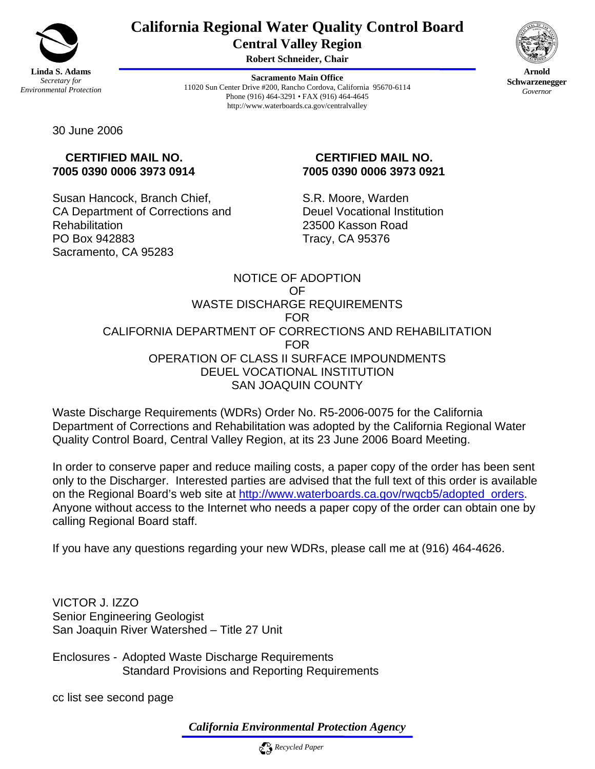# California Regional Water Quality Control Board

## Central Valley Region

**Robert Schneider, Chair**

**Linda S. Adams**
*Secretary for Environmental Protection*

**Sacramento Main Office**
11020 Sun Center Drive #200, Rancho Cordova, California 95670-6114
Phone (916) 464-3291 • FAX (916) 464-4645
http://www.waterboards.ca.gov/centralvalley

**Arnold Schwarzenegger**
*Governor*

30 June 2006

**CERTIFIED MAIL NO.**
**7005 0390 0006 3973 0914**

Susan Hancock, Branch Chief,
CA Department of Corrections and Rehabilitation
PO Box 942883
Sacramento, CA 95283

**CERTIFIED MAIL NO.**
**7005 0390 0006 3973 0921**

S.R. Moore, Warden
Deuel Vocational Institution
23500 Kasson Road
Tracy, CA 95376

NOTICE OF ADOPTION
OF
WASTE DISCHARGE REQUIREMENTS
FOR
CALIFORNIA DEPARTMENT OF CORRECTIONS AND REHABILITATION
FOR
OPERATION OF CLASS II SURFACE IMPOUNDMENTS
DEUEL VOCATIONAL INSTITUTION
SAN JOAQUIN COUNTY

Waste Discharge Requirements (WDRs) Order No. R5-2006-0075 for the California Department of Corrections and Rehabilitation was adopted by the California Regional Water Quality Control Board, Central Valley Region, at its 23 June 2006 Board Meeting.

In order to conserve paper and reduce mailing costs, a paper copy of the order has been sent only to the Discharger. Interested parties are advised that the full text of this order is available on the Regional Board's web site at http://www.waterboards.ca.gov/rwqcb5/adopted_orders. Anyone without access to the Internet who needs a paper copy of the order can obtain one by calling Regional Board staff.

If you have any questions regarding your new WDRs, please call me at (916) 464-4626.

VICTOR J. IZZO
Senior Engineering Geologist
San Joaquin River Watershed – Title 27 Unit

Enclosures - Adopted Waste Discharge Requirements
Standard Provisions and Reporting Requirements

cc list see second page

*California Environmental Protection Agency*

*Recycled Paper*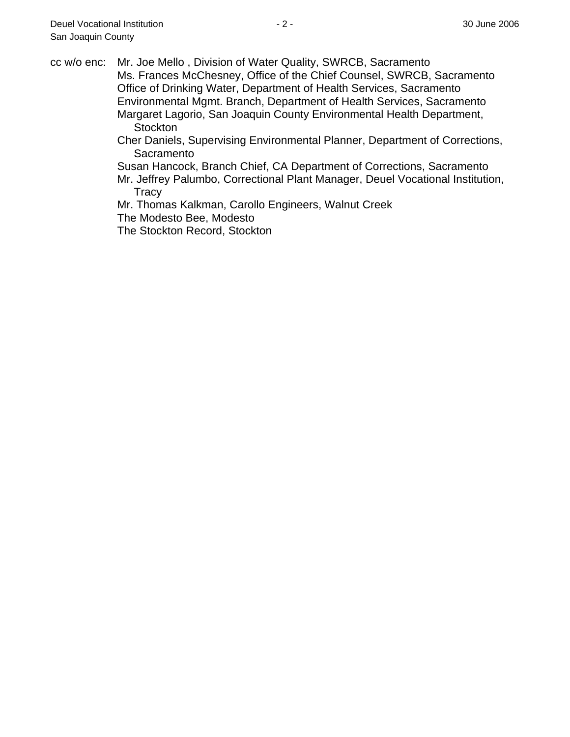cc w/o enc: Mr. Joe Mello , Division of Water Quality, SWRCB, Sacramento
Ms. Frances McChesney, Office of the Chief Counsel, SWRCB, Sacramento
Office of Drinking Water, Department of Health Services, Sacramento
Environmental Mgmt. Branch, Department of Health Services, Sacramento
Margaret Lagorio, San Joaquin County Environmental Health Department, Stockton
Cher Daniels, Supervising Environmental Planner, Department of Corrections, Sacramento
Susan Hancock, Branch Chief, CA Department of Corrections, Sacramento
Mr. Jeffrey Palumbo, Correctional Plant Manager, Deuel Vocational Institution, Tracy
Mr. Thomas Kalkman, Carollo Engineers, Walnut Creek
The Modesto Bee, Modesto
The Stockton Record, Stockton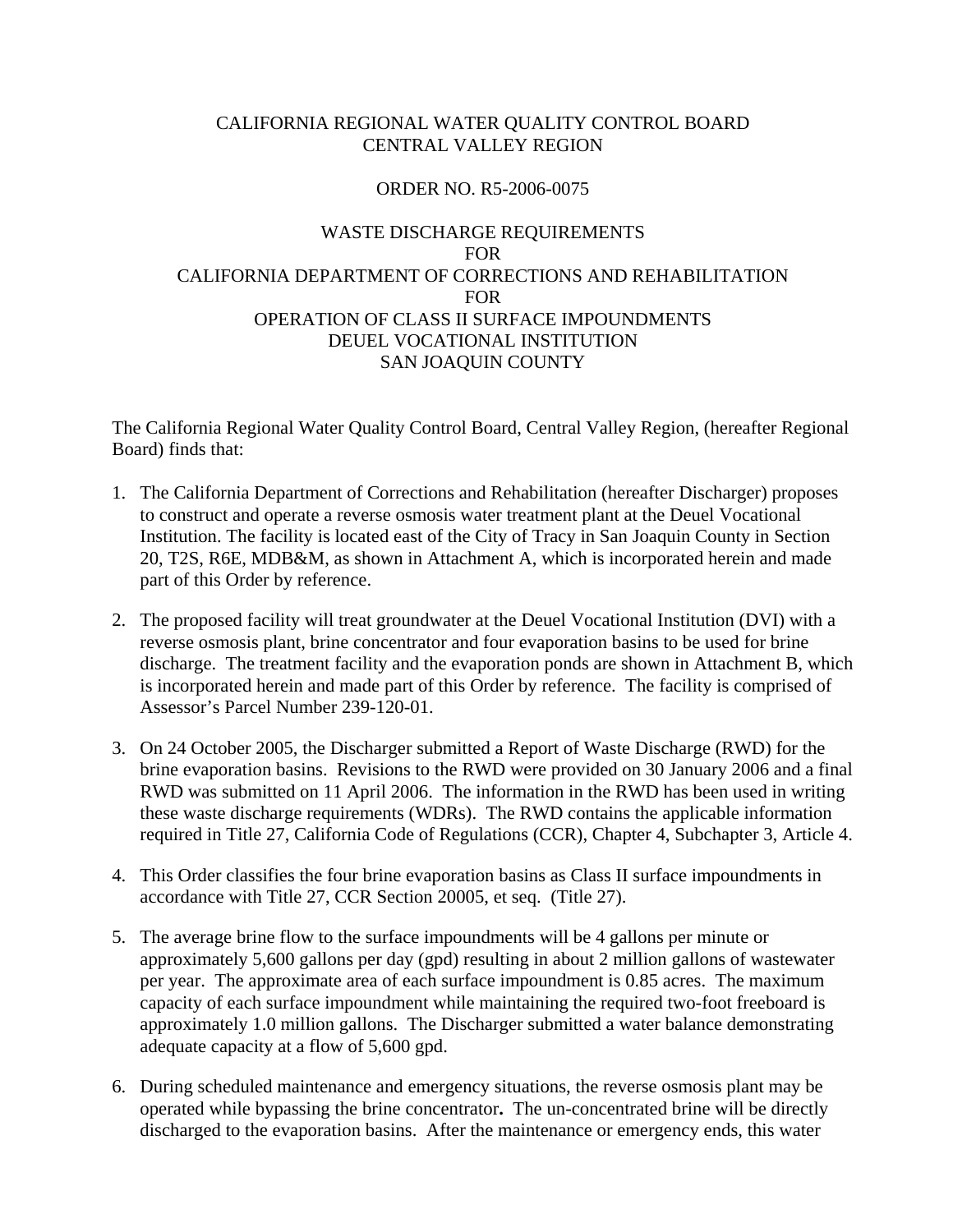CALIFORNIA REGIONAL WATER QUALITY CONTROL BOARD
CENTRAL VALLEY REGION

ORDER NO. R5-2006-0075

WASTE DISCHARGE REQUIREMENTS
FOR
CALIFORNIA DEPARTMENT OF CORRECTIONS AND REHABILITATION
FOR
OPERATION OF CLASS II SURFACE IMPOUNDMENTS
DEUEL VOCATIONAL INSTITUTION
SAN JOAQUIN COUNTY

The California Regional Water Quality Control Board, Central Valley Region, (hereafter Regional Board) finds that:

1. The California Department of Corrections and Rehabilitation (hereafter Discharger) proposes to construct and operate a reverse osmosis water treatment plant at the Deuel Vocational Institution. The facility is located east of the City of Tracy in San Joaquin County in Section 20, T2S, R6E, MDB&M, as shown in Attachment A, which is incorporated herein and made part of this Order by reference.

2. The proposed facility will treat groundwater at the Deuel Vocational Institution (DVI) with a reverse osmosis plant, brine concentrator and four evaporation basins to be used for brine discharge. The treatment facility and the evaporation ponds are shown in Attachment B, which is incorporated herein and made part of this Order by reference. The facility is comprised of Assessor's Parcel Number 239-120-01.

3. On 24 October 2005, the Discharger submitted a Report of Waste Discharge (RWD) for the brine evaporation basins. Revisions to the RWD were provided on 30 January 2006 and a final RWD was submitted on 11 April 2006. The information in the RWD has been used in writing these waste discharge requirements (WDRs). The RWD contains the applicable information required in Title 27, California Code of Regulations (CCR), Chapter 4, Subchapter 3, Article 4.

4. This Order classifies the four brine evaporation basins as Class II surface impoundments in accordance with Title 27, CCR Section 20005, et seq. (Title 27).

5. The average brine flow to the surface impoundments will be 4 gallons per minute or approximately 5,600 gallons per day (gpd) resulting in about 2 million gallons of wastewater per year. The approximate area of each surface impoundment is 0.85 acres. The maximum capacity of each surface impoundment while maintaining the required two-foot freeboard is approximately 1.0 million gallons. The Discharger submitted a water balance demonstrating adequate capacity at a flow of 5,600 gpd.

6. During scheduled maintenance and emergency situations, the reverse osmosis plant may be operated while bypassing the brine concentrator**.** The un-concentrated brine will be directly discharged to the evaporation basins. After the maintenance or emergency ends, this water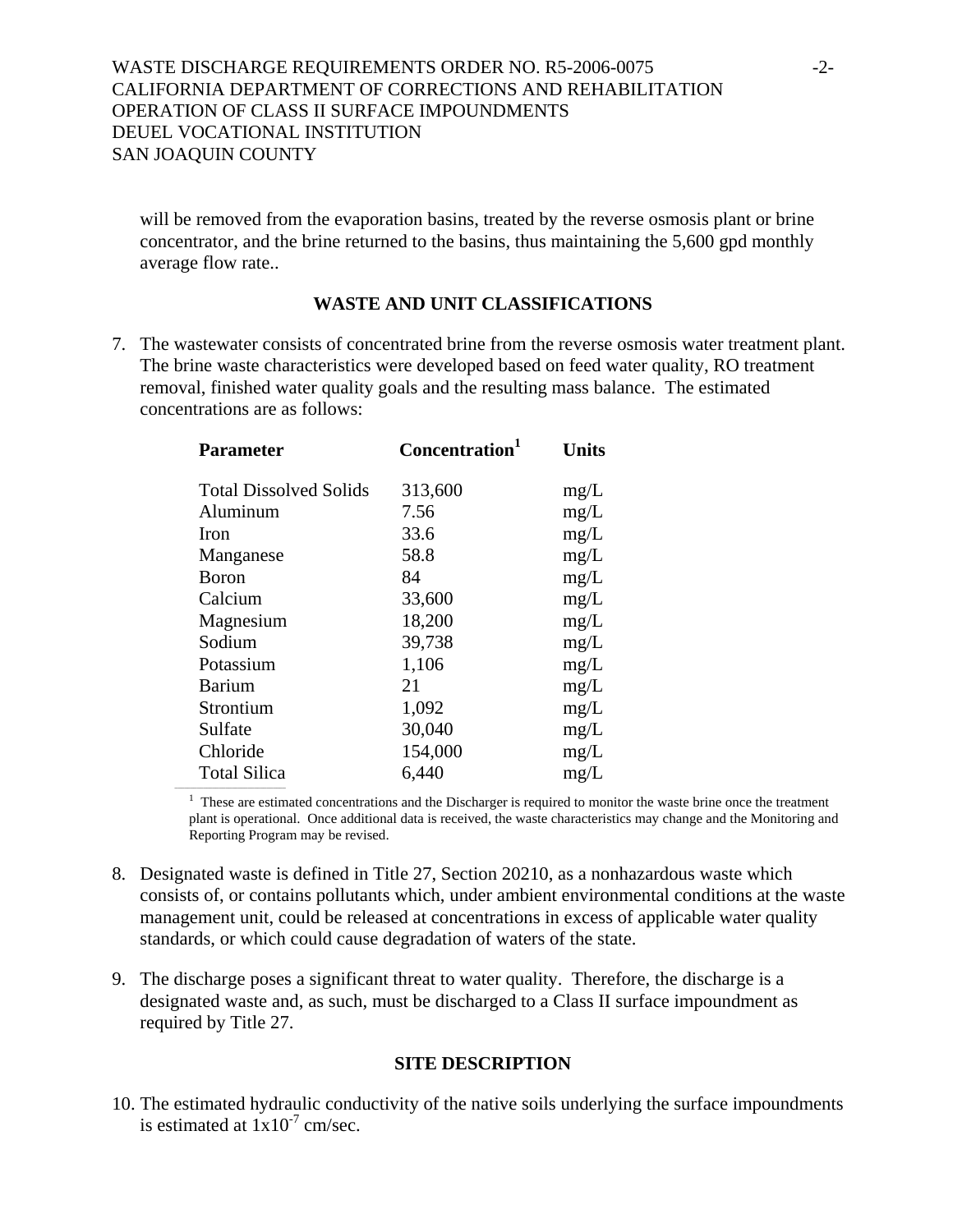will be removed from the evaporation basins, treated by the reverse osmosis plant or brine concentrator, and the brine returned to the basins, thus maintaining the 5,600 gpd monthly average flow rate..

## WASTE AND UNIT CLASSIFICATIONS

7. The wastewater consists of concentrated brine from the reverse osmosis water treatment plant. The brine waste characteristics were developed based on feed water quality, RO treatment removal, finished water quality goals and the resulting mass balance. The estimated concentrations are as follows:

| Parameter | Concentration[1] | Units |
|---|---|---|
| Total Dissolved Solids | 313,600 | mg/L |
| Aluminum | 7.56 | mg/L |
| Iron | 33.6 | mg/L |
| Manganese | 58.8 | mg/L |
| Boron | 84 | mg/L |
| Calcium | 33,600 | mg/L |
| Magnesium | 18,200 | mg/L |
| Sodium | 39,738 | mg/L |
| Potassium | 1,106 | mg/L |
| Barium | 21 | mg/L |
| Strontium | 1,092 | mg/L |
| Sulfate | 30,040 | mg/L |
| Chloride | 154,000 | mg/L |
| Total Silica | 6,440 | mg/L |

[1] These are estimated concentrations and the Discharger is required to monitor the waste brine once the treatment plant is operational. Once additional data is received, the waste characteristics may change and the Monitoring and Reporting Program may be revised.

8. Designated waste is defined in Title 27, Section 20210, as a nonhazardous waste which consists of, or contains pollutants which, under ambient environmental conditions at the waste management unit, could be released at concentrations in excess of applicable water quality standards, or which could cause degradation of waters of the state.

9. The discharge poses a significant threat to water quality. Therefore, the discharge is a designated waste and, as such, must be discharged to a Class II surface impoundment as required by Title 27.

## SITE DESCRIPTION

10. The estimated hydraulic conductivity of the native soils underlying the surface impoundments is estimated at $1 \times 10^{-7}$ cm/sec.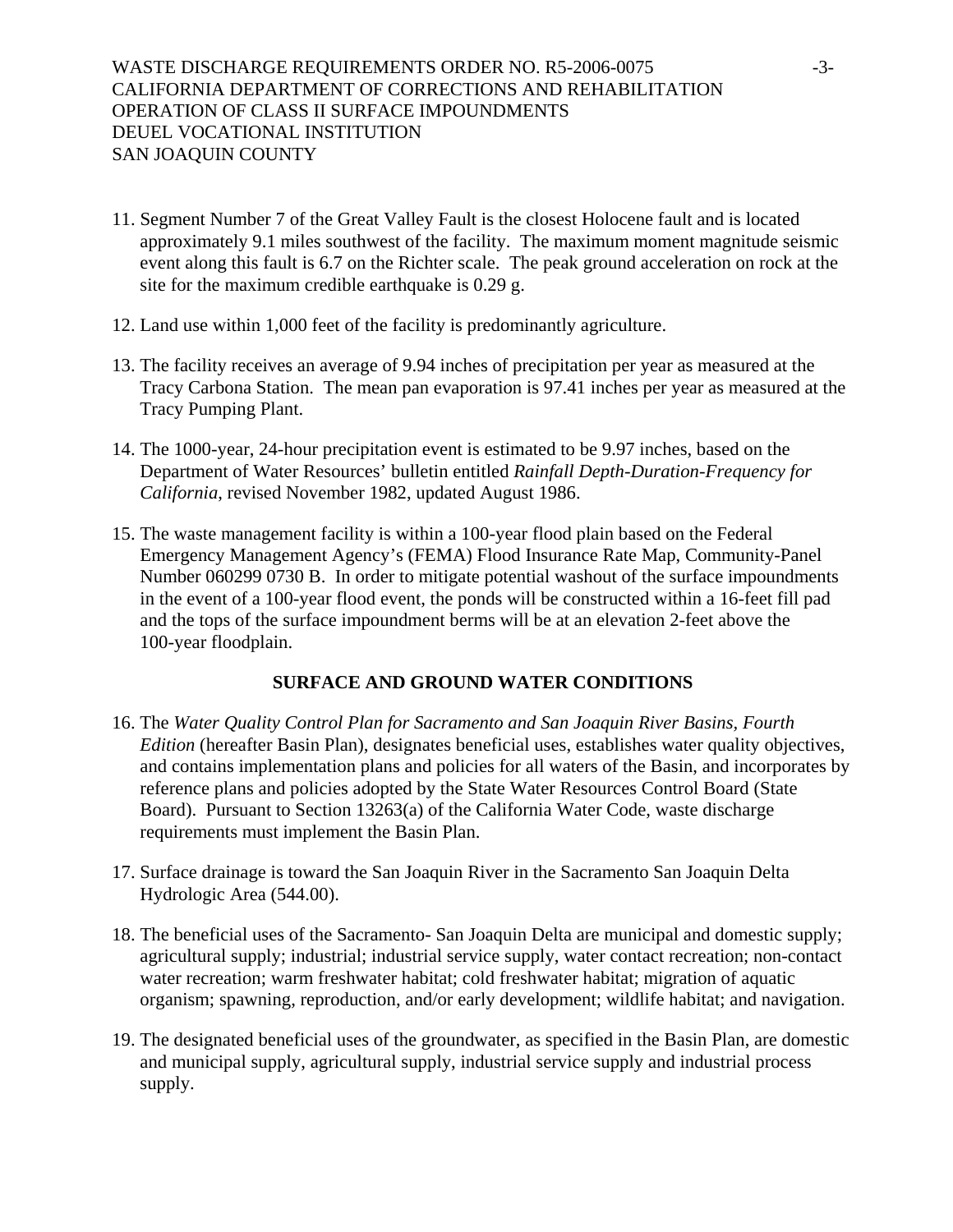11. Segment Number 7 of the Great Valley Fault is the closest Holocene fault and is located approximately 9.1 miles southwest of the facility. The maximum moment magnitude seismic event along this fault is 6.7 on the Richter scale. The peak ground acceleration on rock at the site for the maximum credible earthquake is 0.29 g.

12. Land use within 1,000 feet of the facility is predominantly agriculture.

13. The facility receives an average of 9.94 inches of precipitation per year as measured at the Tracy Carbona Station. The mean pan evaporation is 97.41 inches per year as measured at the Tracy Pumping Plant.

14. The 1000-year, 24-hour precipitation event is estimated to be 9.97 inches, based on the Department of Water Resources' bulletin entitled *Rainfall Depth-Duration-Frequency for California*, revised November 1982, updated August 1986.

15. The waste management facility is within a 100-year flood plain based on the Federal Emergency Management Agency's (FEMA) Flood Insurance Rate Map, Community-Panel Number 060299 0730 B. In order to mitigate potential washout of the surface impoundments in the event of a 100-year flood event, the ponds will be constructed within a 16-feet fill pad and the tops of the surface impoundment berms will be at an elevation 2-feet above the 100-year floodplain.

## SURFACE AND GROUND WATER CONDITIONS

16. The *Water Quality Control Plan for Sacramento and San Joaquin River Basins, Fourth Edition* (hereafter Basin Plan), designates beneficial uses, establishes water quality objectives, and contains implementation plans and policies for all waters of the Basin, and incorporates by reference plans and policies adopted by the State Water Resources Control Board (State Board). Pursuant to Section 13263(a) of the California Water Code, waste discharge requirements must implement the Basin Plan.

17. Surface drainage is toward the San Joaquin River in the Sacramento San Joaquin Delta Hydrologic Area (544.00).

18. The beneficial uses of the Sacramento- San Joaquin Delta are municipal and domestic supply; agricultural supply; industrial; industrial service supply, water contact recreation; non-contact water recreation; warm freshwater habitat; cold freshwater habitat; migration of aquatic organism; spawning, reproduction, and/or early development; wildlife habitat; and navigation.

19. The designated beneficial uses of the groundwater, as specified in the Basin Plan, are domestic and municipal supply, agricultural supply, industrial service supply and industrial process supply.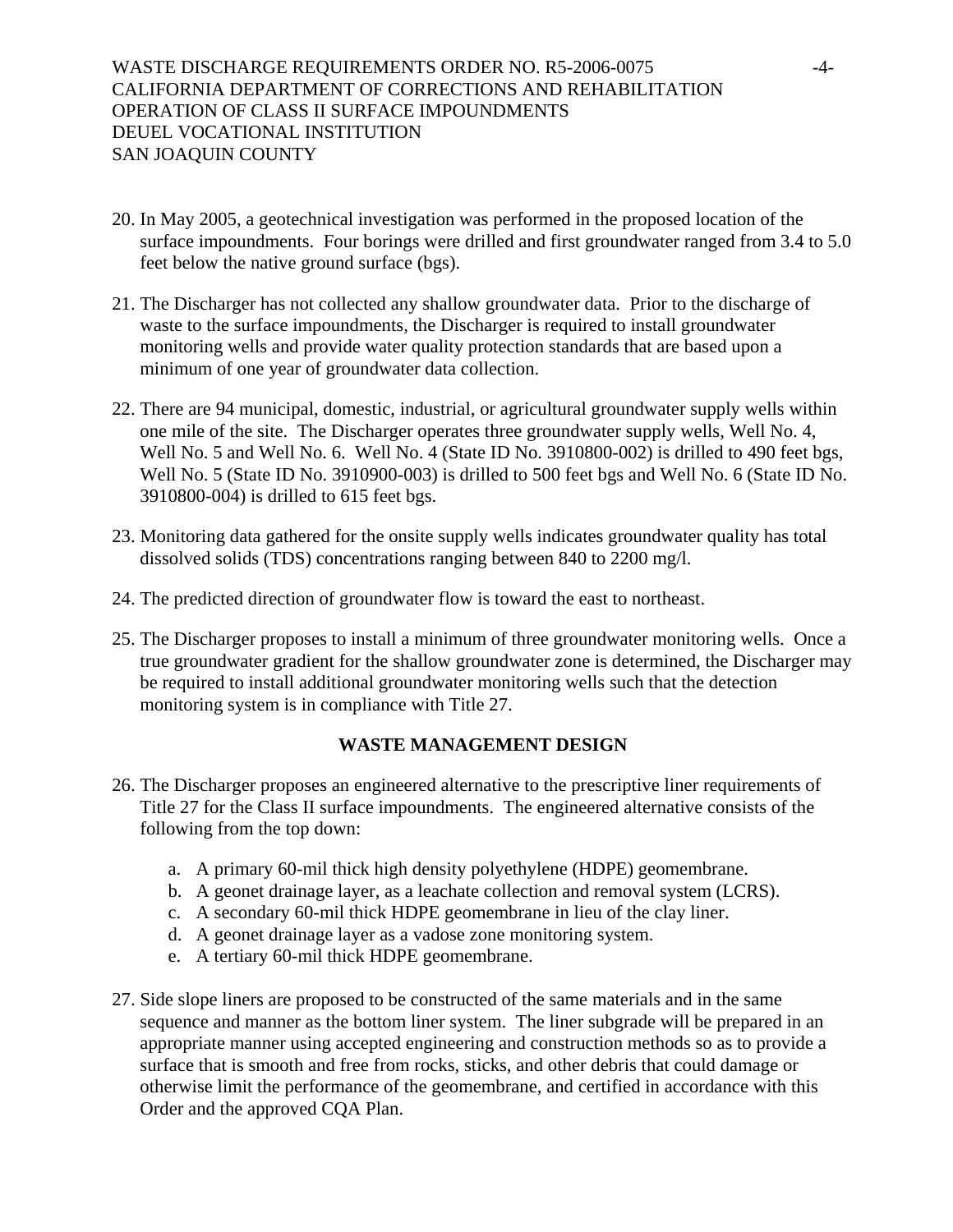20. In May 2005, a geotechnical investigation was performed in the proposed location of the surface impoundments. Four borings were drilled and first groundwater ranged from 3.4 to 5.0 feet below the native ground surface (bgs).

21. The Discharger has not collected any shallow groundwater data. Prior to the discharge of waste to the surface impoundments, the Discharger is required to install groundwater monitoring wells and provide water quality protection standards that are based upon a minimum of one year of groundwater data collection.

22. There are 94 municipal, domestic, industrial, or agricultural groundwater supply wells within one mile of the site. The Discharger operates three groundwater supply wells, Well No. 4, Well No. 5 and Well No. 6. Well No. 4 (State ID No. 3910800-002) is drilled to 490 feet bgs, Well No. 5 (State ID No. 3910900-003) is drilled to 500 feet bgs and Well No. 6 (State ID No. 3910800-004) is drilled to 615 feet bgs.

23. Monitoring data gathered for the onsite supply wells indicates groundwater quality has total dissolved solids (TDS) concentrations ranging between 840 to 2200 mg/l.

24. The predicted direction of groundwater flow is toward the east to northeast.

25. The Discharger proposes to install a minimum of three groundwater monitoring wells. Once a true groundwater gradient for the shallow groundwater zone is determined, the Discharger may be required to install additional groundwater monitoring wells such that the detection monitoring system is in compliance with Title 27.

## WASTE MANAGEMENT DESIGN

26. The Discharger proposes an engineered alternative to the prescriptive liner requirements of Title 27 for the Class II surface impoundments. The engineered alternative consists of the following from the top down:

    a. A primary 60-mil thick high density polyethylene (HDPE) geomembrane.
    b. A geonet drainage layer, as a leachate collection and removal system (LCRS).
    c. A secondary 60-mil thick HDPE geomembrane in lieu of the clay liner.
    d. A geonet drainage layer as a vadose zone monitoring system.
    e. A tertiary 60-mil thick HDPE geomembrane.

27. Side slope liners are proposed to be constructed of the same materials and in the same sequence and manner as the bottom liner system. The liner subgrade will be prepared in an appropriate manner using accepted engineering and construction methods so as to provide a surface that is smooth and free from rocks, sticks, and other debris that could damage or otherwise limit the performance of the geomembrane, and certified in accordance with this Order and the approved CQA Plan.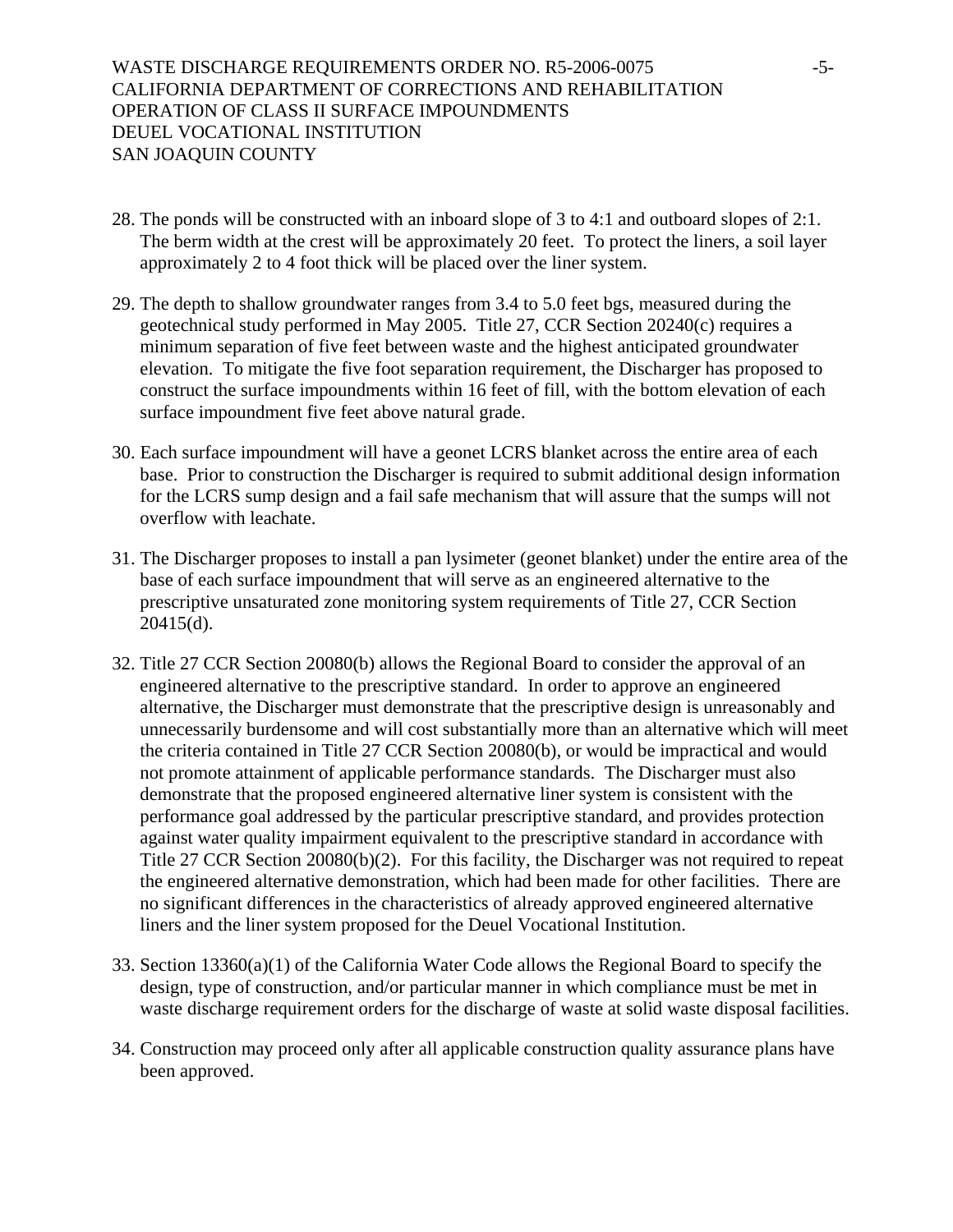28. The ponds will be constructed with an inboard slope of 3 to 4:1 and outboard slopes of 2:1. The berm width at the crest will be approximately 20 feet. To protect the liners, a soil layer approximately 2 to 4 foot thick will be placed over the liner system.

29. The depth to shallow groundwater ranges from 3.4 to 5.0 feet bgs, measured during the geotechnical study performed in May 2005. Title 27, CCR Section 20240(c) requires a minimum separation of five feet between waste and the highest anticipated groundwater elevation. To mitigate the five foot separation requirement, the Discharger has proposed to construct the surface impoundments within 16 feet of fill, with the bottom elevation of each surface impoundment five feet above natural grade.

30. Each surface impoundment will have a geonet LCRS blanket across the entire area of each base. Prior to construction the Discharger is required to submit additional design information for the LCRS sump design and a fail safe mechanism that will assure that the sumps will not overflow with leachate.

31. The Discharger proposes to install a pan lysimeter (geonet blanket) under the entire area of the base of each surface impoundment that will serve as an engineered alternative to the prescriptive unsaturated zone monitoring system requirements of Title 27, CCR Section 20415(d).

32. Title 27 CCR Section 20080(b) allows the Regional Board to consider the approval of an engineered alternative to the prescriptive standard. In order to approve an engineered alternative, the Discharger must demonstrate that the prescriptive design is unreasonably and unnecessarily burdensome and will cost substantially more than an alternative which will meet the criteria contained in Title 27 CCR Section 20080(b), or would be impractical and would not promote attainment of applicable performance standards. The Discharger must also demonstrate that the proposed engineered alternative liner system is consistent with the performance goal addressed by the particular prescriptive standard, and provides protection against water quality impairment equivalent to the prescriptive standard in accordance with Title 27 CCR Section 20080(b)(2). For this facility, the Discharger was not required to repeat the engineered alternative demonstration, which had been made for other facilities. There are no significant differences in the characteristics of already approved engineered alternative liners and the liner system proposed for the Deuel Vocational Institution.

33. Section 13360(a)(1) of the California Water Code allows the Regional Board to specify the design, type of construction, and/or particular manner in which compliance must be met in waste discharge requirement orders for the discharge of waste at solid waste disposal facilities.

34. Construction may proceed only after all applicable construction quality assurance plans have been approved.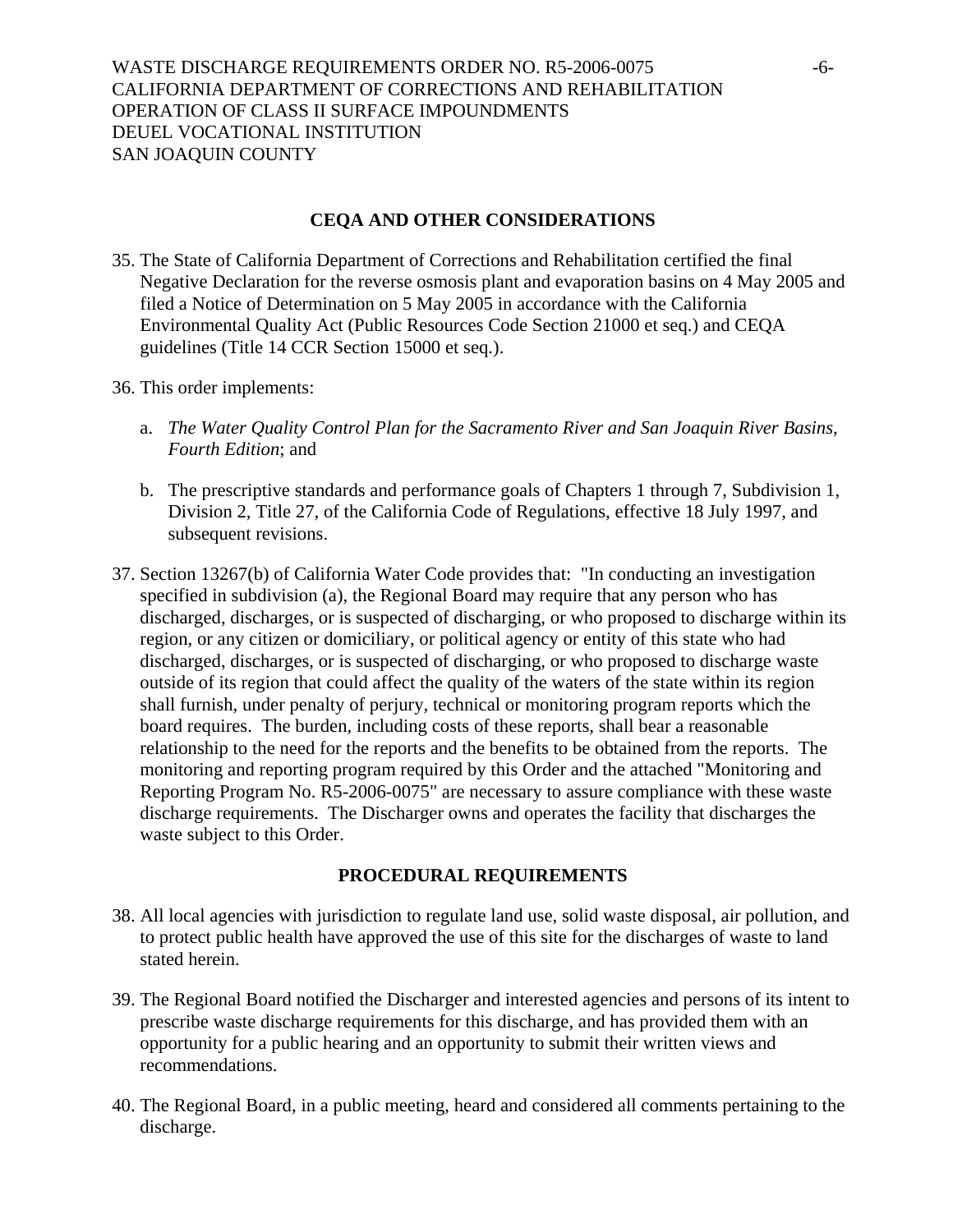## CEQA AND OTHER CONSIDERATIONS

35. The State of California Department of Corrections and Rehabilitation certified the final Negative Declaration for the reverse osmosis plant and evaporation basins on 4 May 2005 and filed a Notice of Determination on 5 May 2005 in accordance with the California Environmental Quality Act (Public Resources Code Section 21000 et seq.) and CEQA guidelines (Title 14 CCR Section 15000 et seq.).

36. This order implements:

    a. *The Water Quality Control Plan for the Sacramento River and San Joaquin River Basins, Fourth Edition*; and

    b. The prescriptive standards and performance goals of Chapters 1 through 7, Subdivision 1, Division 2, Title 27, of the California Code of Regulations, effective 18 July 1997, and subsequent revisions.

37. Section 13267(b) of California Water Code provides that: "In conducting an investigation specified in subdivision (a), the Regional Board may require that any person who has discharged, discharges, or is suspected of discharging, or who proposed to discharge within its region, or any citizen or domiciliary, or political agency or entity of this state who had discharged, discharges, or is suspected of discharging, or who proposed to discharge waste outside of its region that could affect the quality of the waters of the state within its region shall furnish, under penalty of perjury, technical or monitoring program reports which the board requires. The burden, including costs of these reports, shall bear a reasonable relationship to the need for the reports and the benefits to be obtained from the reports. The monitoring and reporting program required by this Order and the attached "Monitoring and Reporting Program No. R5-2006-0075" are necessary to assure compliance with these waste discharge requirements. The Discharger owns and operates the facility that discharges the waste subject to this Order.

## PROCEDURAL REQUIREMENTS

38. All local agencies with jurisdiction to regulate land use, solid waste disposal, air pollution, and to protect public health have approved the use of this site for the discharges of waste to land stated herein.

39. The Regional Board notified the Discharger and interested agencies and persons of its intent to prescribe waste discharge requirements for this discharge, and has provided them with an opportunity for a public hearing and an opportunity to submit their written views and recommendations.

40. The Regional Board, in a public meeting, heard and considered all comments pertaining to the discharge.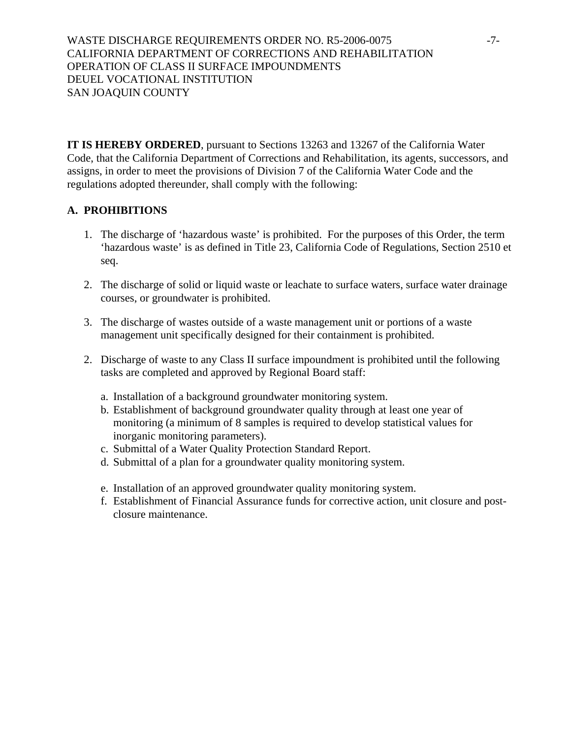**IT IS HEREBY ORDERED**, pursuant to Sections 13263 and 13267 of the California Water Code, that the California Department of Corrections and Rehabilitation, its agents, successors, and assigns, in order to meet the provisions of Division 7 of the California Water Code and the regulations adopted thereunder, shall comply with the following:

## A. PROHIBITIONS

1. The discharge of 'hazardous waste' is prohibited. For the purposes of this Order, the term 'hazardous waste' is as defined in Title 23, California Code of Regulations, Section 2510 et seq.

2. The discharge of solid or liquid waste or leachate to surface waters, surface water drainage courses, or groundwater is prohibited.

3. The discharge of wastes outside of a waste management unit or portions of a waste management unit specifically designed for their containment is prohibited.

2. Discharge of waste to any Class II surface impoundment is prohibited until the following tasks are completed and approved by Regional Board staff:

   a. Installation of a background groundwater monitoring system.
   b. Establishment of background groundwater quality through at least one year of monitoring (a minimum of 8 samples is required to develop statistical values for inorganic monitoring parameters).
   c. Submittal of a Water Quality Protection Standard Report.
   d. Submittal of a plan for a groundwater quality monitoring system.

   e. Installation of an approved groundwater quality monitoring system.
   f. Establishment of Financial Assurance funds for corrective action, unit closure and post-closure maintenance.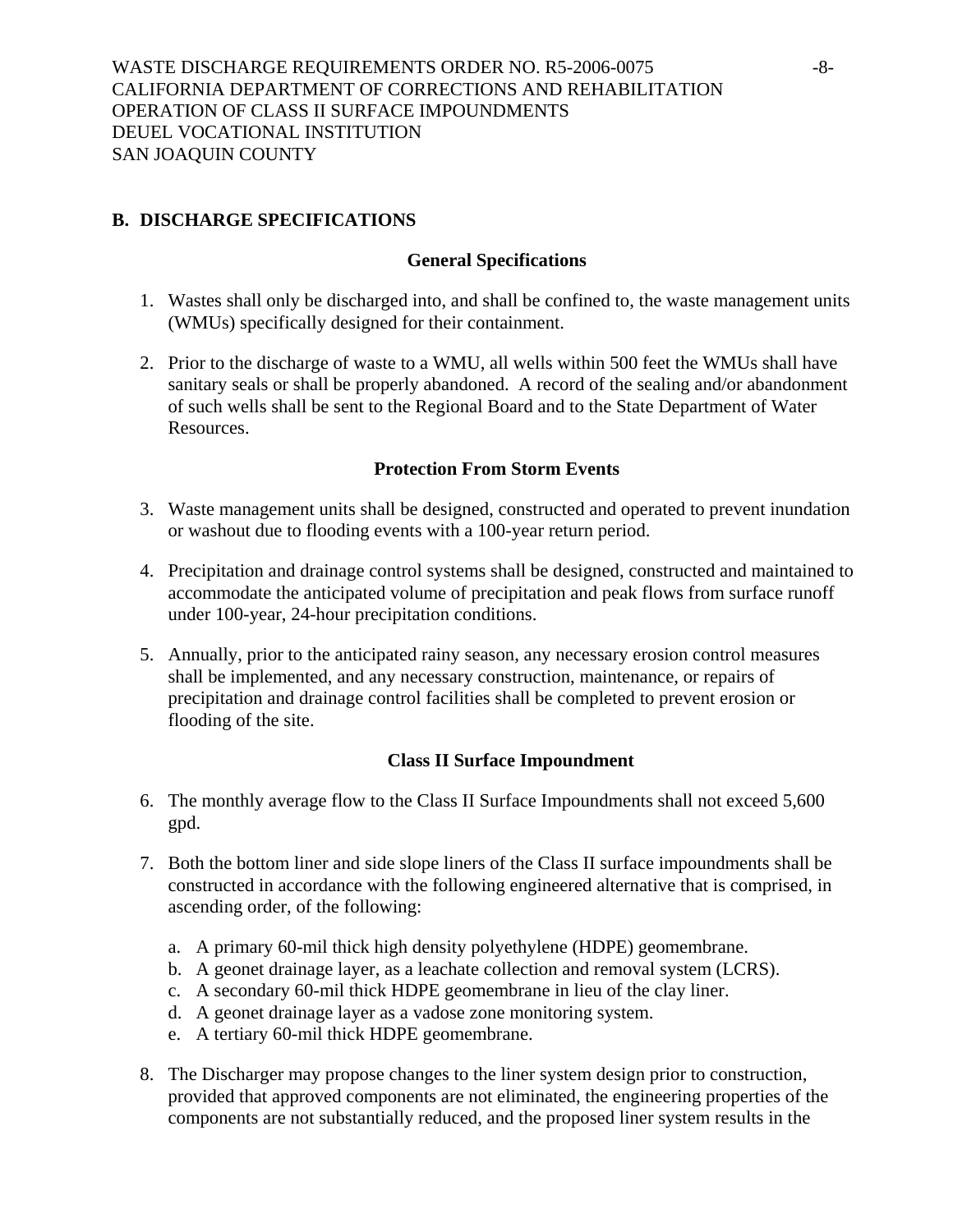## B. DISCHARGE SPECIFICATIONS

### General Specifications

1. Wastes shall only be discharged into, and shall be confined to, the waste management units (WMUs) specifically designed for their containment.

2. Prior to the discharge of waste to a WMU, all wells within 500 feet the WMUs shall have sanitary seals or shall be properly abandoned. A record of the sealing and/or abandonment of such wells shall be sent to the Regional Board and to the State Department of Water Resources.

### Protection From Storm Events

3. Waste management units shall be designed, constructed and operated to prevent inundation or washout due to flooding events with a 100-year return period.

4. Precipitation and drainage control systems shall be designed, constructed and maintained to accommodate the anticipated volume of precipitation and peak flows from surface runoff under 100-year, 24-hour precipitation conditions.

5. Annually, prior to the anticipated rainy season, any necessary erosion control measures shall be implemented, and any necessary construction, maintenance, or repairs of precipitation and drainage control facilities shall be completed to prevent erosion or flooding of the site.

### Class II Surface Impoundment

6. The monthly average flow to the Class II Surface Impoundments shall not exceed 5,600 gpd.

7. Both the bottom liner and side slope liners of the Class II surface impoundments shall be constructed in accordance with the following engineered alternative that is comprised, in ascending order, of the following:

   a. A primary 60-mil thick high density polyethylene (HDPE) geomembrane.
   b. A geonet drainage layer, as a leachate collection and removal system (LCRS).
   c. A secondary 60-mil thick HDPE geomembrane in lieu of the clay liner.
   d. A geonet drainage layer as a vadose zone monitoring system.
   e. A tertiary 60-mil thick HDPE geomembrane.

8. The Discharger may propose changes to the liner system design prior to construction, provided that approved components are not eliminated, the engineering properties of the components are not substantially reduced, and the proposed liner system results in the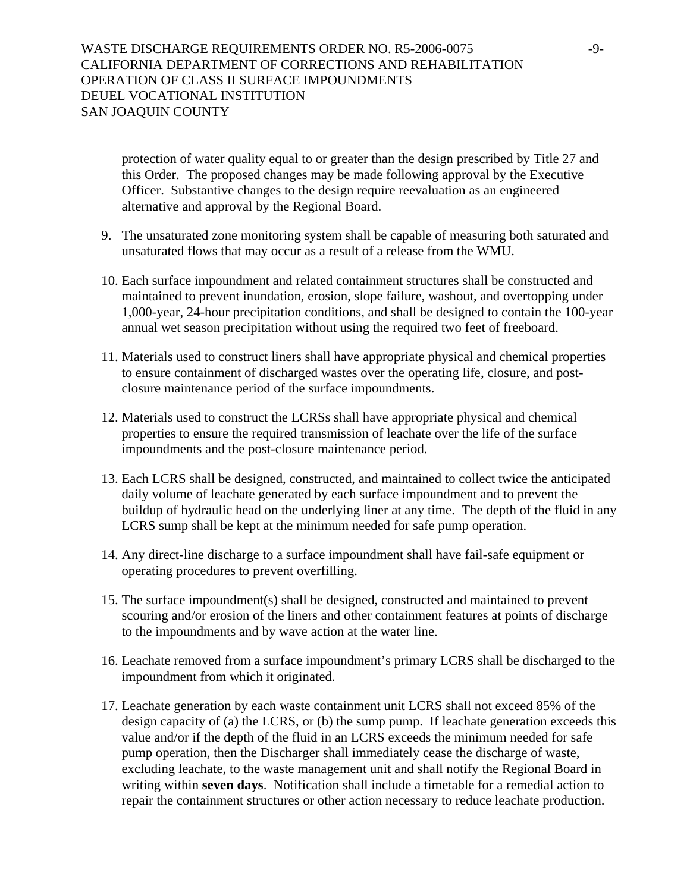protection of water quality equal to or greater than the design prescribed by Title 27 and this Order. The proposed changes may be made following approval by the Executive Officer. Substantive changes to the design require reevaluation as an engineered alternative and approval by the Regional Board.

9. The unsaturated zone monitoring system shall be capable of measuring both saturated and unsaturated flows that may occur as a result of a release from the WMU.

10. Each surface impoundment and related containment structures shall be constructed and maintained to prevent inundation, erosion, slope failure, washout, and overtopping under 1,000-year, 24-hour precipitation conditions, and shall be designed to contain the 100-year annual wet season precipitation without using the required two feet of freeboard.

11. Materials used to construct liners shall have appropriate physical and chemical properties to ensure containment of discharged wastes over the operating life, closure, and post-closure maintenance period of the surface impoundments.

12. Materials used to construct the LCRSs shall have appropriate physical and chemical properties to ensure the required transmission of leachate over the life of the surface impoundments and the post-closure maintenance period.

13. Each LCRS shall be designed, constructed, and maintained to collect twice the anticipated daily volume of leachate generated by each surface impoundment and to prevent the buildup of hydraulic head on the underlying liner at any time. The depth of the fluid in any LCRS sump shall be kept at the minimum needed for safe pump operation.

14. Any direct-line discharge to a surface impoundment shall have fail-safe equipment or operating procedures to prevent overfilling.

15. The surface impoundment(s) shall be designed, constructed and maintained to prevent scouring and/or erosion of the liners and other containment features at points of discharge to the impoundments and by wave action at the water line.

16. Leachate removed from a surface impoundment's primary LCRS shall be discharged to the impoundment from which it originated.

17. Leachate generation by each waste containment unit LCRS shall not exceed 85% of the design capacity of (a) the LCRS, or (b) the sump pump. If leachate generation exceeds this value and/or if the depth of the fluid in an LCRS exceeds the minimum needed for safe pump operation, then the Discharger shall immediately cease the discharge of waste, excluding leachate, to the waste management unit and shall notify the Regional Board in writing within **seven days**. Notification shall include a timetable for a remedial action to repair the containment structures or other action necessary to reduce leachate production.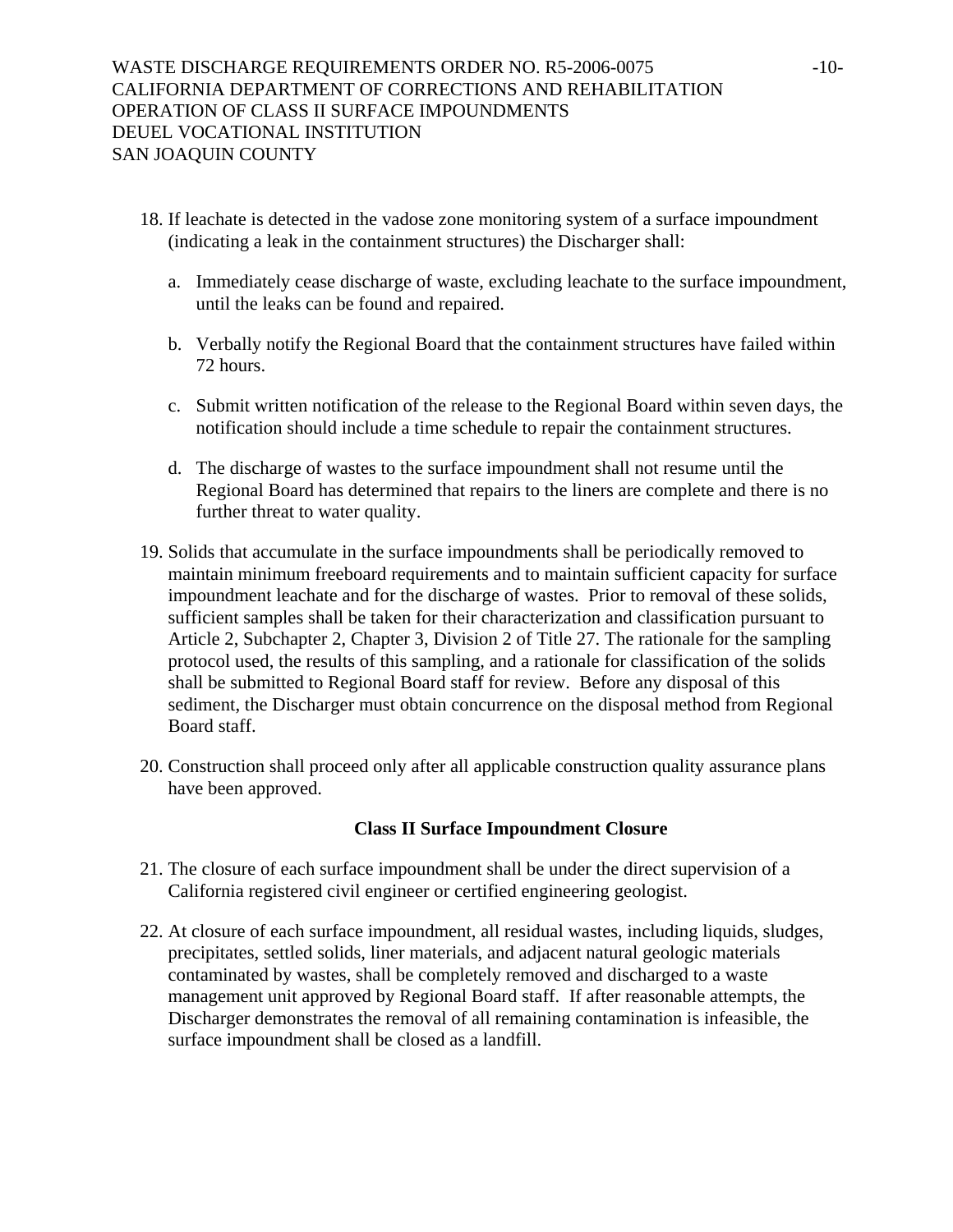18. If leachate is detected in the vadose zone monitoring system of a surface impoundment (indicating a leak in the containment structures) the Discharger shall:

    a. Immediately cease discharge of waste, excluding leachate to the surface impoundment, until the leaks can be found and repaired.

    b. Verbally notify the Regional Board that the containment structures have failed within 72 hours.

    c. Submit written notification of the release to the Regional Board within seven days, the notification should include a time schedule to repair the containment structures.

    d. The discharge of wastes to the surface impoundment shall not resume until the Regional Board has determined that repairs to the liners are complete and there is no further threat to water quality.

19. Solids that accumulate in the surface impoundments shall be periodically removed to maintain minimum freeboard requirements and to maintain sufficient capacity for surface impoundment leachate and for the discharge of wastes. Prior to removal of these solids, sufficient samples shall be taken for their characterization and classification pursuant to Article 2, Subchapter 2, Chapter 3, Division 2 of Title 27. The rationale for the sampling protocol used, the results of this sampling, and a rationale for classification of the solids shall be submitted to Regional Board staff for review. Before any disposal of this sediment, the Discharger must obtain concurrence on the disposal method from Regional Board staff.

20. Construction shall proceed only after all applicable construction quality assurance plans have been approved.

**Class II Surface Impoundment Closure**

21. The closure of each surface impoundment shall be under the direct supervision of a California registered civil engineer or certified engineering geologist.

22. At closure of each surface impoundment, all residual wastes, including liquids, sludges, precipitates, settled solids, liner materials, and adjacent natural geologic materials contaminated by wastes, shall be completely removed and discharged to a waste management unit approved by Regional Board staff. If after reasonable attempts, the Discharger demonstrates the removal of all remaining contamination is infeasible, the surface impoundment shall be closed as a landfill.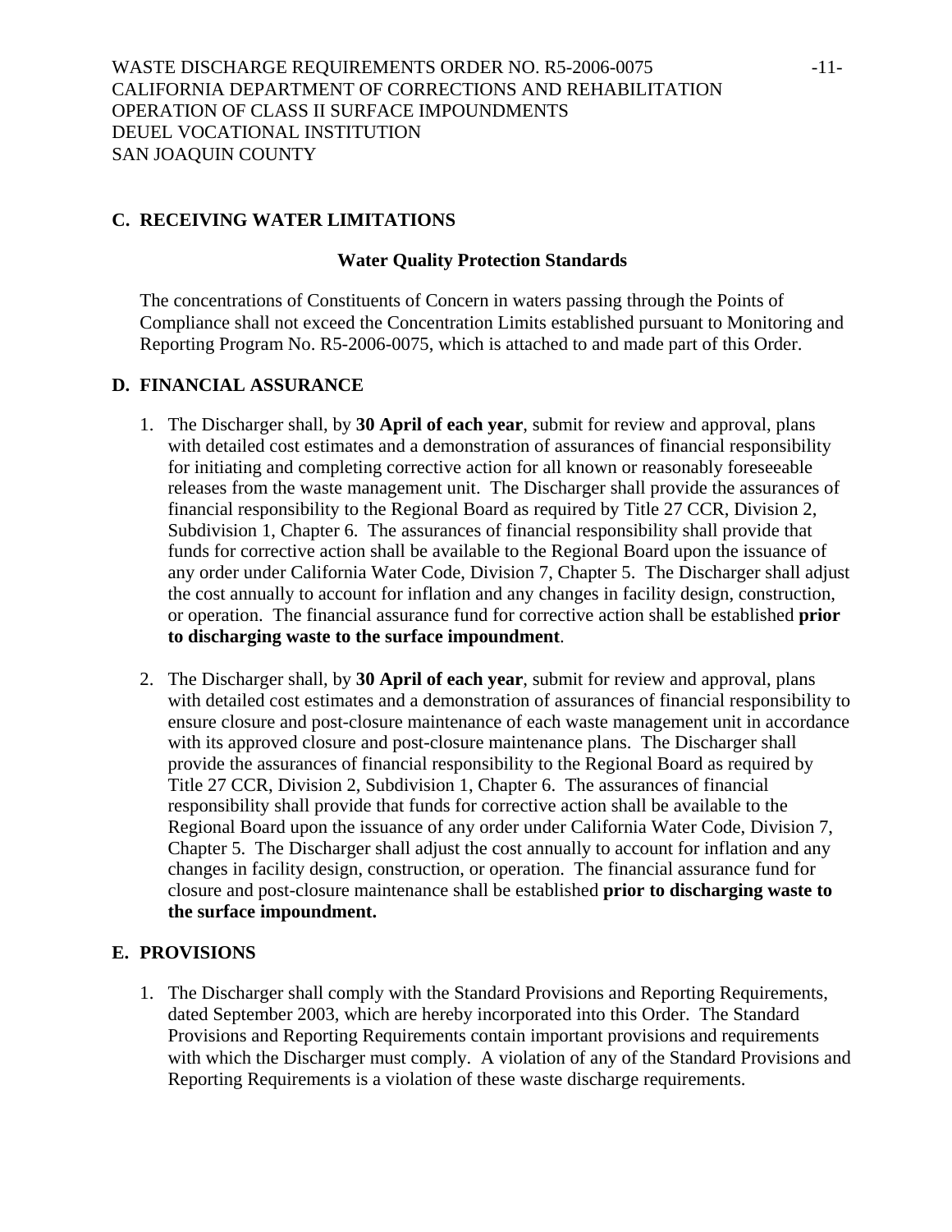## C. RECEIVING WATER LIMITATIONS

### Water Quality Protection Standards

The concentrations of Constituents of Concern in waters passing through the Points of Compliance shall not exceed the Concentration Limits established pursuant to Monitoring and Reporting Program No. R5-2006-0075, which is attached to and made part of this Order.

## D. FINANCIAL ASSURANCE

1. The Discharger shall, by **30 April of each year**, submit for review and approval, plans with detailed cost estimates and a demonstration of assurances of financial responsibility for initiating and completing corrective action for all known or reasonably foreseeable releases from the waste management unit. The Discharger shall provide the assurances of financial responsibility to the Regional Board as required by Title 27 CCR, Division 2, Subdivision 1, Chapter 6. The assurances of financial responsibility shall provide that funds for corrective action shall be available to the Regional Board upon the issuance of any order under California Water Code, Division 7, Chapter 5. The Discharger shall adjust the cost annually to account for inflation and any changes in facility design, construction, or operation. The financial assurance fund for corrective action shall be established **prior to discharging waste to the surface impoundment**.

2. The Discharger shall, by **30 April of each year**, submit for review and approval, plans with detailed cost estimates and a demonstration of assurances of financial responsibility to ensure closure and post-closure maintenance of each waste management unit in accordance with its approved closure and post-closure maintenance plans. The Discharger shall provide the assurances of financial responsibility to the Regional Board as required by Title 27 CCR, Division 2, Subdivision 1, Chapter 6. The assurances of financial responsibility shall provide that funds for corrective action shall be available to the Regional Board upon the issuance of any order under California Water Code, Division 7, Chapter 5. The Discharger shall adjust the cost annually to account for inflation and any changes in facility design, construction, or operation. The financial assurance fund for closure and post-closure maintenance shall be established **prior to discharging waste to the surface impoundment.**

## E. PROVISIONS

1. The Discharger shall comply with the Standard Provisions and Reporting Requirements, dated September 2003, which are hereby incorporated into this Order. The Standard Provisions and Reporting Requirements contain important provisions and requirements with which the Discharger must comply. A violation of any of the Standard Provisions and Reporting Requirements is a violation of these waste discharge requirements.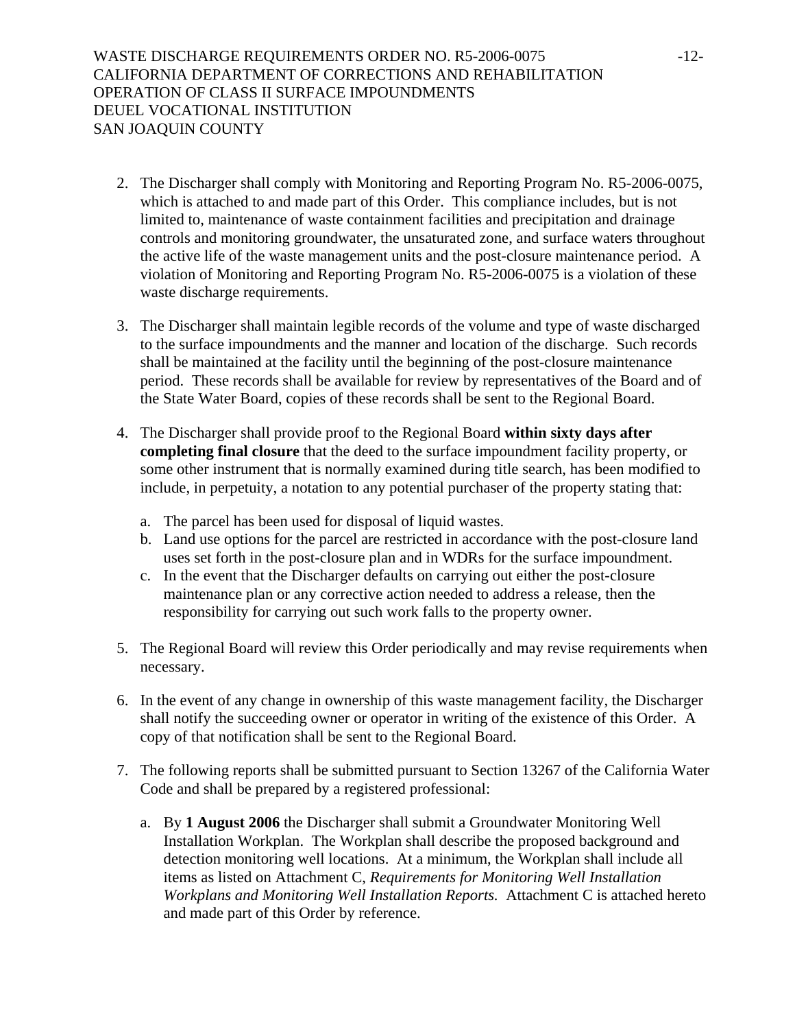2. The Discharger shall comply with Monitoring and Reporting Program No. R5-2006-0075, which is attached to and made part of this Order. This compliance includes, but is not limited to, maintenance of waste containment facilities and precipitation and drainage controls and monitoring groundwater, the unsaturated zone, and surface waters throughout the active life of the waste management units and the post-closure maintenance period. A violation of Monitoring and Reporting Program No. R5-2006-0075 is a violation of these waste discharge requirements.

3. The Discharger shall maintain legible records of the volume and type of waste discharged to the surface impoundments and the manner and location of the discharge. Such records shall be maintained at the facility until the beginning of the post-closure maintenance period. These records shall be available for review by representatives of the Board and of the State Water Board, copies of these records shall be sent to the Regional Board.

4. The Discharger shall provide proof to the Regional Board **within sixty days after completing final closure** that the deed to the surface impoundment facility property, or some other instrument that is normally examined during title search, has been modified to include, in perpetuity, a notation to any potential purchaser of the property stating that:

   a. The parcel has been used for disposal of liquid wastes.
   b. Land use options for the parcel are restricted in accordance with the post-closure land uses set forth in the post-closure plan and in WDRs for the surface impoundment.
   c. In the event that the Discharger defaults on carrying out either the post-closure maintenance plan or any corrective action needed to address a release, then the responsibility for carrying out such work falls to the property owner.

5. The Regional Board will review this Order periodically and may revise requirements when necessary.

6. In the event of any change in ownership of this waste management facility, the Discharger shall notify the succeeding owner or operator in writing of the existence of this Order. A copy of that notification shall be sent to the Regional Board.

7. The following reports shall be submitted pursuant to Section 13267 of the California Water Code and shall be prepared by a registered professional:

   a. By **1 August 2006** the Discharger shall submit a Groundwater Monitoring Well Installation Workplan. The Workplan shall describe the proposed background and detection monitoring well locations. At a minimum, the Workplan shall include all items as listed on Attachment C, *Requirements for Monitoring Well Installation Workplans and Monitoring Well Installation Reports.* Attachment C is attached hereto and made part of this Order by reference.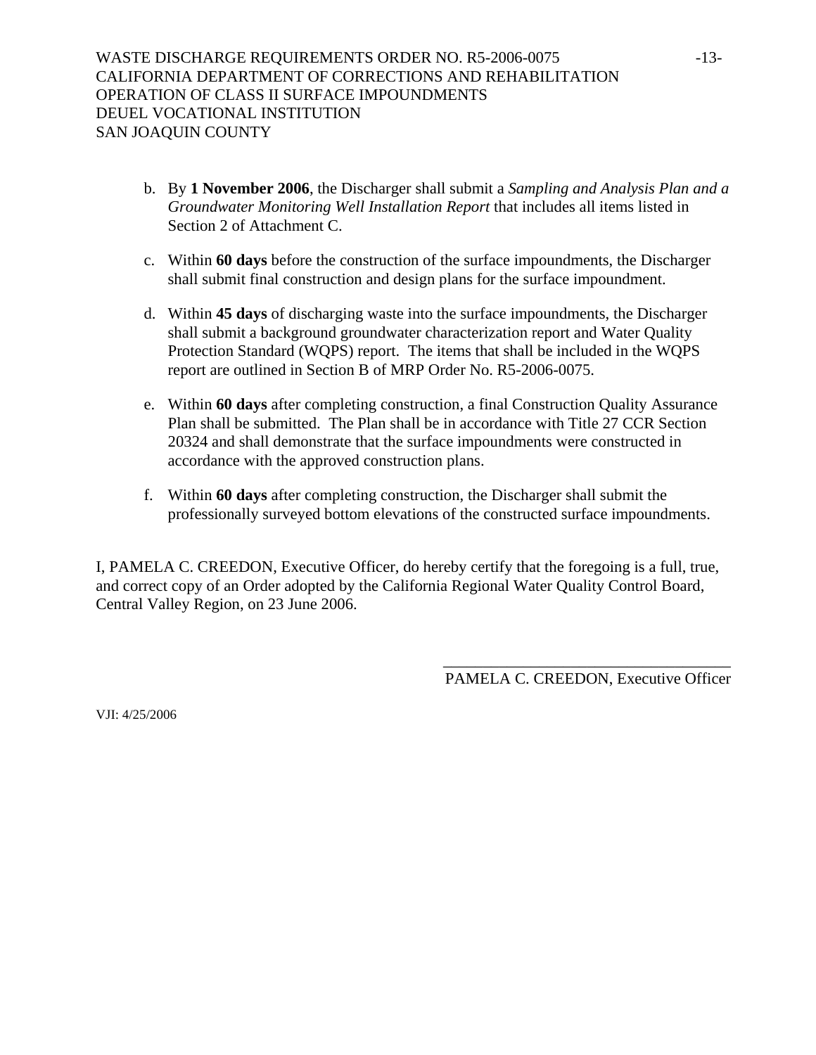b. By **1 November 2006**, the Discharger shall submit a *Sampling and Analysis Plan and a Groundwater Monitoring Well Installation Report* that includes all items listed in Section 2 of Attachment C.

c. Within **60 days** before the construction of the surface impoundments, the Discharger shall submit final construction and design plans for the surface impoundment.

d. Within **45 days** of discharging waste into the surface impoundments, the Discharger shall submit a background groundwater characterization report and Water Quality Protection Standard (WQPS) report. The items that shall be included in the WQPS report are outlined in Section B of MRP Order No. R5-2006-0075.

e. Within **60 days** after completing construction, a final Construction Quality Assurance Plan shall be submitted. The Plan shall be in accordance with Title 27 CCR Section 20324 and shall demonstrate that the surface impoundments were constructed in accordance with the approved construction plans.

f. Within **60 days** after completing construction, the Discharger shall submit the professionally surveyed bottom elevations of the constructed surface impoundments.

I, PAMELA C. CREEDON, Executive Officer, do hereby certify that the foregoing is a full, true, and correct copy of an Order adopted by the California Regional Water Quality Control Board, Central Valley Region, on 23 June 2006.

_____________________________________
PAMELA C. CREEDON, Executive Officer

VJI: 4/25/2006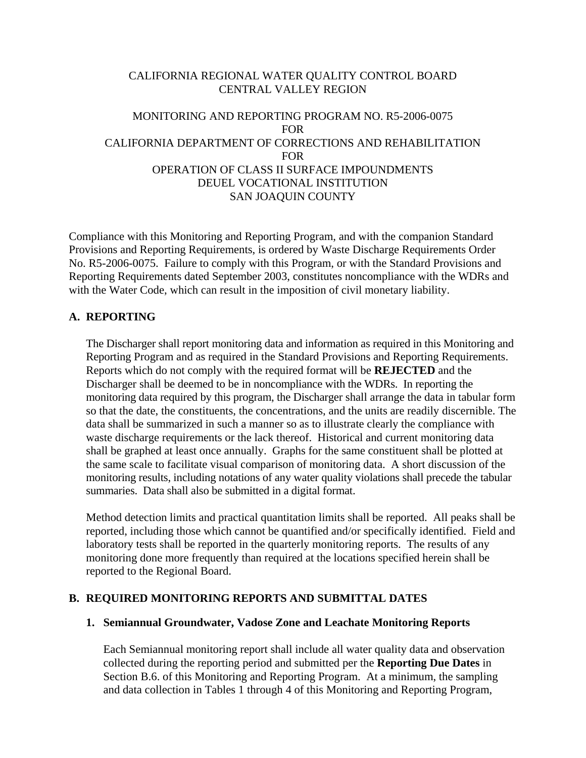CALIFORNIA REGIONAL WATER QUALITY CONTROL BOARD
CENTRAL VALLEY REGION

MONITORING AND REPORTING PROGRAM NO. R5-2006-0075
FOR
CALIFORNIA DEPARTMENT OF CORRECTIONS AND REHABILITATION
FOR
OPERATION OF CLASS II SURFACE IMPOUNDMENTS
DEUEL VOCATIONAL INSTITUTION
SAN JOAQUIN COUNTY

Compliance with this Monitoring and Reporting Program, and with the companion Standard Provisions and Reporting Requirements, is ordered by Waste Discharge Requirements Order No. R5-2006-0075. Failure to comply with this Program, or with the Standard Provisions and Reporting Requirements dated September 2003, constitutes noncompliance with the WDRs and with the Water Code, which can result in the imposition of civil monetary liability.

## A. REPORTING

The Discharger shall report monitoring data and information as required in this Monitoring and Reporting Program and as required in the Standard Provisions and Reporting Requirements. Reports which do not comply with the required format will be **REJECTED** and the Discharger shall be deemed to be in noncompliance with the WDRs. In reporting the monitoring data required by this program, the Discharger shall arrange the data in tabular form so that the date, the constituents, the concentrations, and the units are readily discernible. The data shall be summarized in such a manner so as to illustrate clearly the compliance with waste discharge requirements or the lack thereof. Historical and current monitoring data shall be graphed at least once annually. Graphs for the same constituent shall be plotted at the same scale to facilitate visual comparison of monitoring data. A short discussion of the monitoring results, including notations of any water quality violations shall precede the tabular summaries. Data shall also be submitted in a digital format.

Method detection limits and practical quantitation limits shall be reported. All peaks shall be reported, including those which cannot be quantified and/or specifically identified. Field and laboratory tests shall be reported in the quarterly monitoring reports. The results of any monitoring done more frequently than required at the locations specified herein shall be reported to the Regional Board.

## B. REQUIRED MONITORING REPORTS AND SUBMITTAL DATES

### 1. Semiannual Groundwater, Vadose Zone and Leachate Monitoring Reports

Each Semiannual monitoring report shall include all water quality data and observation collected during the reporting period and submitted per the **Reporting Due Dates** in Section B.6. of this Monitoring and Reporting Program. At a minimum, the sampling and data collection in Tables 1 through 4 of this Monitoring and Reporting Program,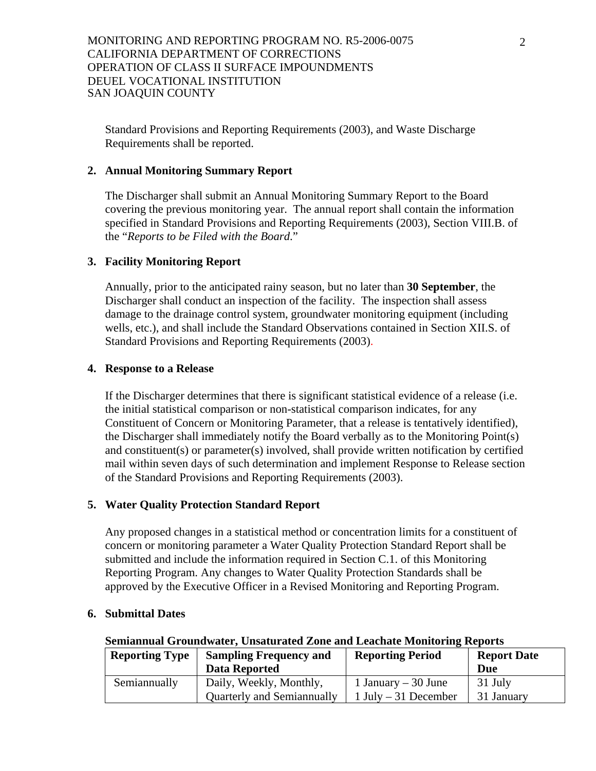Standard Provisions and Reporting Requirements (2003), and Waste Discharge Requirements shall be reported.

**2. Annual Monitoring Summary Report**

The Discharger shall submit an Annual Monitoring Summary Report to the Board covering the previous monitoring year. The annual report shall contain the information specified in Standard Provisions and Reporting Requirements (2003), Section VIII.B. of the "*Reports to be Filed with the Board*."

**3. Facility Monitoring Report**

Annually, prior to the anticipated rainy season, but no later than **30 September**, the Discharger shall conduct an inspection of the facility. The inspection shall assess damage to the drainage control system, groundwater monitoring equipment (including wells, etc.), and shall include the Standard Observations contained in Section XII.S. of Standard Provisions and Reporting Requirements (2003).

**4. Response to a Release**

If the Discharger determines that there is significant statistical evidence of a release (i.e. the initial statistical comparison or non-statistical comparison indicates, for any Constituent of Concern or Monitoring Parameter, that a release is tentatively identified), the Discharger shall immediately notify the Board verbally as to the Monitoring Point(s) and constituent(s) or parameter(s) involved, shall provide written notification by certified mail within seven days of such determination and implement Response to Release section of the Standard Provisions and Reporting Requirements (2003).

**5. Water Quality Protection Standard Report**

Any proposed changes in a statistical method or concentration limits for a constituent of concern or monitoring parameter a Water Quality Protection Standard Report shall be submitted and include the information required in Section C.1. of this Monitoring Reporting Program. Any changes to Water Quality Protection Standards shall be approved by the Executive Officer in a Revised Monitoring and Reporting Program.

**6. Submittal Dates**

**Semiannual Groundwater, Unsaturated Zone and Leachate Monitoring Reports**

| Reporting Type | Sampling Frequency and Data Reported | Reporting Period | Report Date Due |
|---|---|---|---|
| Semiannually | Daily, Weekly, Monthly, Quarterly and Semiannually | 1 January – 30 June<br>1 July – 31 December | 31 July<br>31 January |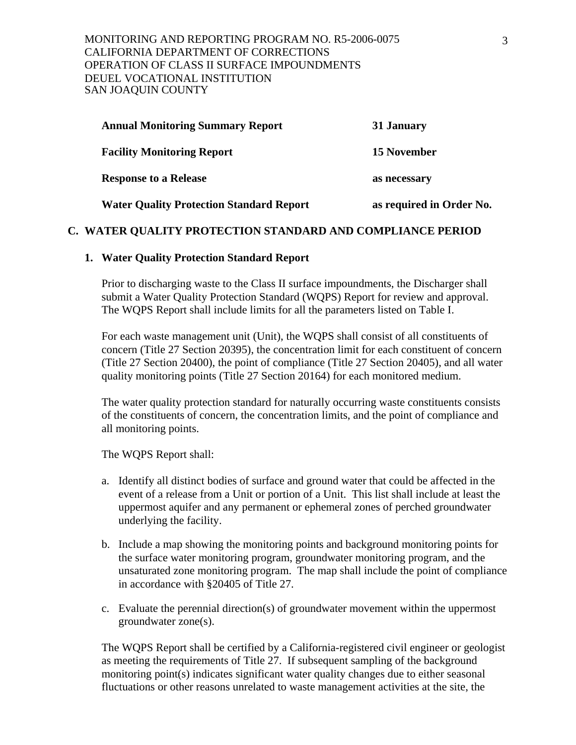| | |
|---|---|
| **Annual Monitoring Summary Report** | **31 January** |
| **Facility Monitoring Report** | **15 November** |
| **Response to a Release** | **as necessary** |
| **Water Quality Protection Standard Report** | **as required in Order No.** |

## C. WATER QUALITY PROTECTION STANDARD AND COMPLIANCE PERIOD

### 1. Water Quality Protection Standard Report

Prior to discharging waste to the Class II surface impoundments, the Discharger shall submit a Water Quality Protection Standard (WQPS) Report for review and approval. The WQPS Report shall include limits for all the parameters listed on Table I.

For each waste management unit (Unit), the WQPS shall consist of all constituents of concern (Title 27 Section 20395), the concentration limit for each constituent of concern (Title 27 Section 20400), the point of compliance (Title 27 Section 20405), and all water quality monitoring points (Title 27 Section 20164) for each monitored medium.

The water quality protection standard for naturally occurring waste constituents consists of the constituents of concern, the concentration limits, and the point of compliance and all monitoring points.

The WQPS Report shall:

a. Identify all distinct bodies of surface and ground water that could be affected in the event of a release from a Unit or portion of a Unit. This list shall include at least the uppermost aquifer and any permanent or ephemeral zones of perched groundwater underlying the facility.

b. Include a map showing the monitoring points and background monitoring points for the surface water monitoring program, groundwater monitoring program, and the unsaturated zone monitoring program. The map shall include the point of compliance in accordance with §20405 of Title 27.

c. Evaluate the perennial direction(s) of groundwater movement within the uppermost groundwater zone(s).

The WQPS Report shall be certified by a California-registered civil engineer or geologist as meeting the requirements of Title 27. If subsequent sampling of the background monitoring point(s) indicates significant water quality changes due to either seasonal fluctuations or other reasons unrelated to waste management activities at the site, the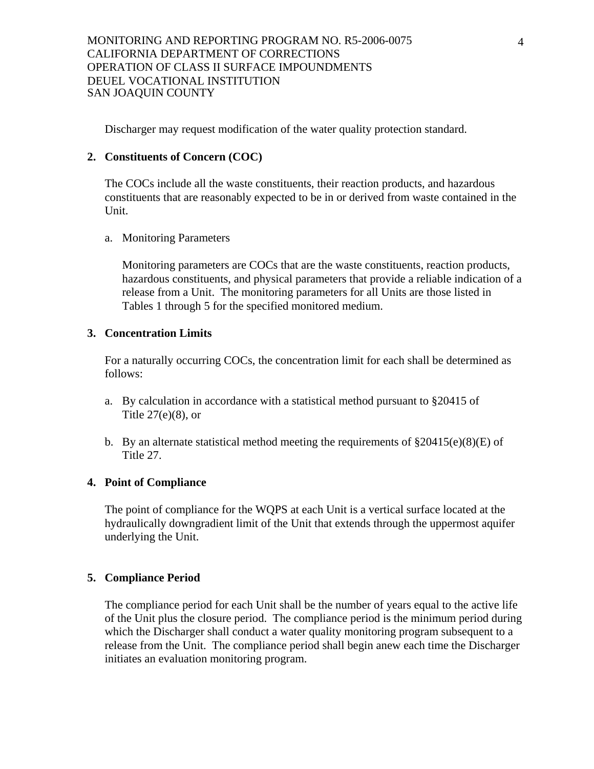Discharger may request modification of the water quality protection standard.

**2. Constituents of Concern (COC)**

The COCs include all the waste constituents, their reaction products, and hazardous constituents that are reasonably expected to be in or derived from waste contained in the Unit.

a. Monitoring Parameters

Monitoring parameters are COCs that are the waste constituents, reaction products, hazardous constituents, and physical parameters that provide a reliable indication of a release from a Unit. The monitoring parameters for all Units are those listed in Tables 1 through 5 for the specified monitored medium.

**3. Concentration Limits**

For a naturally occurring COCs, the concentration limit for each shall be determined as follows:

a. By calculation in accordance with a statistical method pursuant to §20415 of Title 27(e)(8), or

b. By an alternate statistical method meeting the requirements of §20415(e)(8)(E) of Title 27.

**4. Point of Compliance**

The point of compliance for the WQPS at each Unit is a vertical surface located at the hydraulically downgradient limit of the Unit that extends through the uppermost aquifer underlying the Unit.

**5. Compliance Period**

The compliance period for each Unit shall be the number of years equal to the active life of the Unit plus the closure period. The compliance period is the minimum period during which the Discharger shall conduct a water quality monitoring program subsequent to a release from the Unit. The compliance period shall begin anew each time the Discharger initiates an evaluation monitoring program.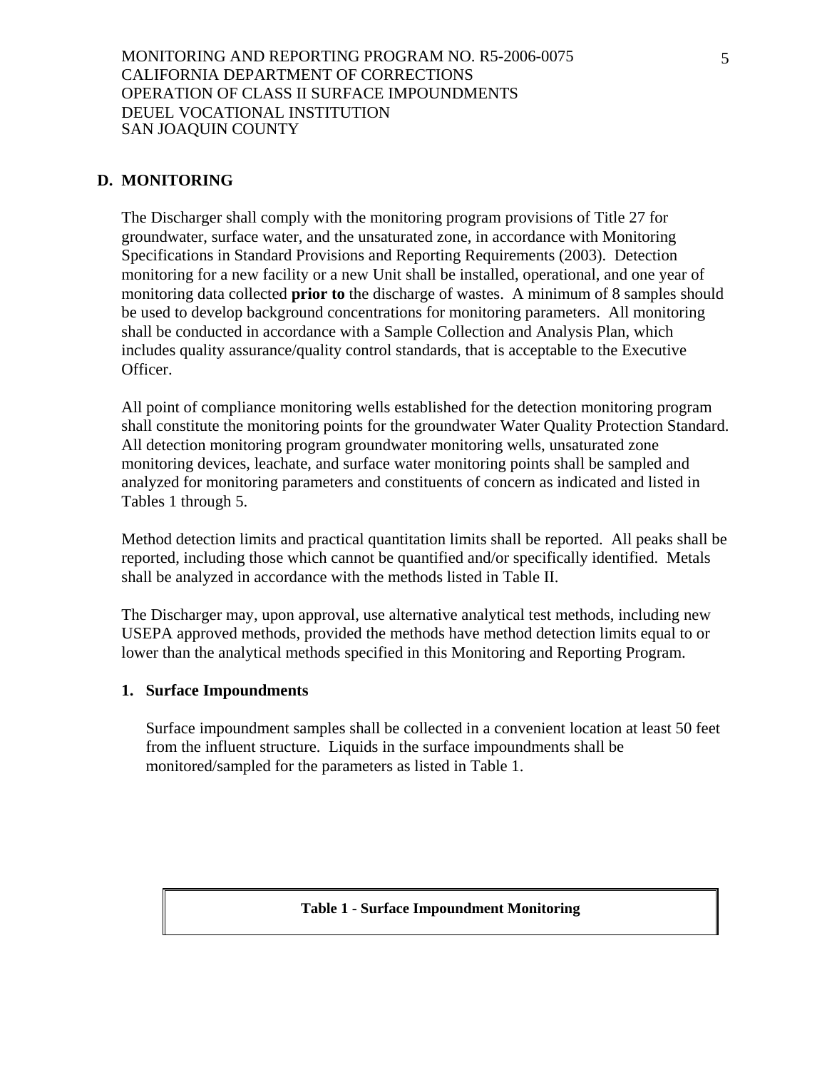## D. MONITORING

The Discharger shall comply with the monitoring program provisions of Title 27 for groundwater, surface water, and the unsaturated zone, in accordance with Monitoring Specifications in Standard Provisions and Reporting Requirements (2003). Detection monitoring for a new facility or a new Unit shall be installed, operational, and one year of monitoring data collected **prior to** the discharge of wastes. A minimum of 8 samples should be used to develop background concentrations for monitoring parameters. All monitoring shall be conducted in accordance with a Sample Collection and Analysis Plan, which includes quality assurance/quality control standards, that is acceptable to the Executive Officer.

All point of compliance monitoring wells established for the detection monitoring program shall constitute the monitoring points for the groundwater Water Quality Protection Standard. All detection monitoring program groundwater monitoring wells, unsaturated zone monitoring devices, leachate, and surface water monitoring points shall be sampled and analyzed for monitoring parameters and constituents of concern as indicated and listed in Tables 1 through 5.

Method detection limits and practical quantitation limits shall be reported. All peaks shall be reported, including those which cannot be quantified and/or specifically identified. Metals shall be analyzed in accordance with the methods listed in Table II.

The Discharger may, upon approval, use alternative analytical test methods, including new USEPA approved methods, provided the methods have method detection limits equal to or lower than the analytical methods specified in this Monitoring and Reporting Program.

### 1. Surface Impoundments

Surface impoundment samples shall be collected in a convenient location at least 50 feet from the influent structure. Liquids in the surface impoundments shall be monitored/sampled for the parameters as listed in Table 1.

| **Table 1 - Surface Impoundment Monitoring** |
|---|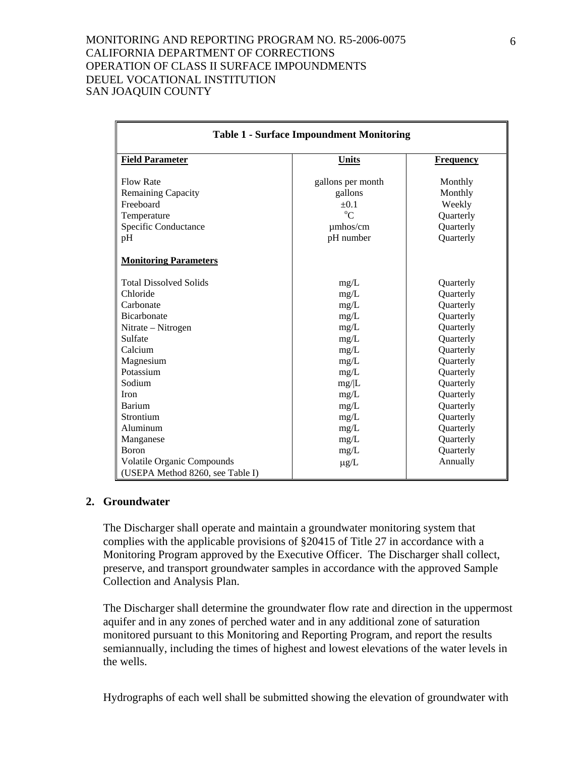| **Table 1 - Surface Impoundment Monitoring** | | |
|---|---|---|
| **Field Parameter** | **Units** | **Frequency** |
| Flow Rate | gallons per month | Monthly |
| Remaining Capacity | gallons | Monthly |
| Freeboard | ±0.1 | Weekly |
| Temperature | °C | Quarterly |
| Specific Conductance | µmhos/cm | Quarterly |
| pH | pH number | Quarterly |
| **Monitoring Parameters** | | |
| Total Dissolved Solids | mg/L | Quarterly |
| Chloride | mg/L | Quarterly |
| Carbonate | mg/L | Quarterly |
| Bicarbonate | mg/L | Quarterly |
| Nitrate – Nitrogen | mg/L | Quarterly |
| Sulfate | mg/L | Quarterly |
| Calcium | mg/L | Quarterly |
| Magnesium | mg/L | Quarterly |
| Potassium | mg/L | Quarterly |
| Sodium | mg/L | Quarterly |
| Iron | mg/L | Quarterly |
| Barium | mg/L | Quarterly |
| Strontium | mg/L | Quarterly |
| Aluminum | mg/L | Quarterly |
| Manganese | mg/L | Quarterly |
| Boron | mg/L | Quarterly |
| Volatile Organic Compounds (USEPA Method 8260, see Table I) | µg/L | Annually |

## 2. Groundwater

The Discharger shall operate and maintain a groundwater monitoring system that complies with the applicable provisions of §20415 of Title 27 in accordance with a Monitoring Program approved by the Executive Officer. The Discharger shall collect, preserve, and transport groundwater samples in accordance with the approved Sample Collection and Analysis Plan.

The Discharger shall determine the groundwater flow rate and direction in the uppermost aquifer and in any zones of perched water and in any additional zone of saturation monitored pursuant to this Monitoring and Reporting Program, and report the results semiannually, including the times of highest and lowest elevations of the water levels in the wells.

Hydrographs of each well shall be submitted showing the elevation of groundwater with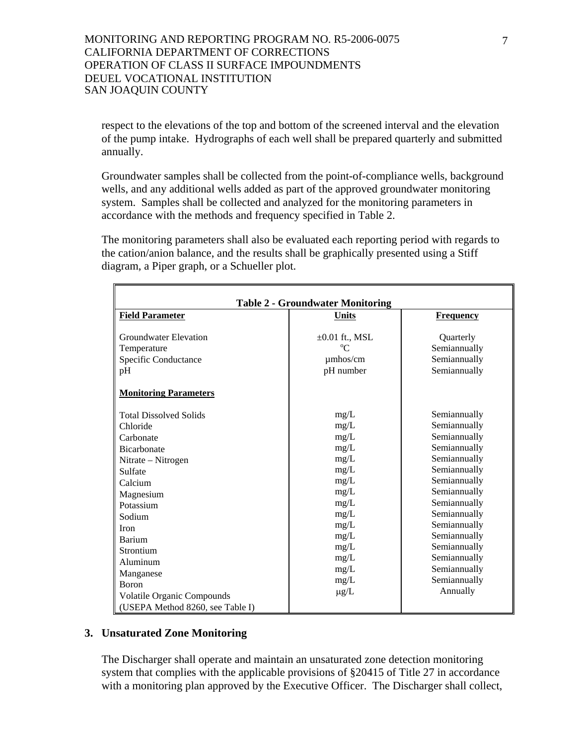respect to the elevations of the top and bottom of the screened interval and the elevation of the pump intake. Hydrographs of each well shall be prepared quarterly and submitted annually.

Groundwater samples shall be collected from the point-of-compliance wells, background wells, and any additional wells added as part of the approved groundwater monitoring system. Samples shall be collected and analyzed for the monitoring parameters in accordance with the methods and frequency specified in Table 2.

The monitoring parameters shall also be evaluated each reporting period with regards to the cation/anion balance, and the results shall be graphically presented using a Stiff diagram, a Piper graph, or a Schueller plot.

**Table 2 - Groundwater Monitoring**

| Field Parameter | Units | Frequency |
|---|---|---|
| Groundwater Elevation | ±0.01 ft., MSL | Quarterly |
| Temperature | °C | Semiannually |
| Specific Conductance | µmhos/cm | Semiannually |
| pH | pH number | Semiannually |
| **Monitoring Parameters** | | |
| Total Dissolved Solids | mg/L | Semiannually |
| Chloride | mg/L | Semiannually |
| Carbonate | mg/L | Semiannually |
| Bicarbonate | mg/L | Semiannually |
| Nitrate – Nitrogen | mg/L | Semiannually |
| Sulfate | mg/L | Semiannually |
| Calcium | mg/L | Semiannually |
| Magnesium | mg/L | Semiannually |
| Potassium | mg/L | Semiannually |
| Sodium | mg/L | Semiannually |
| Iron | mg/L | Semiannually |
| Barium | mg/L | Semiannually |
| Strontium | mg/L | Semiannually |
| Aluminum | mg/L | Semiannually |
| Manganese | mg/L | Semiannually |
| Boron | mg/L | Semiannually |
| Volatile Organic Compounds (USEPA Method 8260, see Table I) | µg/L | Annually |

### 3. Unsaturated Zone Monitoring

The Discharger shall operate and maintain an unsaturated zone detection monitoring system that complies with the applicable provisions of §20415 of Title 27 in accordance with a monitoring plan approved by the Executive Officer. The Discharger shall collect,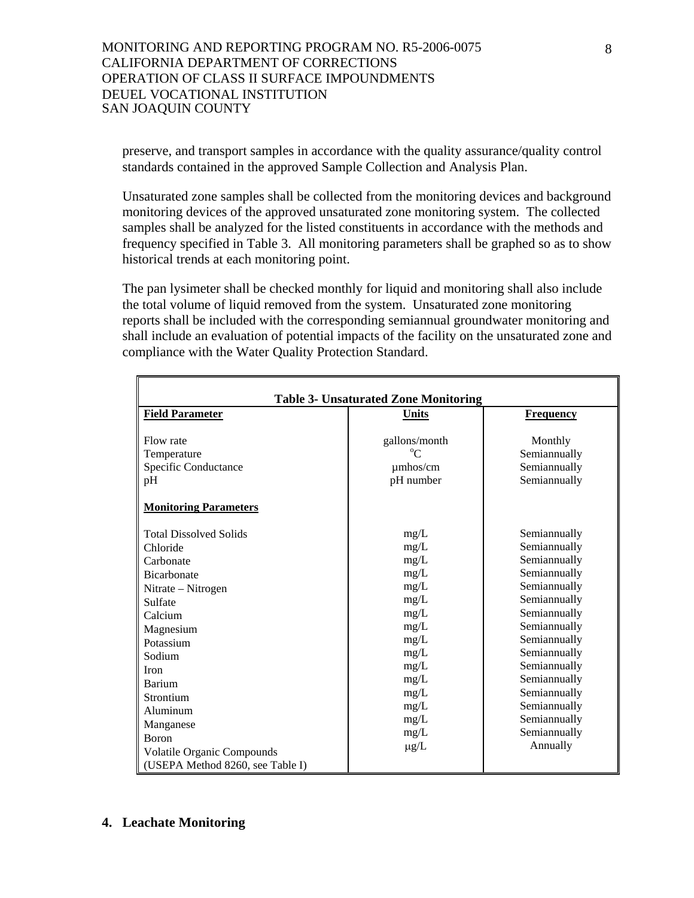preserve, and transport samples in accordance with the quality assurance/quality control standards contained in the approved Sample Collection and Analysis Plan.

Unsaturated zone samples shall be collected from the monitoring devices and background monitoring devices of the approved unsaturated zone monitoring system. The collected samples shall be analyzed for the listed constituents in accordance with the methods and frequency specified in Table 3. All monitoring parameters shall be graphed so as to show historical trends at each monitoring point.

The pan lysimeter shall be checked monthly for liquid and monitoring shall also include the total volume of liquid removed from the system. Unsaturated zone monitoring reports shall be included with the corresponding semiannual groundwater monitoring and shall include an evaluation of potential impacts of the facility on the unsaturated zone and compliance with the Water Quality Protection Standard.

**Table 3- Unsaturated Zone Monitoring**

| Field Parameter | Units | Frequency |
|---|---|---|
| Flow rate | gallons/month | Monthly |
| Temperature | °C | Semiannually |
| Specific Conductance | μmhos/cm | Semiannually |
| pH | pH number | Semiannually |
| **Monitoring Parameters** | | |
| Total Dissolved Solids | mg/L | Semiannually |
| Chloride | mg/L | Semiannually |
| Carbonate | mg/L | Semiannually |
| Bicarbonate | mg/L | Semiannually |
| Nitrate – Nitrogen | mg/L | Semiannually |
| Sulfate | mg/L | Semiannually |
| Calcium | mg/L | Semiannually |
| Magnesium | mg/L | Semiannually |
| Potassium | mg/L | Semiannually |
| Sodium | mg/L | Semiannually |
| Iron | mg/L | Semiannually |
| Barium | mg/L | Semiannually |
| Strontium | mg/L | Semiannually |
| Aluminum | mg/L | Semiannually |
| Manganese | mg/L | Semiannually |
| Boron | mg/L | Semiannually |
| Volatile Organic Compounds (USEPA Method 8260, see Table I) | μg/L | Annually |

## 4. Leachate Monitoring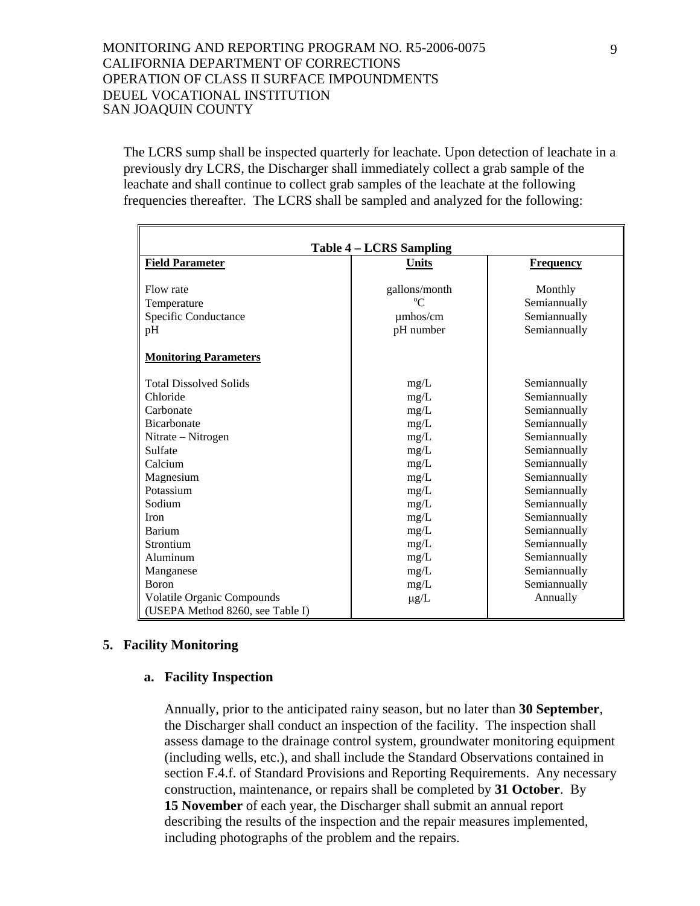The LCRS sump shall be inspected quarterly for leachate. Upon detection of leachate in a previously dry LCRS, the Discharger shall immediately collect a grab sample of the leachate and shall continue to collect grab samples of the leachate at the following frequencies thereafter. The LCRS shall be sampled and analyzed for the following:

| Table 4 – LCRS Sampling | | |
|---|---|---|
| **Field Parameter** | **Units** | **Frequency** |
| Flow rate | gallons/month | Monthly |
| Temperature | °C | Semiannually |
| Specific Conductance | µmhos/cm | Semiannually |
| pH | pH number | Semiannually |
| **Monitoring Parameters** | | |
| Total Dissolved Solids | mg/L | Semiannually |
| Chloride | mg/L | Semiannually |
| Carbonate | mg/L | Semiannually |
| Bicarbonate | mg/L | Semiannually |
| Nitrate – Nitrogen | mg/L | Semiannually |
| Sulfate | mg/L | Semiannually |
| Calcium | mg/L | Semiannually |
| Magnesium | mg/L | Semiannually |
| Potassium | mg/L | Semiannually |
| Sodium | mg/L | Semiannually |
| Iron | mg/L | Semiannually |
| Barium | mg/L | Semiannually |
| Strontium | mg/L | Semiannually |
| Aluminum | mg/L | Semiannually |
| Manganese | mg/L | Semiannually |
| Boron | mg/L | Semiannually |
| Volatile Organic Compounds (USEPA Method 8260, see Table I) | µg/L | Annually |

## 5. Facility Monitoring

### a. Facility Inspection

Annually, prior to the anticipated rainy season, but no later than **30 September**, the Discharger shall conduct an inspection of the facility. The inspection shall assess damage to the drainage control system, groundwater monitoring equipment (including wells, etc.), and shall include the Standard Observations contained in section F.4.f. of Standard Provisions and Reporting Requirements. Any necessary construction, maintenance, or repairs shall be completed by **31 October**. By **15 November** of each year, the Discharger shall submit an annual report describing the results of the inspection and the repair measures implemented, including photographs of the problem and the repairs.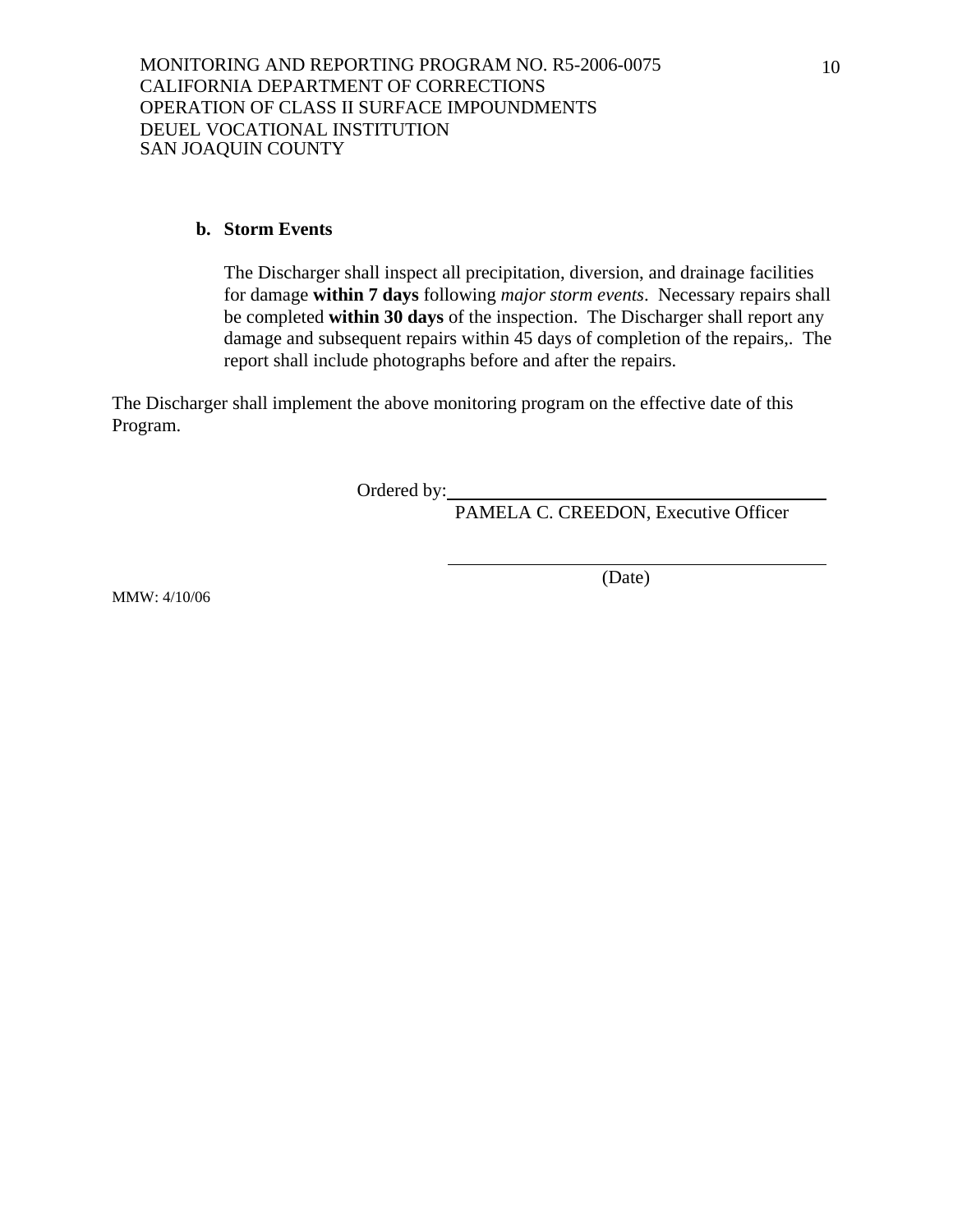**b. Storm Events**

The Discharger shall inspect all precipitation, diversion, and drainage facilities for damage **within 7 days** following *major storm events*. Necessary repairs shall be completed **within 30 days** of the inspection. The Discharger shall report any damage and subsequent repairs within 45 days of completion of the repairs,. The report shall include photographs before and after the repairs.

The Discharger shall implement the above monitoring program on the effective date of this Program.

Ordered by: \_\_\_\_\_\_\_\_\_\_\_\_\_\_\_\_\_\_\_\_\_\_\_\_\_\_\_\_\_\_\_\_\_\_\_\_

PAMELA C. CREEDON, Executive Officer

\_\_\_\_\_\_\_\_\_\_\_\_\_\_\_\_\_\_\_\_\_\_\_\_\_\_\_\_\_\_\_\_\_\_\_\_

(Date)

MMW: 4/10/06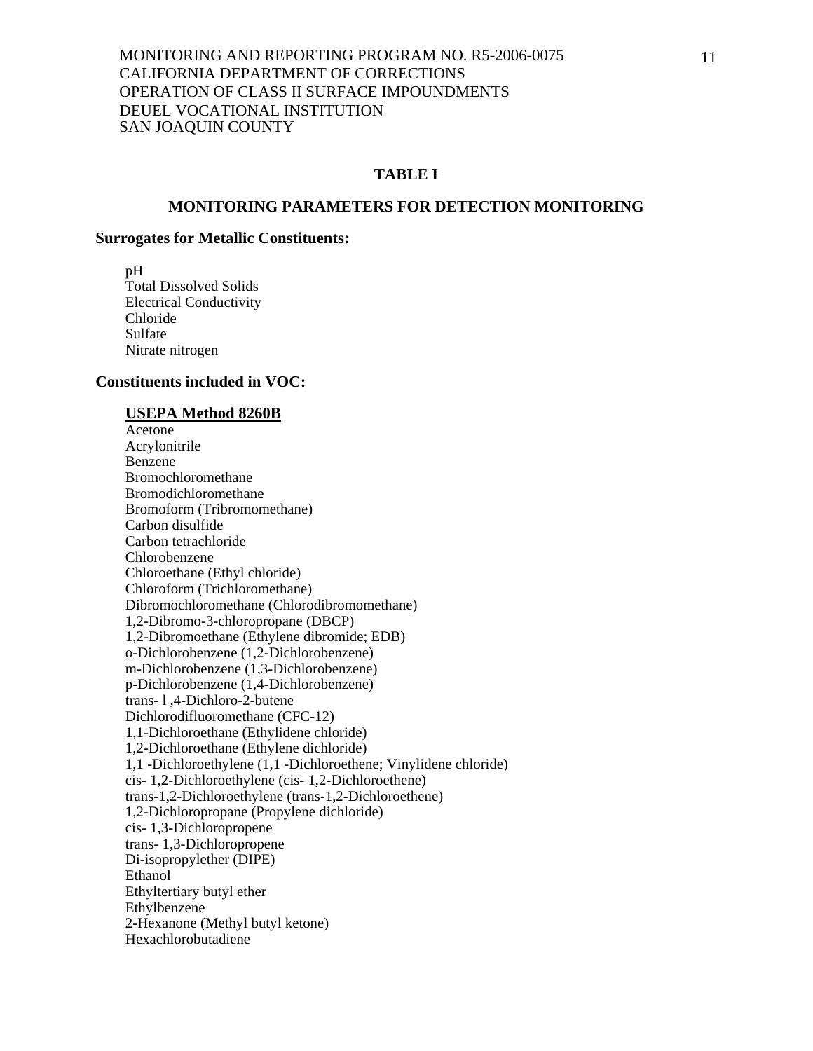## TABLE I

## MONITORING PARAMETERS FOR DETECTION MONITORING

**Surrogates for Metallic Constituents:**

pH
Total Dissolved Solids
Electrical Conductivity
Chloride
Sulfate
Nitrate nitrogen

**Constituents included in VOC:**

**USEPA Method 8260B**
Acetone
Acrylonitrile
Benzene
Bromochloromethane
Bromodichloromethane
Bromoform (Tribromomethane)
Carbon disulfide
Carbon tetrachloride
Chlorobenzene
Chloroethane (Ethyl chloride)
Chloroform (Trichloromethane)
Dibromochloromethane (Chlorodibromomethane)
1,2-Dibromo-3-chloropropane (DBCP)
1,2-Dibromoethane (Ethylene dibromide; EDB)
o-Dichlorobenzene (1,2-Dichlorobenzene)
m-Dichlorobenzene (1,3-Dichlorobenzene)
p-Dichlorobenzene (1,4-Dichlorobenzene)
trans- l ,4-Dichloro-2-butene
Dichlorodifluoromethane (CFC-12)
1,1-Dichloroethane (Ethylidene chloride)
1,2-Dichloroethane (Ethylene dichloride)
1,1 -Dichloroethylene (1,1 -Dichloroethene; Vinylidene chloride)
cis- 1,2-Dichloroethylene (cis- 1,2-Dichloroethene)
trans-1,2-Dichloroethylene (trans-1,2-Dichloroethene)
1,2-Dichloropropane (Propylene dichloride)
cis- 1,3-Dichloropropene
trans- 1,3-Dichloropropene
Di-isopropylether (DIPE)
Ethanol
Ethyltertiary butyl ether
Ethylbenzene
2-Hexanone (Methyl butyl ketone)
Hexachlorobutadiene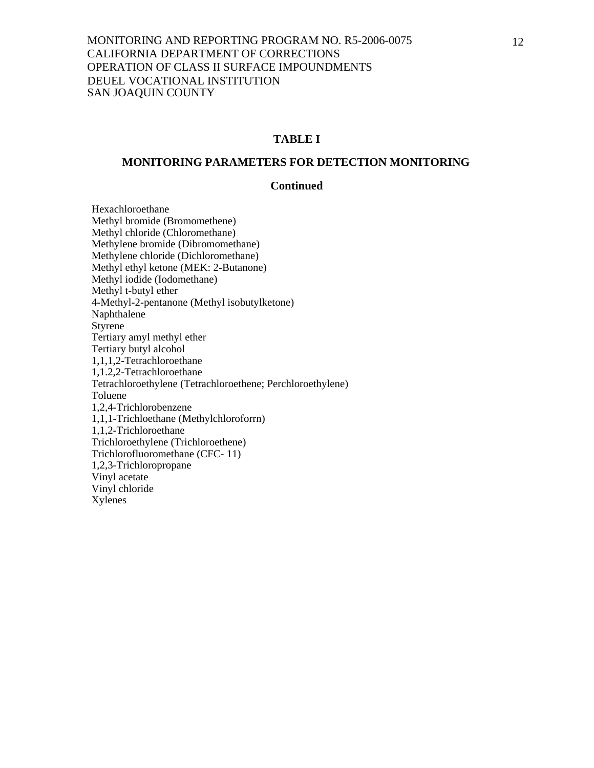**TABLE I**

**MONITORING PARAMETERS FOR DETECTION MONITORING**

**Continued**

Hexachloroethane
Methyl bromide (Bromomethene)
Methyl chloride (Chloromethane)
Methylene bromide (Dibromomethane)
Methylene chloride (Dichloromethane)
Methyl ethyl ketone (MEK: 2-Butanone)
Methyl iodide (Iodomethane)
Methyl t-butyl ether
4-Methyl-2-pentanone (Methyl isobutylketone)
Naphthalene
Styrene
Tertiary amyl methyl ether
Tertiary butyl alcohol
1,1,1,2-Tetrachloroethane
1,1.2,2-Tetrachloroethane
Tetrachloroethylene (Tetrachloroethene; Perchloroethylene)
Toluene
1,2,4-Trichlorobenzene
1,1,1-Trichloethane (Methylchloroforrn)
1,1,2-Trichloroethane
Trichloroethylene (Trichloroethene)
Trichlorofluoromethane (CFC- 11)
1,2,3-Trichloropropane
Vinyl acetate
Vinyl chloride
Xylenes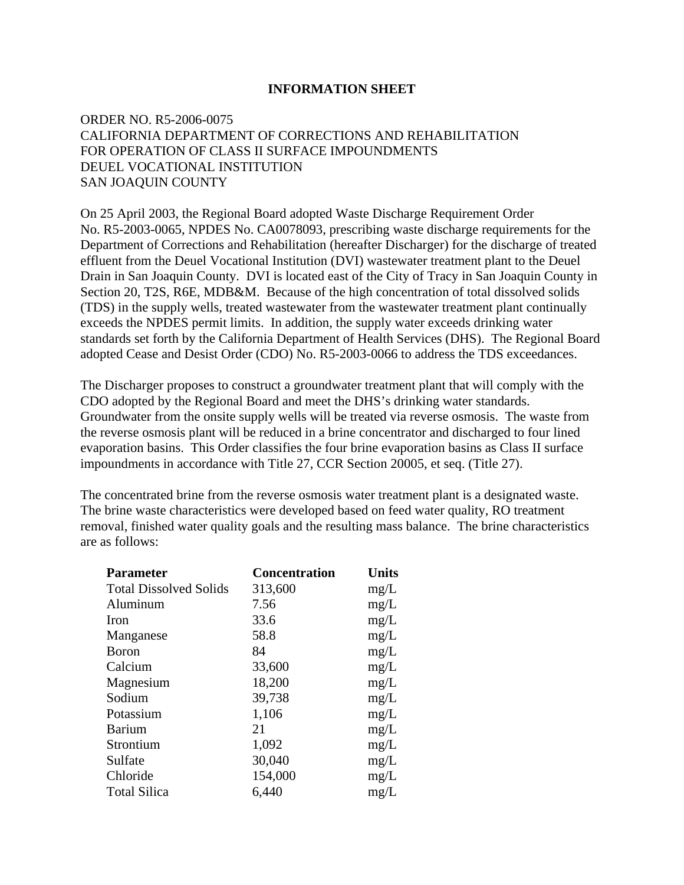# INFORMATION SHEET

ORDER NO. R5-2006-0075
CALIFORNIA DEPARTMENT OF CORRECTIONS AND REHABILITATION
FOR OPERATION OF CLASS II SURFACE IMPOUNDMENTS
DEUEL VOCATIONAL INSTITUTION
SAN JOAQUIN COUNTY

On 25 April 2003, the Regional Board adopted Waste Discharge Requirement Order No. R5-2003-0065, NPDES No. CA0078093, prescribing waste discharge requirements for the Department of Corrections and Rehabilitation (hereafter Discharger) for the discharge of treated effluent from the Deuel Vocational Institution (DVI) wastewater treatment plant to the Deuel Drain in San Joaquin County. DVI is located east of the City of Tracy in San Joaquin County in Section 20, T2S, R6E, MDB&M. Because of the high concentration of total dissolved solids (TDS) in the supply wells, treated wastewater from the wastewater treatment plant continually exceeds the NPDES permit limits. In addition, the supply water exceeds drinking water standards set forth by the California Department of Health Services (DHS). The Regional Board adopted Cease and Desist Order (CDO) No. R5-2003-0066 to address the TDS exceedances.

The Discharger proposes to construct a groundwater treatment plant that will comply with the CDO adopted by the Regional Board and meet the DHS's drinking water standards. Groundwater from the onsite supply wells will be treated via reverse osmosis. The waste from the reverse osmosis plant will be reduced in a brine concentrator and discharged to four lined evaporation basins. This Order classifies the four brine evaporation basins as Class II surface impoundments in accordance with Title 27, CCR Section 20005, et seq. (Title 27).

The concentrated brine from the reverse osmosis water treatment plant is a designated waste. The brine waste characteristics were developed based on feed water quality, RO treatment removal, finished water quality goals and the resulting mass balance. The brine characteristics are as follows:

| Parameter | Concentration | Units |
|---|---|---|
| Total Dissolved Solids | 313,600 | mg/L |
| Aluminum | 7.56 | mg/L |
| Iron | 33.6 | mg/L |
| Manganese | 58.8 | mg/L |
| Boron | 84 | mg/L |
| Calcium | 33,600 | mg/L |
| Magnesium | 18,200 | mg/L |
| Sodium | 39,738 | mg/L |
| Potassium | 1,106 | mg/L |
| Barium | 21 | mg/L |
| Strontium | 1,092 | mg/L |
| Sulfate | 30,040 | mg/L |
| Chloride | 154,000 | mg/L |
| Total Silica | 6,440 | mg/L |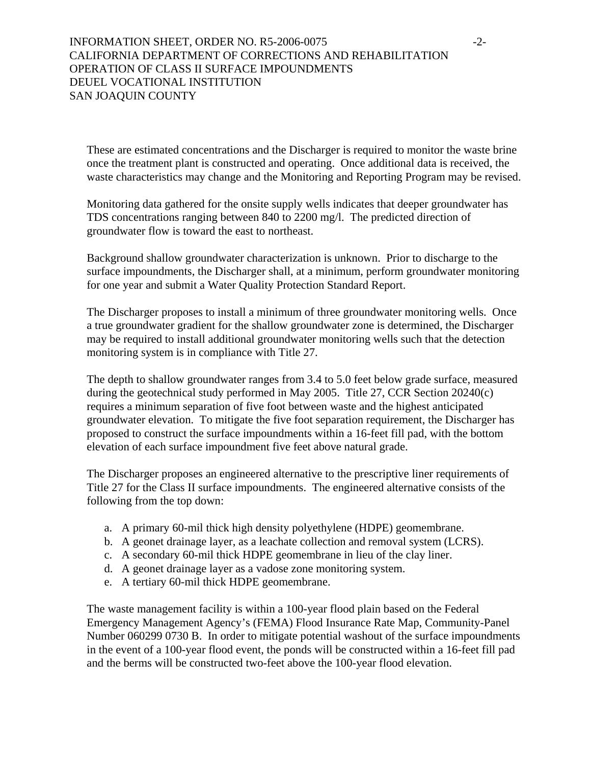These are estimated concentrations and the Discharger is required to monitor the waste brine once the treatment plant is constructed and operating. Once additional data is received, the waste characteristics may change and the Monitoring and Reporting Program may be revised.

Monitoring data gathered for the onsite supply wells indicates that deeper groundwater has TDS concentrations ranging between 840 to 2200 mg/l. The predicted direction of groundwater flow is toward the east to northeast.

Background shallow groundwater characterization is unknown. Prior to discharge to the surface impoundments, the Discharger shall, at a minimum, perform groundwater monitoring for one year and submit a Water Quality Protection Standard Report.

The Discharger proposes to install a minimum of three groundwater monitoring wells. Once a true groundwater gradient for the shallow groundwater zone is determined, the Discharger may be required to install additional groundwater monitoring wells such that the detection monitoring system is in compliance with Title 27.

The depth to shallow groundwater ranges from 3.4 to 5.0 feet below grade surface, measured during the geotechnical study performed in May 2005. Title 27, CCR Section 20240(c) requires a minimum separation of five foot between waste and the highest anticipated groundwater elevation. To mitigate the five foot separation requirement, the Discharger has proposed to construct the surface impoundments within a 16-feet fill pad, with the bottom elevation of each surface impoundment five feet above natural grade.

The Discharger proposes an engineered alternative to the prescriptive liner requirements of Title 27 for the Class II surface impoundments. The engineered alternative consists of the following from the top down:

a. A primary 60-mil thick high density polyethylene (HDPE) geomembrane.
b. A geonet drainage layer, as a leachate collection and removal system (LCRS).
c. A secondary 60-mil thick HDPE geomembrane in lieu of the clay liner.
d. A geonet drainage layer as a vadose zone monitoring system.
e. A tertiary 60-mil thick HDPE geomembrane.

The waste management facility is within a 100-year flood plain based on the Federal Emergency Management Agency's (FEMA) Flood Insurance Rate Map, Community-Panel Number 060299 0730 B. In order to mitigate potential washout of the surface impoundments in the event of a 100-year flood event, the ponds will be constructed within a 16-feet fill pad and the berms will be constructed two-feet above the 100-year flood elevation.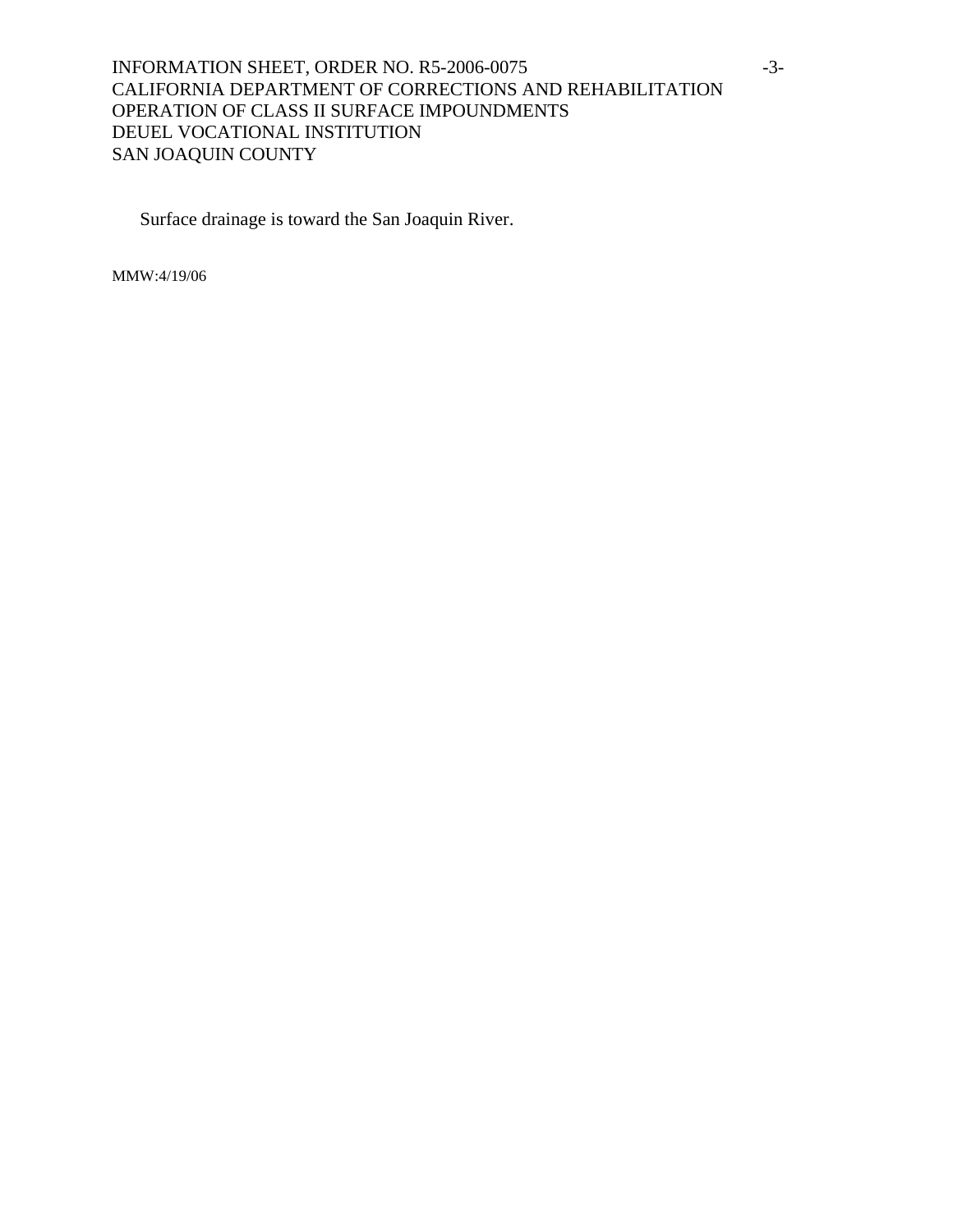Surface drainage is toward the San Joaquin River.

MMW:4/19/06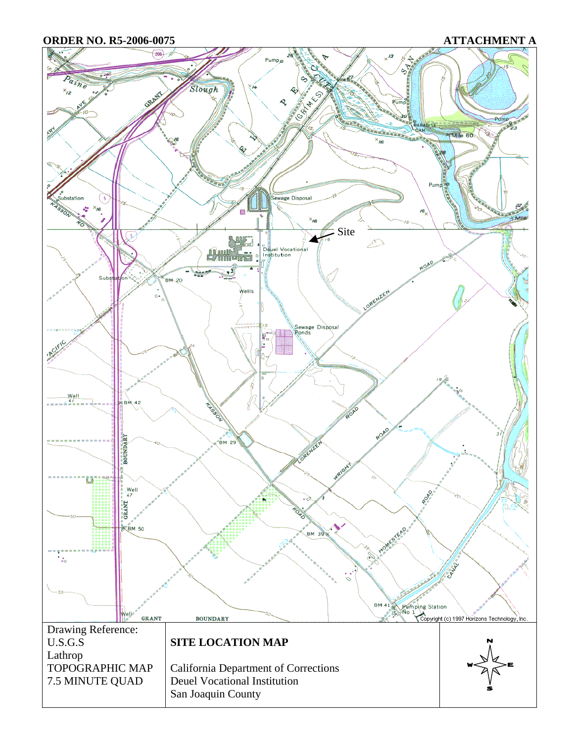ORDER NO. R5-2006-0075 ATTACHMENT A

Site

| Drawing Reference: U.S.G.S Lathrop TOPOGRAPHIC MAP 7.5 MINUTE QUAD | **SITE LOCATION MAP**<br><br>California Department of Corrections<br>Deuel Vocational Institution<br>San Joaquin County |
|---|---|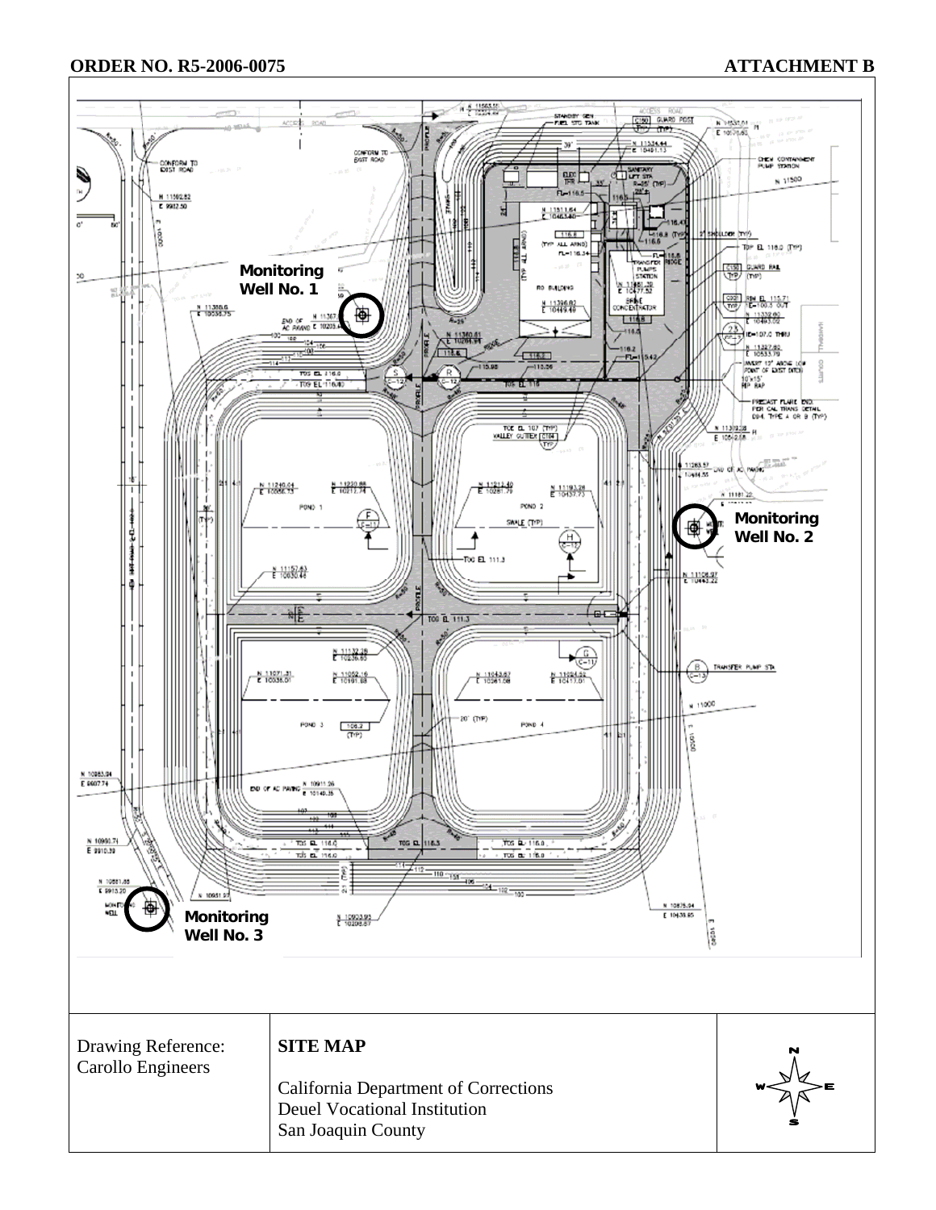**ORDER NO. R5-2006-0075** **ATTACHMENT B**

Monitoring Well No. 1

Monitoring Well No. 2

Monitoring Well No. 3

| Drawing Reference: Carollo Engineers | **SITE MAP**<br><br>California Department of Corrections<br>Deuel Vocational Institution<br>San Joaquin County | N W E S |
|---|---|---|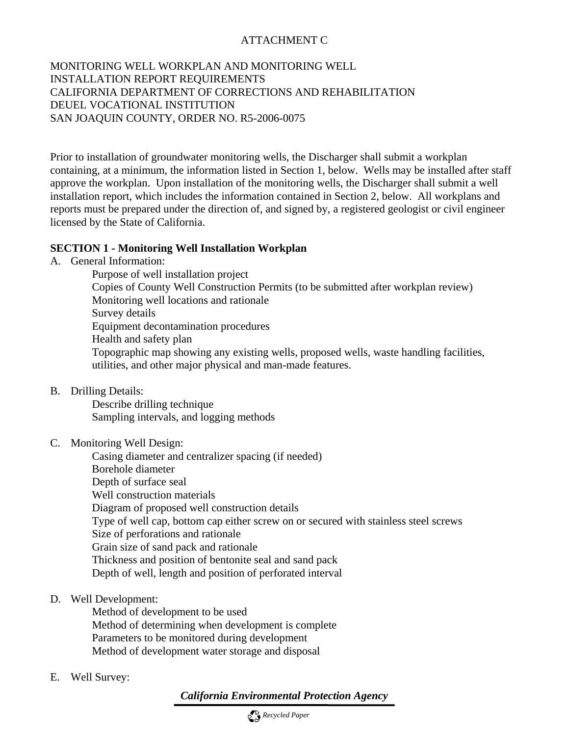ATTACHMENT C

MONITORING WELL WORKPLAN AND MONITORING WELL
INSTALLATION REPORT REQUIREMENTS
CALIFORNIA DEPARTMENT OF CORRECTIONS AND REHABILITATION
DEUEL VOCATIONAL INSTITUTION
SAN JOAQUIN COUNTY, ORDER NO. R5-2006-0075

Prior to installation of groundwater monitoring wells, the Discharger shall submit a workplan containing, at a minimum, the information listed in Section 1, below. Wells may be installed after staff approve the workplan. Upon installation of the monitoring wells, the Discharger shall submit a well installation report, which includes the information contained in Section 2, below. All workplans and reports must be prepared under the direction of, and signed by, a registered geologist or civil engineer licensed by the State of California.

**SECTION 1 - Monitoring Well Installation Workplan**

A. General Information:
   - Purpose of well installation project
   - Copies of County Well Construction Permits (to be submitted after workplan review)
   - Monitoring well locations and rationale
   - Survey details
   - Equipment decontamination procedures
   - Health and safety plan
   - Topographic map showing any existing wells, proposed wells, waste handling facilities, utilities, and other major physical and man-made features.

B. Drilling Details:
   - Describe drilling technique
   - Sampling intervals, and logging methods

C. Monitoring Well Design:
   - Casing diameter and centralizer spacing (if needed)
   - Borehole diameter
   - Depth of surface seal
   - Well construction materials
   - Diagram of proposed well construction details
   - Type of well cap, bottom cap either screw on or secured with stainless steel screws
   - Size of perforations and rationale
   - Grain size of sand pack and rationale
   - Thickness and position of bentonite seal and sand pack
   - Depth of well, length and position of perforated interval

D. Well Development:
   - Method of development to be used
   - Method of determining when development is complete
   - Parameters to be monitored during development
   - Method of development water storage and disposal

E. Well Survey: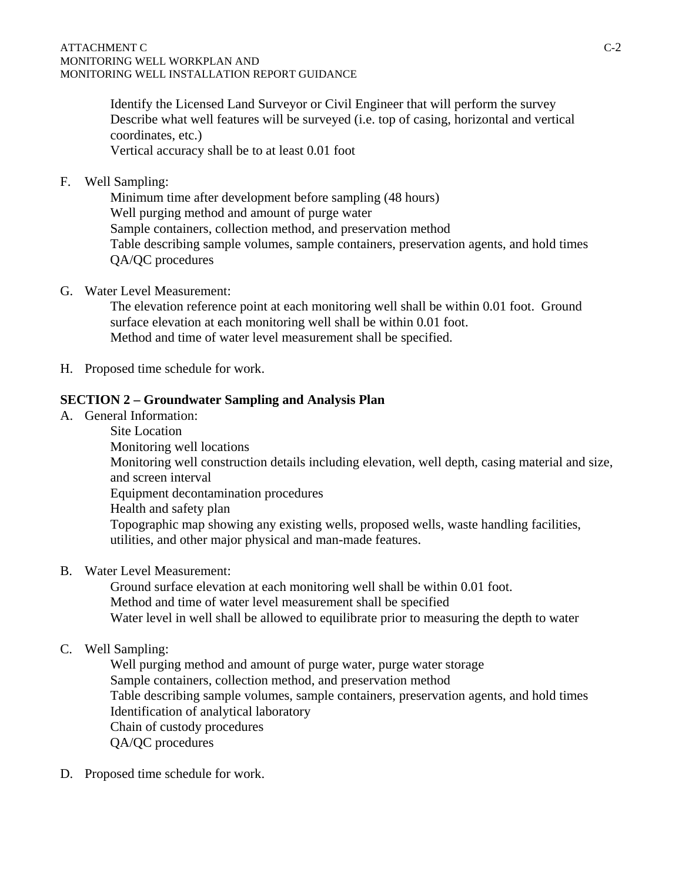Identify the Licensed Land Surveyor or Civil Engineer that will perform the survey
Describe what well features will be surveyed (i.e. top of casing, horizontal and vertical coordinates, etc.)
Vertical accuracy shall be to at least 0.01 foot

F. Well Sampling:

Minimum time after development before sampling (48 hours)
Well purging method and amount of purge water
Sample containers, collection method, and preservation method
Table describing sample volumes, sample containers, preservation agents, and hold times
QA/QC procedures

G. Water Level Measurement:

The elevation reference point at each monitoring well shall be within 0.01 foot. Ground surface elevation at each monitoring well shall be within 0.01 foot.
Method and time of water level measurement shall be specified.

H. Proposed time schedule for work.

**SECTION 2 – Groundwater Sampling and Analysis Plan**

A. General Information:

Site Location
Monitoring well locations
Monitoring well construction details including elevation, well depth, casing material and size, and screen interval
Equipment decontamination procedures
Health and safety plan
Topographic map showing any existing wells, proposed wells, waste handling facilities, utilities, and other major physical and man-made features.

B. Water Level Measurement:

Ground surface elevation at each monitoring well shall be within 0.01 foot.
Method and time of water level measurement shall be specified
Water level in well shall be allowed to equilibrate prior to measuring the depth to water

C. Well Sampling:

Well purging method and amount of purge water, purge water storage
Sample containers, collection method, and preservation method
Table describing sample volumes, sample containers, preservation agents, and hold times
Identification of analytical laboratory
Chain of custody procedures
QA/QC procedures

D. Proposed time schedule for work.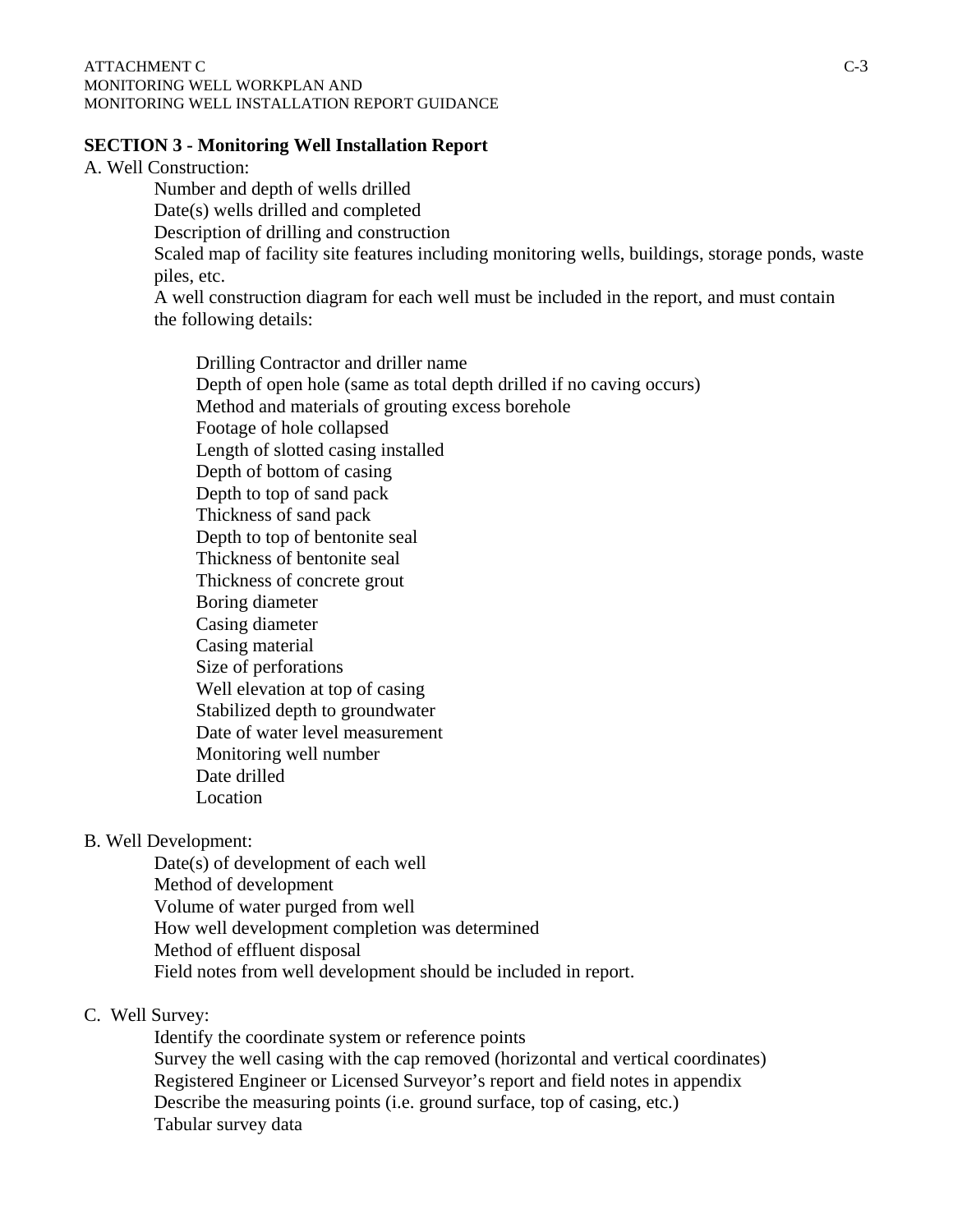## SECTION 3 - Monitoring Well Installation Report

A. Well Construction:

- Number and depth of wells drilled
- Date(s) wells drilled and completed
- Description of drilling and construction
- Scaled map of facility site features including monitoring wells, buildings, storage ponds, waste piles, etc.
- A well construction diagram for each well must be included in the report, and must contain the following details:
  - Drilling Contractor and driller name
  - Depth of open hole (same as total depth drilled if no caving occurs)
  - Method and materials of grouting excess borehole
  - Footage of hole collapsed
  - Length of slotted casing installed
  - Depth of bottom of casing
  - Depth to top of sand pack
  - Thickness of sand pack
  - Depth to top of bentonite seal
  - Thickness of bentonite seal
  - Thickness of concrete grout
  - Boring diameter
  - Casing diameter
  - Casing material
  - Size of perforations
  - Well elevation at top of casing
  - Stabilized depth to groundwater
  - Date of water level measurement
  - Monitoring well number
  - Date drilled
  - Location

B. Well Development:

- Date(s) of development of each well
- Method of development
- Volume of water purged from well
- How well development completion was determined
- Method of effluent disposal
- Field notes from well development should be included in report.

C. Well Survey:

- Identify the coordinate system or reference points
- Survey the well casing with the cap removed (horizontal and vertical coordinates)
- Registered Engineer or Licensed Surveyor's report and field notes in appendix
- Describe the measuring points (i.e. ground surface, top of casing, etc.)
- Tabular survey data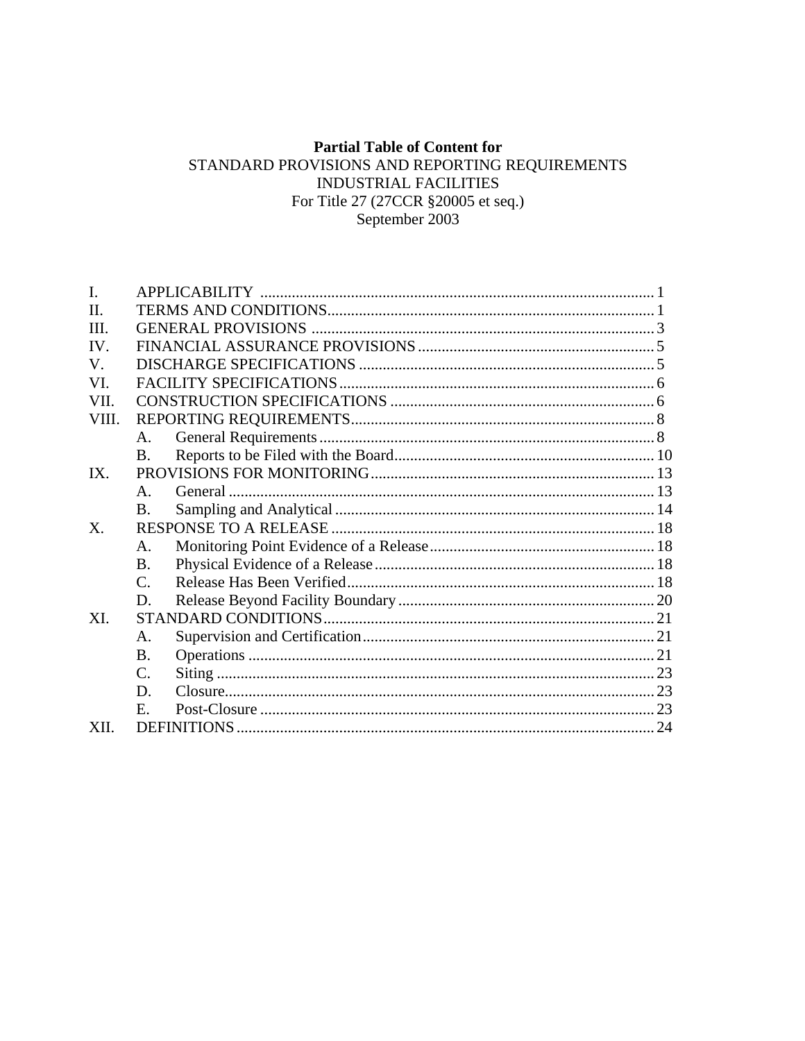**Partial Table of Content for**
STANDARD PROVISIONS AND REPORTING REQUIREMENTS
INDUSTRIAL FACILITIES
For Title 27 (27CCR §20005 et seq.)
September 2003

| | | | |
|---|---|---|---|
| I. | APPLICABILITY | | 1 |
| II. | TERMS AND CONDITIONS | | 1 |
| III. | GENERAL PROVISIONS | | 3 |
| IV. | FINANCIAL ASSURANCE PROVISIONS | | 5 |
| V. | DISCHARGE SPECIFICATIONS | | 5 |
| VI. | FACILITY SPECIFICATIONS | | 6 |
| VII. | CONSTRUCTION SPECIFICATIONS | | 6 |
| VIII. | REPORTING REQUIREMENTS | | 8 |
| | A. | General Requirements | 8 |
| | B. | Reports to be Filed with the Board | 10 |
| IX. | PROVISIONS FOR MONITORING | | 13 |
| | A. | General | 13 |
| | B. | Sampling and Analytical | 14 |
| X. | RESPONSE TO A RELEASE | | 18 |
| | A. | Monitoring Point Evidence of a Release | 18 |
| | B. | Physical Evidence of a Release | 18 |
| | C. | Release Has Been Verified | 18 |
| | D. | Release Beyond Facility Boundary | 20 |
| XI. | STANDARD CONDITIONS | | 21 |
| | A. | Supervision and Certification | 21 |
| | B. | Operations | 21 |
| | C. | Siting | 23 |
| | D. | Closure | 23 |
| | E. | Post-Closure | 23 |
| XII. | DEFINITIONS | | 24 |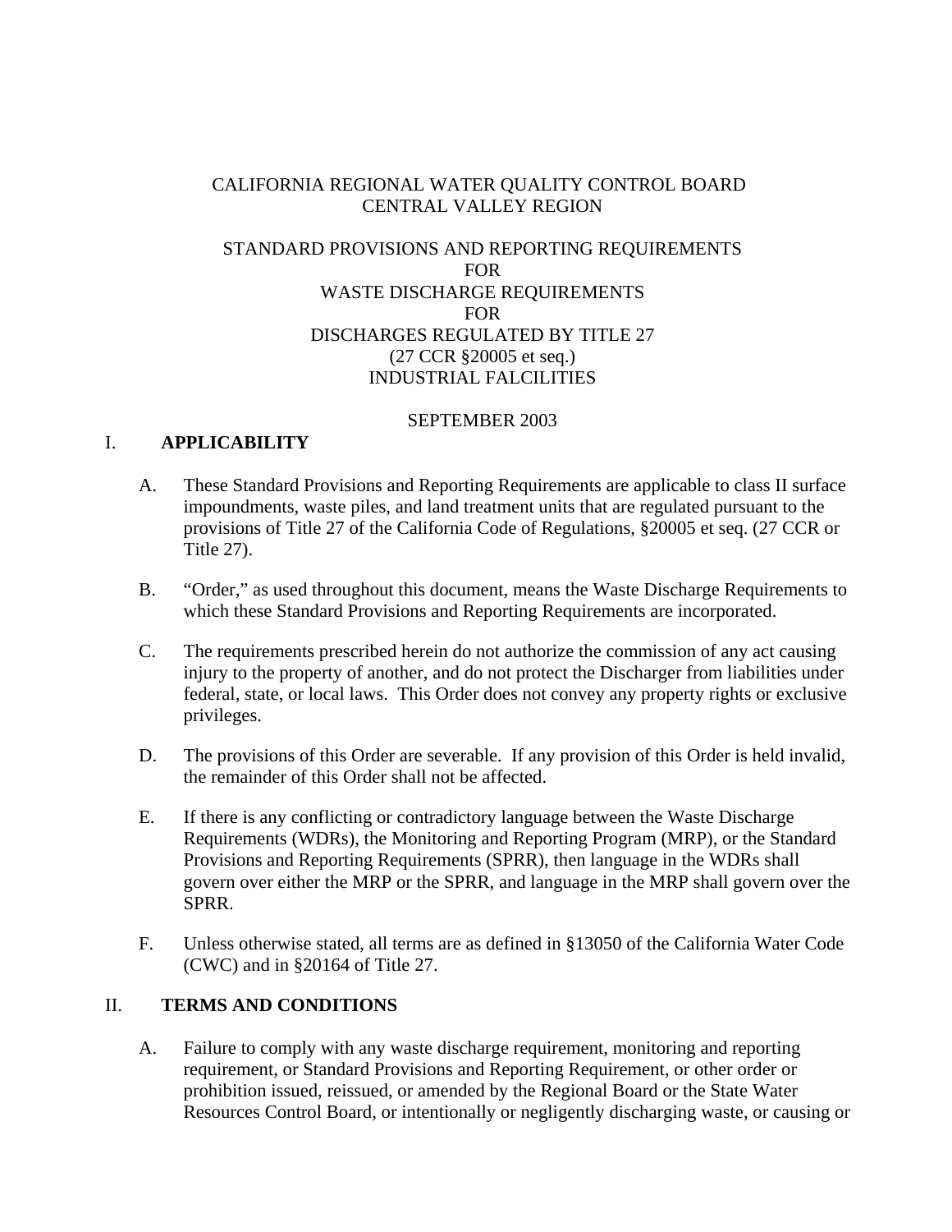CALIFORNIA REGIONAL WATER QUALITY CONTROL BOARD
CENTRAL VALLEY REGION

STANDARD PROVISIONS AND REPORTING REQUIREMENTS
FOR
WASTE DISCHARGE REQUIREMENTS
FOR
DISCHARGES REGULATED BY TITLE 27
(27 CCR §20005 et seq.)
INDUSTRIAL FALCILITIES

SEPTEMBER 2003

## I. APPLICABILITY

A. These Standard Provisions and Reporting Requirements are applicable to class II surface impoundments, waste piles, and land treatment units that are regulated pursuant to the provisions of Title 27 of the California Code of Regulations, §20005 et seq. (27 CCR or Title 27).

B. "Order," as used throughout this document, means the Waste Discharge Requirements to which these Standard Provisions and Reporting Requirements are incorporated.

C. The requirements prescribed herein do not authorize the commission of any act causing injury to the property of another, and do not protect the Discharger from liabilities under federal, state, or local laws. This Order does not convey any property rights or exclusive privileges.

D. The provisions of this Order are severable. If any provision of this Order is held invalid, the remainder of this Order shall not be affected.

E. If there is any conflicting or contradictory language between the Waste Discharge Requirements (WDRs), the Monitoring and Reporting Program (MRP), or the Standard Provisions and Reporting Requirements (SPRR), then language in the WDRs shall govern over either the MRP or the SPRR, and language in the MRP shall govern over the SPRR.

F. Unless otherwise stated, all terms are as defined in §13050 of the California Water Code (CWC) and in §20164 of Title 27.

## II. TERMS AND CONDITIONS

A. Failure to comply with any waste discharge requirement, monitoring and reporting requirement, or Standard Provisions and Reporting Requirement, or other order or prohibition issued, reissued, or amended by the Regional Board or the State Water Resources Control Board, or intentionally or negligently discharging waste, or causing or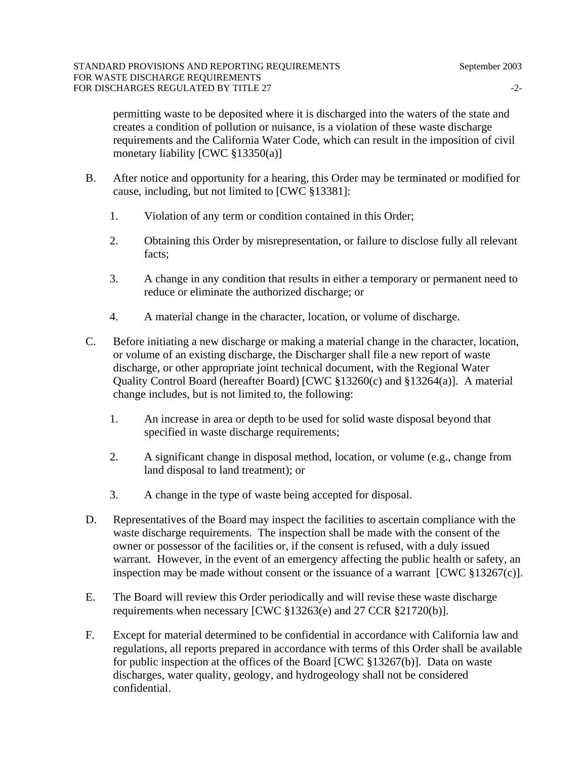permitting waste to be deposited where it is discharged into the waters of the state and creates a condition of pollution or nuisance, is a violation of these waste discharge requirements and the California Water Code, which can result in the imposition of civil monetary liability [CWC §13350(a)]

B. After notice and opportunity for a hearing, this Order may be terminated or modified for cause, including, but not limited to [CWC §13381]:

   1. Violation of any term or condition contained in this Order;

   2. Obtaining this Order by misrepresentation, or failure to disclose fully all relevant facts;

   3. A change in any condition that results in either a temporary or permanent need to reduce or eliminate the authorized discharge; or

   4. A material change in the character, location, or volume of discharge.

C. Before initiating a new discharge or making a material change in the character, location, or volume of an existing discharge, the Discharger shall file a new report of waste discharge, or other appropriate joint technical document, with the Regional Water Quality Control Board (hereafter Board) [CWC §13260(c) and §13264(a)]. A material change includes, but is not limited to, the following:

   1. An increase in area or depth to be used for solid waste disposal beyond that specified in waste discharge requirements;

   2. A significant change in disposal method, location, or volume (e.g., change from land disposal to land treatment); or

   3. A change in the type of waste being accepted for disposal.

D. Representatives of the Board may inspect the facilities to ascertain compliance with the waste discharge requirements. The inspection shall be made with the consent of the owner or possessor of the facilities or, if the consent is refused, with a duly issued warrant. However, in the event of an emergency affecting the public health or safety, an inspection may be made without consent or the issuance of a warrant [CWC §13267(c)].

E. The Board will review this Order periodically and will revise these waste discharge requirements when necessary [CWC §13263(e) and 27 CCR §21720(b)].

F. Except for material determined to be confidential in accordance with California law and regulations, all reports prepared in accordance with terms of this Order shall be available for public inspection at the offices of the Board [CWC §13267(b)]. Data on waste discharges, water quality, geology, and hydrogeology shall not be considered confidential.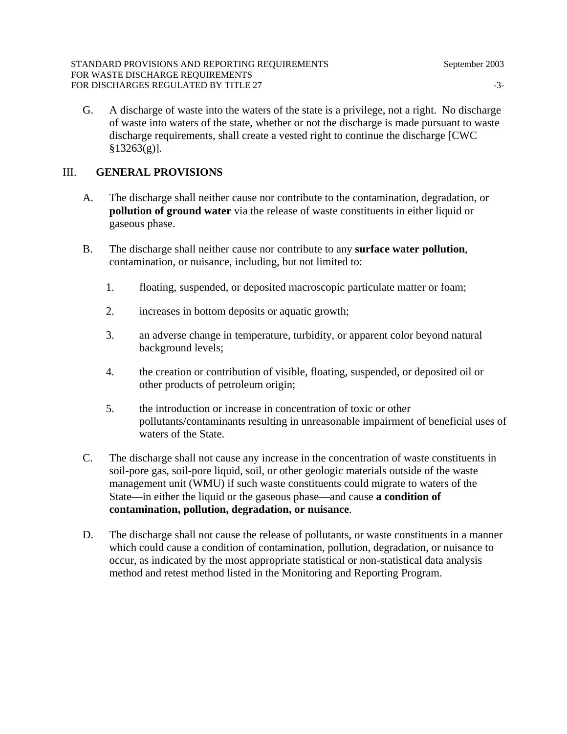G. A discharge of waste into the waters of the state is a privilege, not a right. No discharge of waste into waters of the state, whether or not the discharge is made pursuant to waste discharge requirements, shall create a vested right to continue the discharge [CWC §13263(g)].

## III. GENERAL PROVISIONS

A. The discharge shall neither cause nor contribute to the contamination, degradation, or **pollution of ground water** via the release of waste constituents in either liquid or gaseous phase.

B. The discharge shall neither cause nor contribute to any **surface water pollution**, contamination, or nuisance, including, but not limited to:

1. floating, suspended, or deposited macroscopic particulate matter or foam;
2. increases in bottom deposits or aquatic growth;
3. an adverse change in temperature, turbidity, or apparent color beyond natural background levels;
4. the creation or contribution of visible, floating, suspended, or deposited oil or other products of petroleum origin;
5. the introduction or increase in concentration of toxic or other pollutants/contaminants resulting in unreasonable impairment of beneficial uses of waters of the State.

C. The discharge shall not cause any increase in the concentration of waste constituents in soil-pore gas, soil-pore liquid, soil, or other geologic materials outside of the waste management unit (WMU) if such waste constituents could migrate to waters of the State—in either the liquid or the gaseous phase—and cause **a condition of contamination, pollution, degradation, or nuisance**.

D. The discharge shall not cause the release of pollutants, or waste constituents in a manner which could cause a condition of contamination, pollution, degradation, or nuisance to occur, as indicated by the most appropriate statistical or non-statistical data analysis method and retest method listed in the Monitoring and Reporting Program.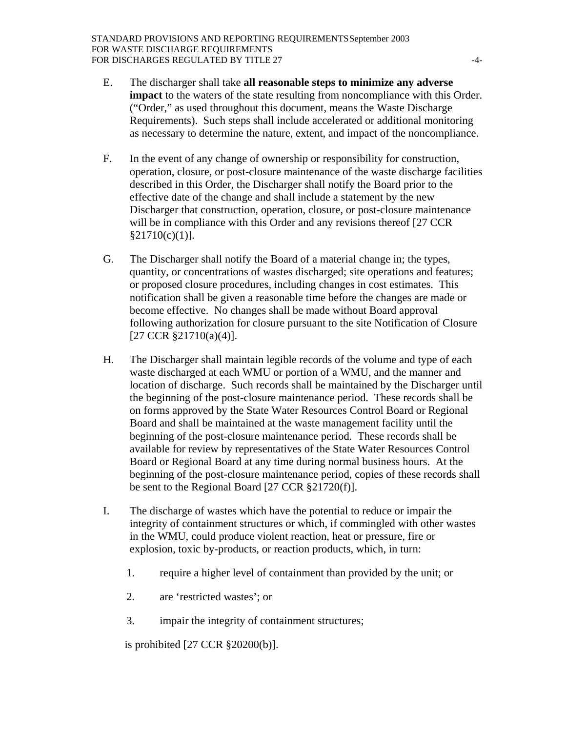E. The discharger shall take **all reasonable steps to minimize any adverse impact** to the waters of the state resulting from noncompliance with this Order. ("Order," as used throughout this document, means the Waste Discharge Requirements). Such steps shall include accelerated or additional monitoring as necessary to determine the nature, extent, and impact of the noncompliance.

F. In the event of any change of ownership or responsibility for construction, operation, closure, or post-closure maintenance of the waste discharge facilities described in this Order, the Discharger shall notify the Board prior to the effective date of the change and shall include a statement by the new Discharger that construction, operation, closure, or post-closure maintenance will be in compliance with this Order and any revisions thereof [27 CCR §21710(c)(1)].

G. The Discharger shall notify the Board of a material change in; the types, quantity, or concentrations of wastes discharged; site operations and features; or proposed closure procedures, including changes in cost estimates. This notification shall be given a reasonable time before the changes are made or become effective. No changes shall be made without Board approval following authorization for closure pursuant to the site Notification of Closure [27 CCR §21710(a)(4)].

H. The Discharger shall maintain legible records of the volume and type of each waste discharged at each WMU or portion of a WMU, and the manner and location of discharge. Such records shall be maintained by the Discharger until the beginning of the post-closure maintenance period. These records shall be on forms approved by the State Water Resources Control Board or Regional Board and shall be maintained at the waste management facility until the beginning of the post-closure maintenance period. These records shall be available for review by representatives of the State Water Resources Control Board or Regional Board at any time during normal business hours. At the beginning of the post-closure maintenance period, copies of these records shall be sent to the Regional Board [27 CCR §21720(f)].

I. The discharge of wastes which have the potential to reduce or impair the integrity of containment structures or which, if commingled with other wastes in the WMU, could produce violent reaction, heat or pressure, fire or explosion, toxic by-products, or reaction products, which, in turn:

   1. require a higher level of containment than provided by the unit; or
   2. are 'restricted wastes'; or
   3. impair the integrity of containment structures;

   is prohibited [27 CCR §20200(b)].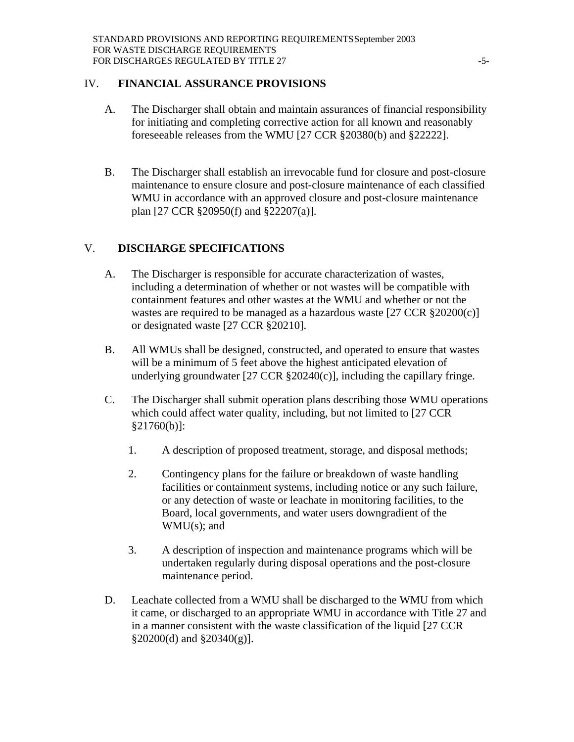## IV. FINANCIAL ASSURANCE PROVISIONS

A. The Discharger shall obtain and maintain assurances of financial responsibility for initiating and completing corrective action for all known and reasonably foreseeable releases from the WMU [27 CCR §20380(b) and §22222].

B. The Discharger shall establish an irrevocable fund for closure and post-closure maintenance to ensure closure and post-closure maintenance of each classified WMU in accordance with an approved closure and post-closure maintenance plan [27 CCR §20950(f) and §22207(a)].

## V. DISCHARGE SPECIFICATIONS

A. The Discharger is responsible for accurate characterization of wastes, including a determination of whether or not wastes will be compatible with containment features and other wastes at the WMU and whether or not the wastes are required to be managed as a hazardous waste [27 CCR §20200(c)] or designated waste [27 CCR §20210].

B. All WMUs shall be designed, constructed, and operated to ensure that wastes will be a minimum of 5 feet above the highest anticipated elevation of underlying groundwater [27 CCR §20240(c)], including the capillary fringe.

C. The Discharger shall submit operation plans describing those WMU operations which could affect water quality, including, but not limited to [27 CCR §21760(b)]:

1. A description of proposed treatment, storage, and disposal methods;

2. Contingency plans for the failure or breakdown of waste handling facilities or containment systems, including notice or any such failure, or any detection of waste or leachate in monitoring facilities, to the Board, local governments, and water users downgradient of the WMU(s); and

3. A description of inspection and maintenance programs which will be undertaken regularly during disposal operations and the post-closure maintenance period.

D. Leachate collected from a WMU shall be discharged to the WMU from which it came, or discharged to an appropriate WMU in accordance with Title 27 and in a manner consistent with the waste classification of the liquid [27 CCR §20200(d) and §20340(g)].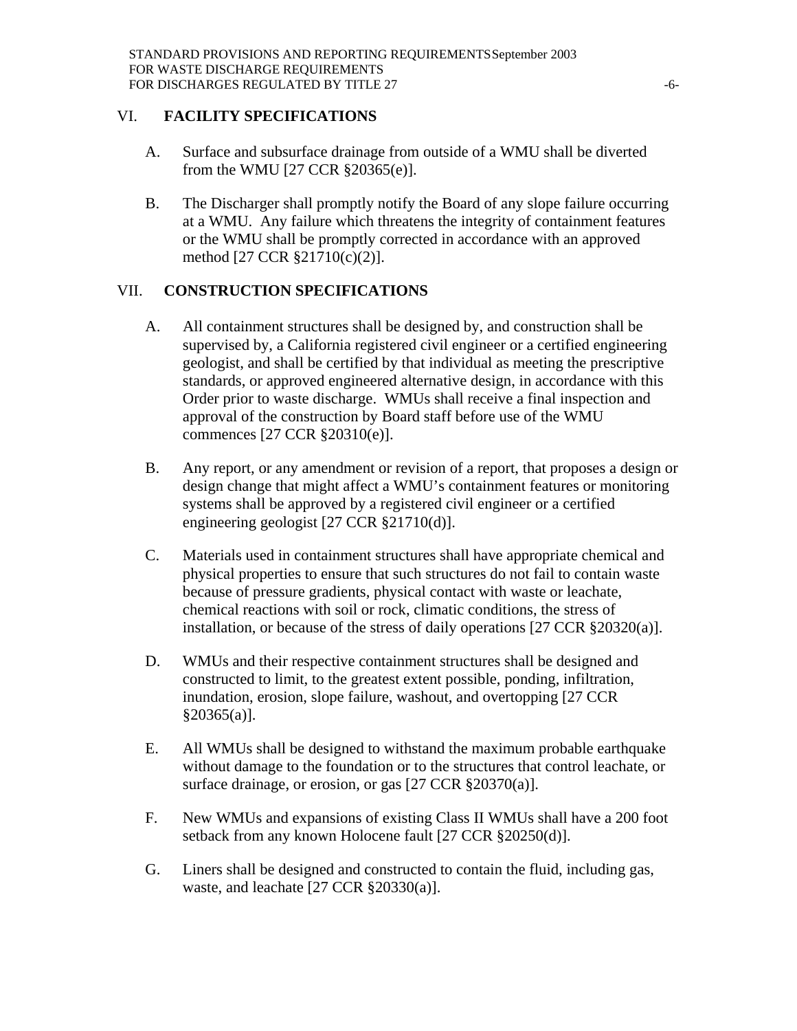## VI. FACILITY SPECIFICATIONS

A. Surface and subsurface drainage from outside of a WMU shall be diverted from the WMU [27 CCR §20365(e)].

B. The Discharger shall promptly notify the Board of any slope failure occurring at a WMU. Any failure which threatens the integrity of containment features or the WMU shall be promptly corrected in accordance with an approved method [27 CCR §21710(c)(2)].

## VII. CONSTRUCTION SPECIFICATIONS

A. All containment structures shall be designed by, and construction shall be supervised by, a California registered civil engineer or a certified engineering geologist, and shall be certified by that individual as meeting the prescriptive standards, or approved engineered alternative design, in accordance with this Order prior to waste discharge. WMUs shall receive a final inspection and approval of the construction by Board staff before use of the WMU commences [27 CCR §20310(e)].

B. Any report, or any amendment or revision of a report, that proposes a design or design change that might affect a WMU's containment features or monitoring systems shall be approved by a registered civil engineer or a certified engineering geologist [27 CCR §21710(d)].

C. Materials used in containment structures shall have appropriate chemical and physical properties to ensure that such structures do not fail to contain waste because of pressure gradients, physical contact with waste or leachate, chemical reactions with soil or rock, climatic conditions, the stress of installation, or because of the stress of daily operations [27 CCR §20320(a)].

D. WMUs and their respective containment structures shall be designed and constructed to limit, to the greatest extent possible, ponding, infiltration, inundation, erosion, slope failure, washout, and overtopping [27 CCR §20365(a)].

E. All WMUs shall be designed to withstand the maximum probable earthquake without damage to the foundation or to the structures that control leachate, or surface drainage, or erosion, or gas [27 CCR §20370(a)].

F. New WMUs and expansions of existing Class II WMUs shall have a 200 foot setback from any known Holocene fault [27 CCR §20250(d)].

G. Liners shall be designed and constructed to contain the fluid, including gas, waste, and leachate [27 CCR §20330(a)].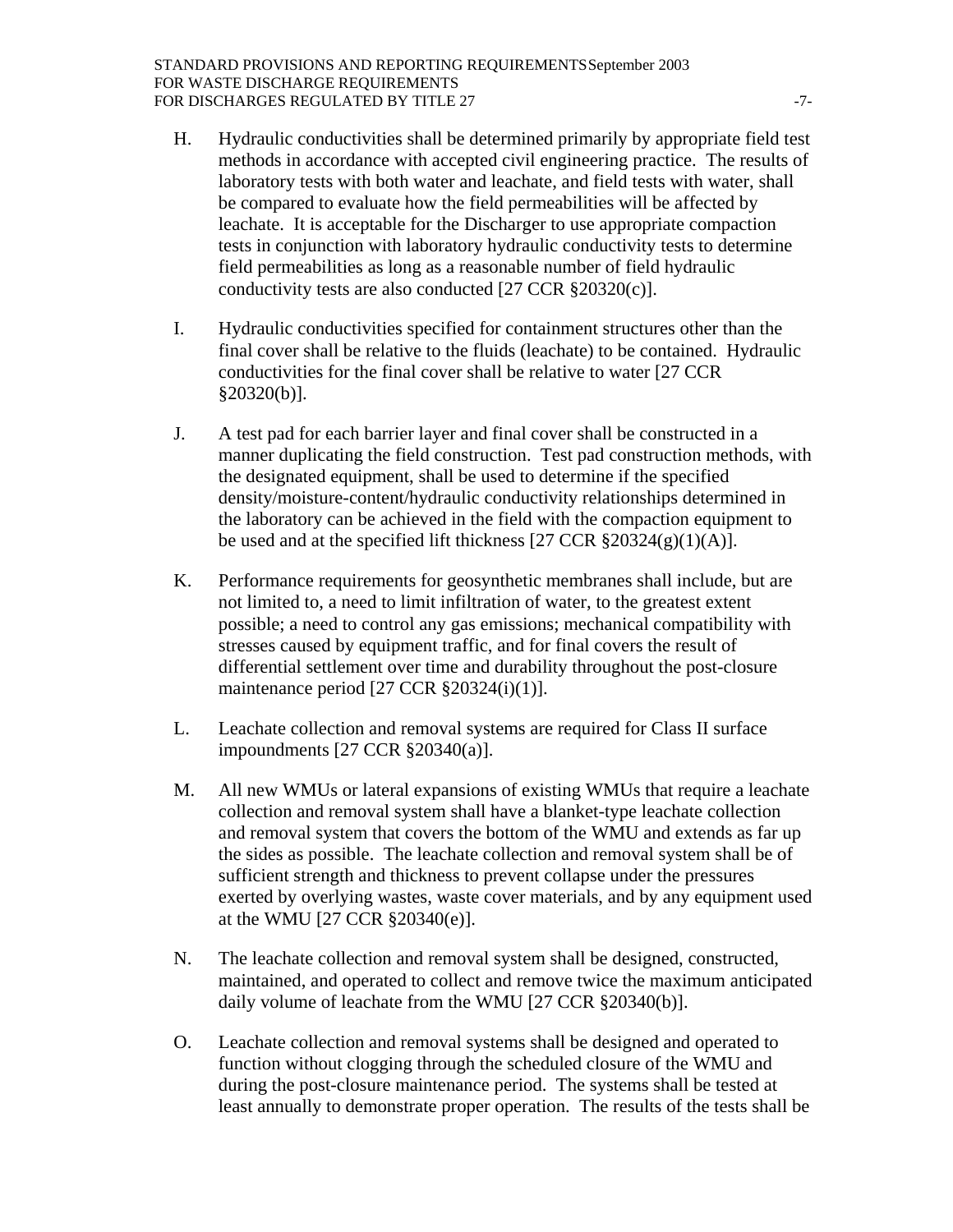H. Hydraulic conductivities shall be determined primarily by appropriate field test methods in accordance with accepted civil engineering practice. The results of laboratory tests with both water and leachate, and field tests with water, shall be compared to evaluate how the field permeabilities will be affected by leachate. It is acceptable for the Discharger to use appropriate compaction tests in conjunction with laboratory hydraulic conductivity tests to determine field permeabilities as long as a reasonable number of field hydraulic conductivity tests are also conducted [27 CCR §20320(c)].

I. Hydraulic conductivities specified for containment structures other than the final cover shall be relative to the fluids (leachate) to be contained. Hydraulic conductivities for the final cover shall be relative to water [27 CCR §20320(b)].

J. A test pad for each barrier layer and final cover shall be constructed in a manner duplicating the field construction. Test pad construction methods, with the designated equipment, shall be used to determine if the specified density/moisture-content/hydraulic conductivity relationships determined in the laboratory can be achieved in the field with the compaction equipment to be used and at the specified lift thickness [27 CCR §20324(g)(1)(A)].

K. Performance requirements for geosynthetic membranes shall include, but are not limited to, a need to limit infiltration of water, to the greatest extent possible; a need to control any gas emissions; mechanical compatibility with stresses caused by equipment traffic, and for final covers the result of differential settlement over time and durability throughout the post-closure maintenance period [27 CCR §20324(i)(1)].

L. Leachate collection and removal systems are required for Class II surface impoundments [27 CCR §20340(a)].

M. All new WMUs or lateral expansions of existing WMUs that require a leachate collection and removal system shall have a blanket-type leachate collection and removal system that covers the bottom of the WMU and extends as far up the sides as possible. The leachate collection and removal system shall be of sufficient strength and thickness to prevent collapse under the pressures exerted by overlying wastes, waste cover materials, and by any equipment used at the WMU [27 CCR §20340(e)].

N. The leachate collection and removal system shall be designed, constructed, maintained, and operated to collect and remove twice the maximum anticipated daily volume of leachate from the WMU [27 CCR §20340(b)].

O. Leachate collection and removal systems shall be designed and operated to function without clogging through the scheduled closure of the WMU and during the post-closure maintenance period. The systems shall be tested at least annually to demonstrate proper operation. The results of the tests shall be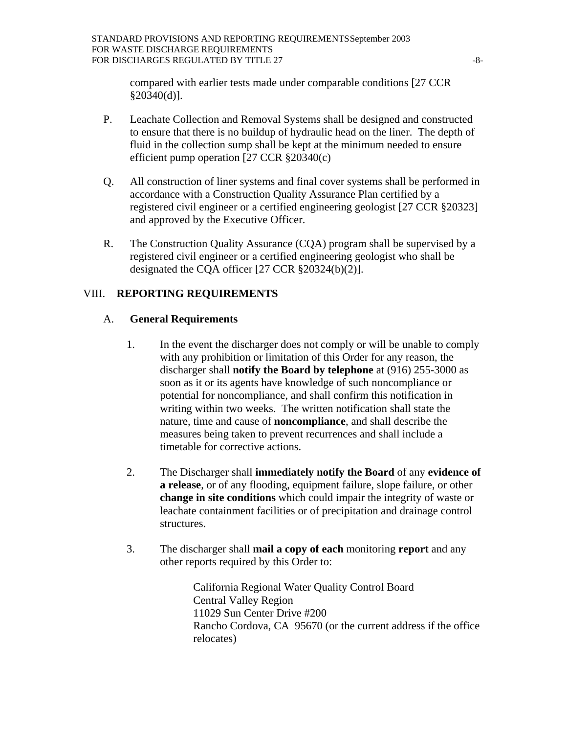compared with earlier tests made under comparable conditions [27 CCR §20340(d)].

P. Leachate Collection and Removal Systems shall be designed and constructed to ensure that there is no buildup of hydraulic head on the liner. The depth of fluid in the collection sump shall be kept at the minimum needed to ensure efficient pump operation [27 CCR §20340(c)

Q. All construction of liner systems and final cover systems shall be performed in accordance with a Construction Quality Assurance Plan certified by a registered civil engineer or a certified engineering geologist [27 CCR §20323] and approved by the Executive Officer.

R. The Construction Quality Assurance (CQA) program shall be supervised by a registered civil engineer or a certified engineering geologist who shall be designated the CQA officer [27 CCR §20324(b)(2)].

## VIII. REPORTING REQUIREMENTS

### A. General Requirements

1. In the event the discharger does not comply or will be unable to comply with any prohibition or limitation of this Order for any reason, the discharger shall **notify the Board by telephone** at (916) 255-3000 as soon as it or its agents have knowledge of such noncompliance or potential for noncompliance, and shall confirm this notification in writing within two weeks. The written notification shall state the nature, time and cause of **noncompliance**, and shall describe the measures being taken to prevent recurrences and shall include a timetable for corrective actions.

2. The Discharger shall **immediately notify the Board** of any **evidence of a release**, or of any flooding, equipment failure, slope failure, or other **change in site conditions** which could impair the integrity of waste or leachate containment facilities or of precipitation and drainage control structures.

3. The discharger shall **mail a copy of each** monitoring **report** and any other reports required by this Order to:

   California Regional Water Quality Control Board
   Central Valley Region
   11029 Sun Center Drive #200
   Rancho Cordova, CA 95670 (or the current address if the office relocates)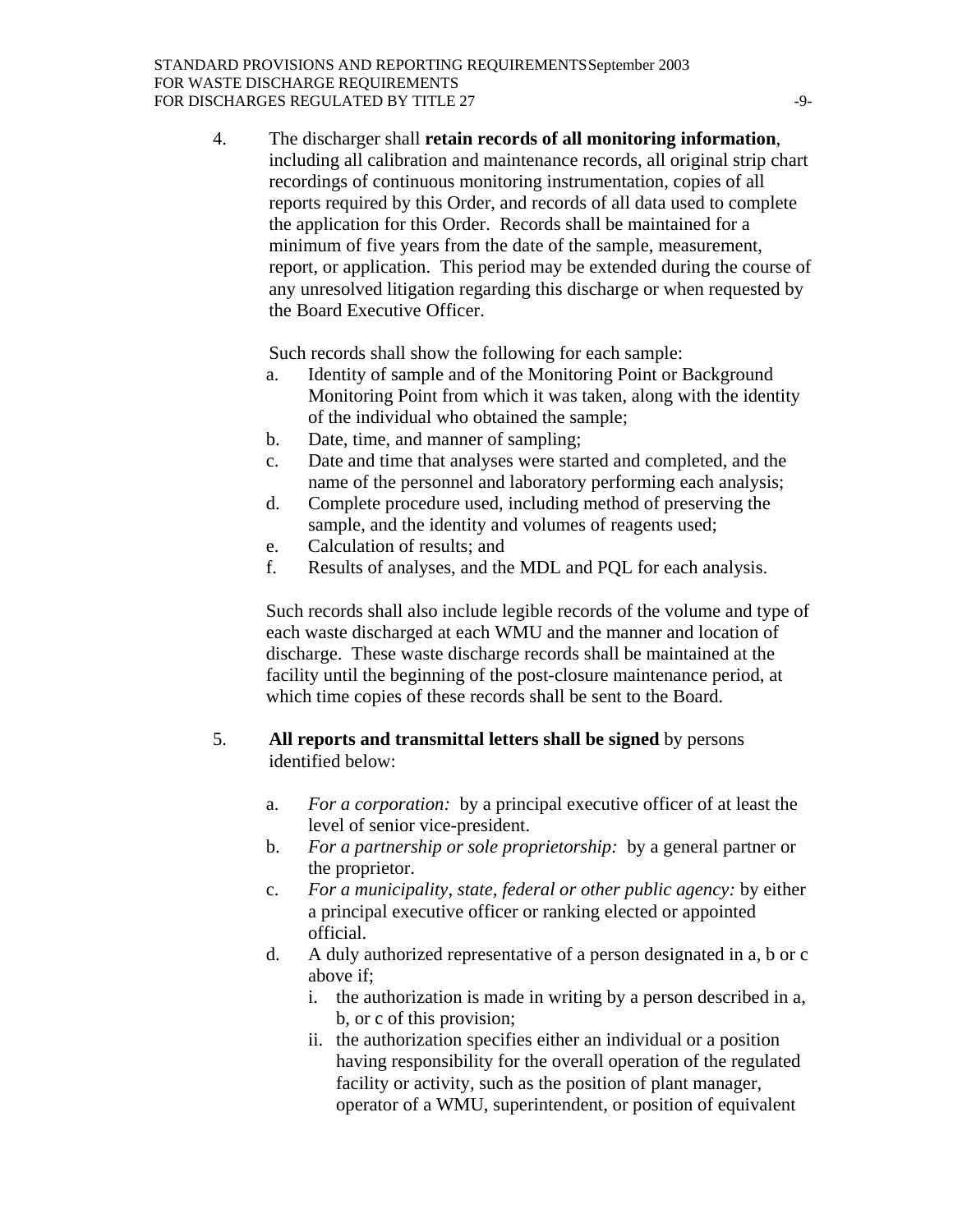4. The discharger shall **retain records of all monitoring information**, including all calibration and maintenance records, all original strip chart recordings of continuous monitoring instrumentation, copies of all reports required by this Order, and records of all data used to complete the application for this Order. Records shall be maintained for a minimum of five years from the date of the sample, measurement, report, or application. This period may be extended during the course of any unresolved litigation regarding this discharge or when requested by the Board Executive Officer.

   Such records shall show the following for each sample:

   a. Identity of sample and of the Monitoring Point or Background Monitoring Point from which it was taken, along with the identity of the individual who obtained the sample;
   b. Date, time, and manner of sampling;
   c. Date and time that analyses were started and completed, and the name of the personnel and laboratory performing each analysis;
   d. Complete procedure used, including method of preserving the sample, and the identity and volumes of reagents used;
   e. Calculation of results; and
   f. Results of analyses, and the MDL and PQL for each analysis.

   Such records shall also include legible records of the volume and type of each waste discharged at each WMU and the manner and location of discharge. These waste discharge records shall be maintained at the facility until the beginning of the post-closure maintenance period, at which time copies of these records shall be sent to the Board.

5. **All reports and transmittal letters shall be signed** by persons identified below:

   a. *For a corporation:* by a principal executive officer of at least the level of senior vice-president.
   b. *For a partnership or sole proprietorship:* by a general partner or the proprietor.
   c. *For a municipality, state, federal or other public agency:* by either a principal executive officer or ranking elected or appointed official.
   d. A duly authorized representative of a person designated in a, b or c above if;
      i. the authorization is made in writing by a person described in a, b, or c of this provision;
      ii. the authorization specifies either an individual or a position having responsibility for the overall operation of the regulated facility or activity, such as the position of plant manager, operator of a WMU, superintendent, or position of equivalent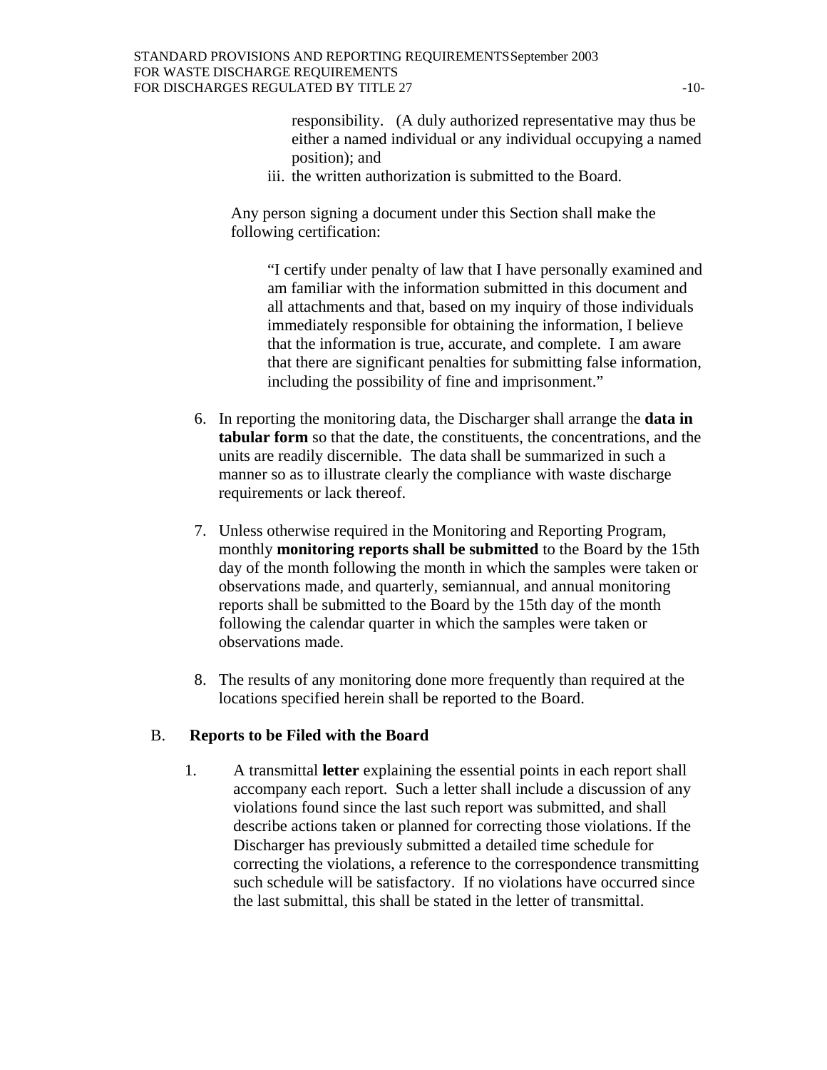responsibility. (A duly authorized representative may thus be either a named individual or any individual occupying a named position); and

iii. the written authorization is submitted to the Board.

Any person signing a document under this Section shall make the following certification:

> "I certify under penalty of law that I have personally examined and am familiar with the information submitted in this document and all attachments and that, based on my inquiry of those individuals immediately responsible for obtaining the information, I believe that the information is true, accurate, and complete. I am aware that there are significant penalties for submitting false information, including the possibility of fine and imprisonment."

6. In reporting the monitoring data, the Discharger shall arrange the **data in tabular form** so that the date, the constituents, the concentrations, and the units are readily discernible. The data shall be summarized in such a manner so as to illustrate clearly the compliance with waste discharge requirements or lack thereof.

7. Unless otherwise required in the Monitoring and Reporting Program, monthly **monitoring reports shall be submitted** to the Board by the 15th day of the month following the month in which the samples were taken or observations made, and quarterly, semiannual, and annual monitoring reports shall be submitted to the Board by the 15th day of the month following the calendar quarter in which the samples were taken or observations made.

8. The results of any monitoring done more frequently than required at the locations specified herein shall be reported to the Board.

## B. Reports to be Filed with the Board

1. A transmittal **letter** explaining the essential points in each report shall accompany each report. Such a letter shall include a discussion of any violations found since the last such report was submitted, and shall describe actions taken or planned for correcting those violations. If the Discharger has previously submitted a detailed time schedule for correcting the violations, a reference to the correspondence transmitting such schedule will be satisfactory. If no violations have occurred since the last submittal, this shall be stated in the letter of transmittal.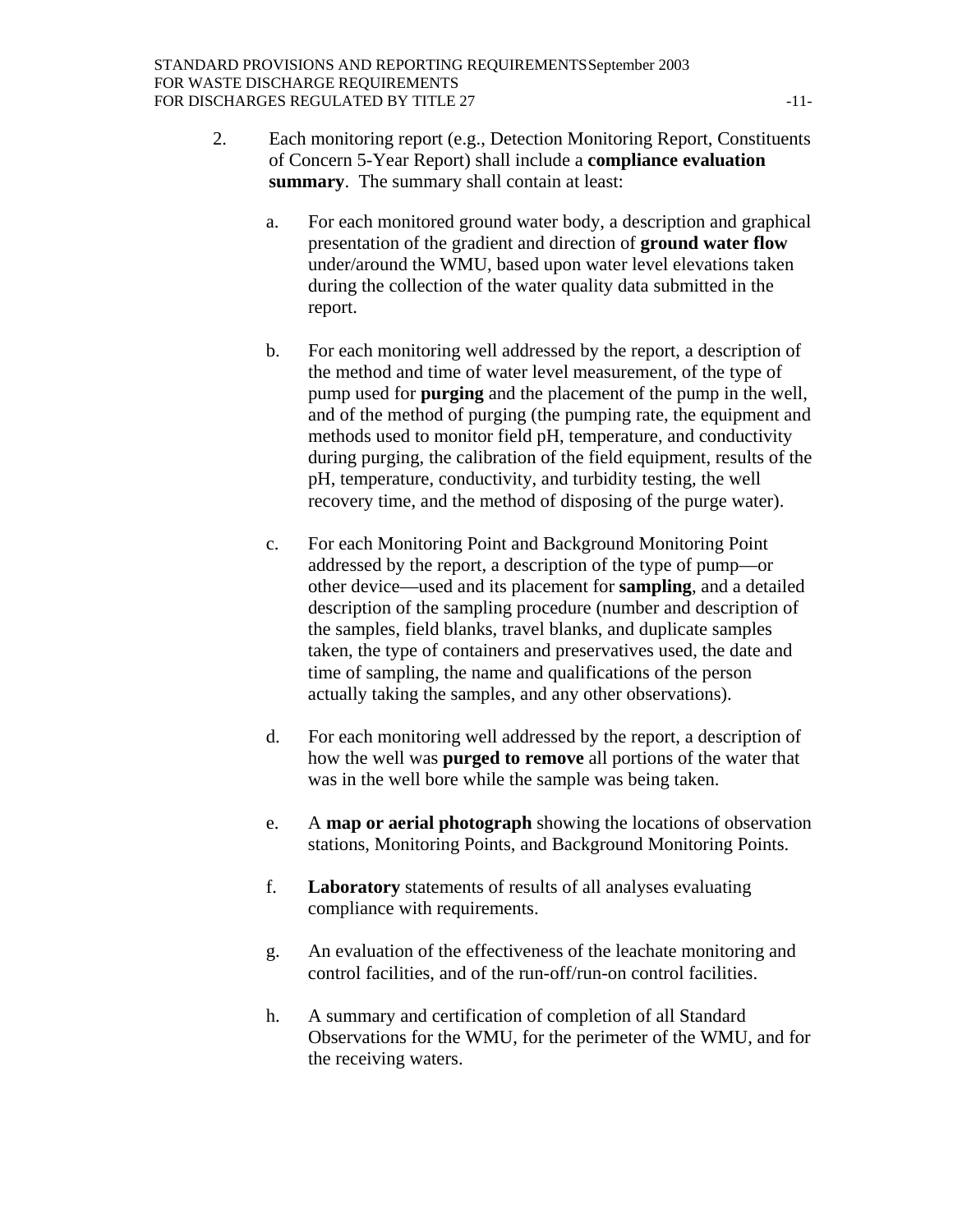2. Each monitoring report (e.g., Detection Monitoring Report, Constituents of Concern 5-Year Report) shall include a **compliance evaluation summary**. The summary shall contain at least:

    a. For each monitored ground water body, a description and graphical presentation of the gradient and direction of **ground water flow** under/around the WMU, based upon water level elevations taken during the collection of the water quality data submitted in the report.

    b. For each monitoring well addressed by the report, a description of the method and time of water level measurement, of the type of pump used for **purging** and the placement of the pump in the well, and of the method of purging (the pumping rate, the equipment and methods used to monitor field pH, temperature, and conductivity during purging, the calibration of the field equipment, results of the pH, temperature, conductivity, and turbidity testing, the well recovery time, and the method of disposing of the purge water).

    c. For each Monitoring Point and Background Monitoring Point addressed by the report, a description of the type of pump—or other device—used and its placement for **sampling**, and a detailed description of the sampling procedure (number and description of the samples, field blanks, travel blanks, and duplicate samples taken, the type of containers and preservatives used, the date and time of sampling, the name and qualifications of the person actually taking the samples, and any other observations).

    d. For each monitoring well addressed by the report, a description of how the well was **purged to remove** all portions of the water that was in the well bore while the sample was being taken.

    e. A **map or aerial photograph** showing the locations of observation stations, Monitoring Points, and Background Monitoring Points.

    f. **Laboratory** statements of results of all analyses evaluating compliance with requirements.

    g. An evaluation of the effectiveness of the leachate monitoring and control facilities, and of the run-off/run-on control facilities.

    h. A summary and certification of completion of all Standard Observations for the WMU, for the perimeter of the WMU, and for the receiving waters.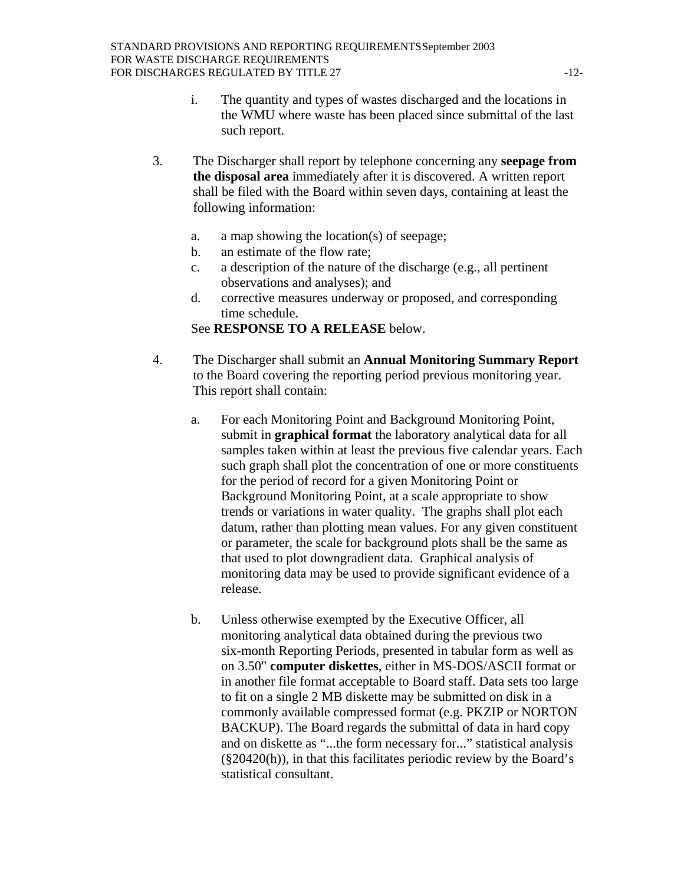i. The quantity and types of wastes discharged and the locations in the WMU where waste has been placed since submittal of the last such report.

3. The Discharger shall report by telephone concerning any **seepage from the disposal area** immediately after it is discovered. A written report shall be filed with the Board within seven days, containing at least the following information:

   a. a map showing the location(s) of seepage;
   b. an estimate of the flow rate;
   c. a description of the nature of the discharge (e.g., all pertinent observations and analyses); and
   d. corrective measures underway or proposed, and corresponding time schedule.

   See **RESPONSE TO A RELEASE** below.

4. The Discharger shall submit an **Annual Monitoring Summary Report** to the Board covering the reporting period previous monitoring year. This report shall contain:

   a. For each Monitoring Point and Background Monitoring Point, submit in **graphical format** the laboratory analytical data for all samples taken within at least the previous five calendar years. Each such graph shall plot the concentration of one or more constituents for the period of record for a given Monitoring Point or Background Monitoring Point, at a scale appropriate to show trends or variations in water quality. The graphs shall plot each datum, rather than plotting mean values. For any given constituent or parameter, the scale for background plots shall be the same as that used to plot downgradient data. Graphical analysis of monitoring data may be used to provide significant evidence of a release.

   b. Unless otherwise exempted by the Executive Officer, all monitoring analytical data obtained during the previous two six-month Reporting Periods, presented in tabular form as well as on 3.50" **computer diskettes**, either in MS-DOS/ASCII format or in another file format acceptable to Board staff. Data sets too large to fit on a single 2 MB diskette may be submitted on disk in a commonly available compressed format (e.g. PKZIP or NORTON BACKUP). The Board regards the submittal of data in hard copy and on diskette as "...the form necessary for..." statistical analysis (§20420(h)), in that this facilitates periodic review by the Board's statistical consultant.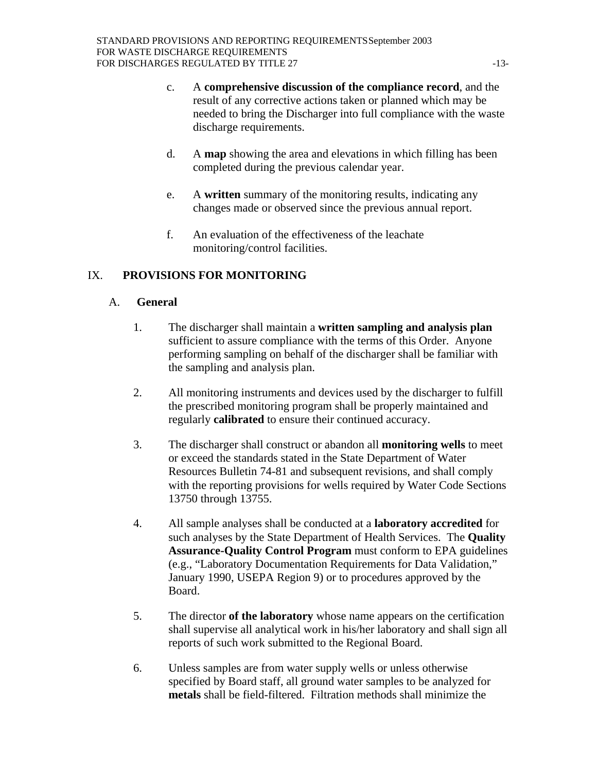c. A **comprehensive discussion of the compliance record**, and the result of any corrective actions taken or planned which may be needed to bring the Discharger into full compliance with the waste discharge requirements.

d. A **map** showing the area and elevations in which filling has been completed during the previous calendar year.

e. A **written** summary of the monitoring results, indicating any changes made or observed since the previous annual report.

f. An evaluation of the effectiveness of the leachate monitoring/control facilities.

## IX. PROVISIONS FOR MONITORING

### A. General

1. The discharger shall maintain a **written sampling and analysis plan** sufficient to assure compliance with the terms of this Order. Anyone performing sampling on behalf of the discharger shall be familiar with the sampling and analysis plan.

2. All monitoring instruments and devices used by the discharger to fulfill the prescribed monitoring program shall be properly maintained and regularly **calibrated** to ensure their continued accuracy.

3. The discharger shall construct or abandon all **monitoring wells** to meet or exceed the standards stated in the State Department of Water Resources Bulletin 74-81 and subsequent revisions, and shall comply with the reporting provisions for wells required by Water Code Sections 13750 through 13755.

4. All sample analyses shall be conducted at a **laboratory accredited** for such analyses by the State Department of Health Services. The **Quality Assurance-Quality Control Program** must conform to EPA guidelines (e.g., "Laboratory Documentation Requirements for Data Validation," January 1990, USEPA Region 9) or to procedures approved by the Board.

5. The director **of the laboratory** whose name appears on the certification shall supervise all analytical work in his/her laboratory and shall sign all reports of such work submitted to the Regional Board.

6. Unless samples are from water supply wells or unless otherwise specified by Board staff, all ground water samples to be analyzed for **metals** shall be field-filtered. Filtration methods shall minimize the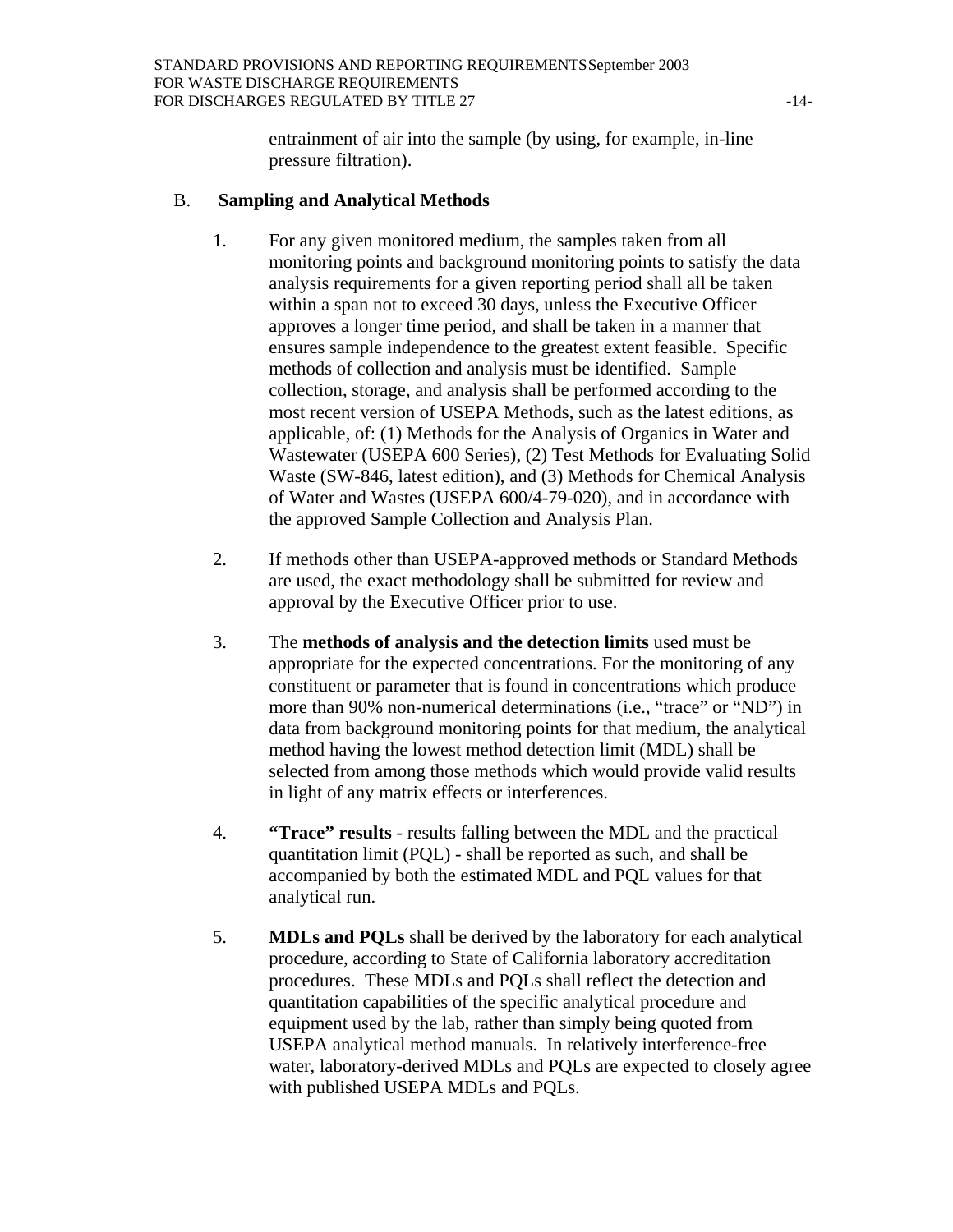entrainment of air into the sample (by using, for example, in-line pressure filtration).

## B. Sampling and Analytical Methods

1. For any given monitored medium, the samples taken from all monitoring points and background monitoring points to satisfy the data analysis requirements for a given reporting period shall all be taken within a span not to exceed 30 days, unless the Executive Officer approves a longer time period, and shall be taken in a manner that ensures sample independence to the greatest extent feasible. Specific methods of collection and analysis must be identified. Sample collection, storage, and analysis shall be performed according to the most recent version of USEPA Methods, such as the latest editions, as applicable, of: (1) Methods for the Analysis of Organics in Water and Wastewater (USEPA 600 Series), (2) Test Methods for Evaluating Solid Waste (SW-846, latest edition), and (3) Methods for Chemical Analysis of Water and Wastes (USEPA 600/4-79-020), and in accordance with the approved Sample Collection and Analysis Plan.

2. If methods other than USEPA-approved methods or Standard Methods are used, the exact methodology shall be submitted for review and approval by the Executive Officer prior to use.

3. The **methods of analysis and the detection limits** used must be appropriate for the expected concentrations. For the monitoring of any constituent or parameter that is found in concentrations which produce more than 90% non-numerical determinations (i.e., "trace" or "ND") in data from background monitoring points for that medium, the analytical method having the lowest method detection limit (MDL) shall be selected from among those methods which would provide valid results in light of any matrix effects or interferences.

4. **"Trace" results** - results falling between the MDL and the practical quantitation limit (PQL) - shall be reported as such, and shall be accompanied by both the estimated MDL and PQL values for that analytical run.

5. **MDLs and PQLs** shall be derived by the laboratory for each analytical procedure, according to State of California laboratory accreditation procedures. These MDLs and PQLs shall reflect the detection and quantitation capabilities of the specific analytical procedure and equipment used by the lab, rather than simply being quoted from USEPA analytical method manuals. In relatively interference-free water, laboratory-derived MDLs and PQLs are expected to closely agree with published USEPA MDLs and PQLs.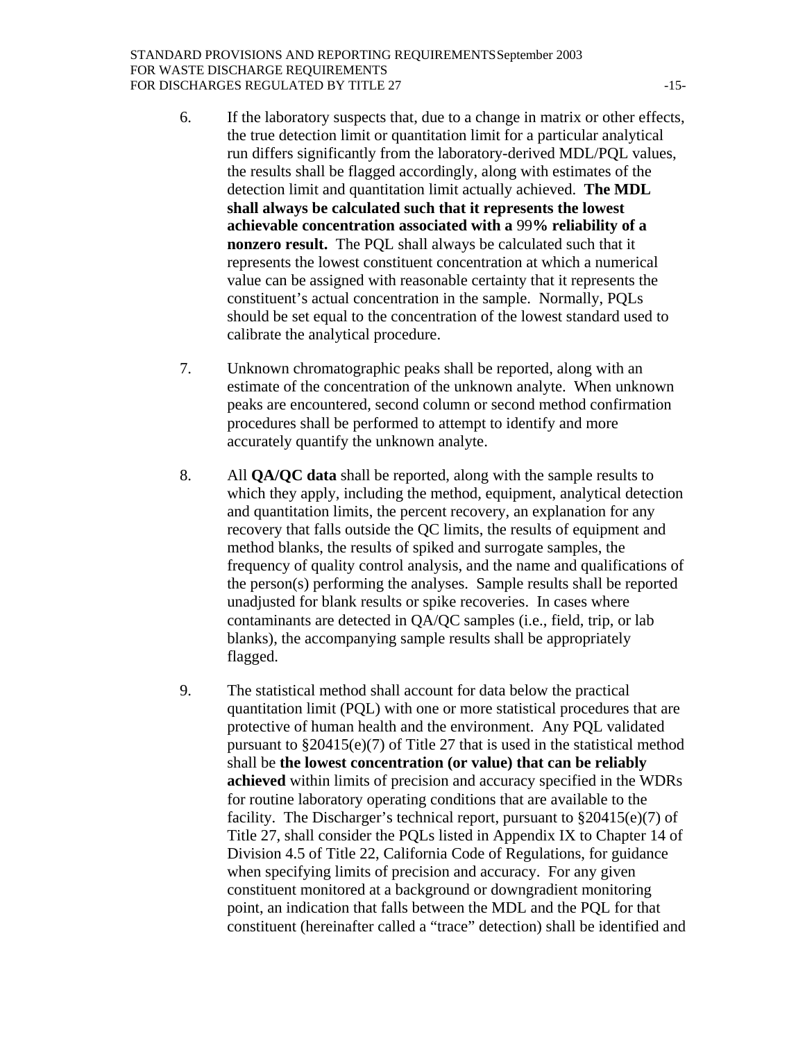6. If the laboratory suspects that, due to a change in matrix or other effects, the true detection limit or quantitation limit for a particular analytical run differs significantly from the laboratory-derived MDL/PQL values, the results shall be flagged accordingly, along with estimates of the detection limit and quantitation limit actually achieved. **The MDL shall always be calculated such that it represents the lowest achievable concentration associated with a 99% reliability of a nonzero result.** The PQL shall always be calculated such that it represents the lowest constituent concentration at which a numerical value can be assigned with reasonable certainty that it represents the constituent's actual concentration in the sample. Normally, PQLs should be set equal to the concentration of the lowest standard used to calibrate the analytical procedure.

7. Unknown chromatographic peaks shall be reported, along with an estimate of the concentration of the unknown analyte. When unknown peaks are encountered, second column or second method confirmation procedures shall be performed to attempt to identify and more accurately quantify the unknown analyte.

8. All **QA/QC data** shall be reported, along with the sample results to which they apply, including the method, equipment, analytical detection and quantitation limits, the percent recovery, an explanation for any recovery that falls outside the QC limits, the results of equipment and method blanks, the results of spiked and surrogate samples, the frequency of quality control analysis, and the name and qualifications of the person(s) performing the analyses. Sample results shall be reported unadjusted for blank results or spike recoveries. In cases where contaminants are detected in QA/QC samples (i.e., field, trip, or lab blanks), the accompanying sample results shall be appropriately flagged.

9. The statistical method shall account for data below the practical quantitation limit (PQL) with one or more statistical procedures that are protective of human health and the environment. Any PQL validated pursuant to §20415(e)(7) of Title 27 that is used in the statistical method shall be **the lowest concentration (or value) that can be reliably achieved** within limits of precision and accuracy specified in the WDRs for routine laboratory operating conditions that are available to the facility. The Discharger's technical report, pursuant to §20415(e)(7) of Title 27, shall consider the PQLs listed in Appendix IX to Chapter 14 of Division 4.5 of Title 22, California Code of Regulations, for guidance when specifying limits of precision and accuracy. For any given constituent monitored at a background or downgradient monitoring point, an indication that falls between the MDL and the PQL for that constituent (hereinafter called a "trace" detection) shall be identified and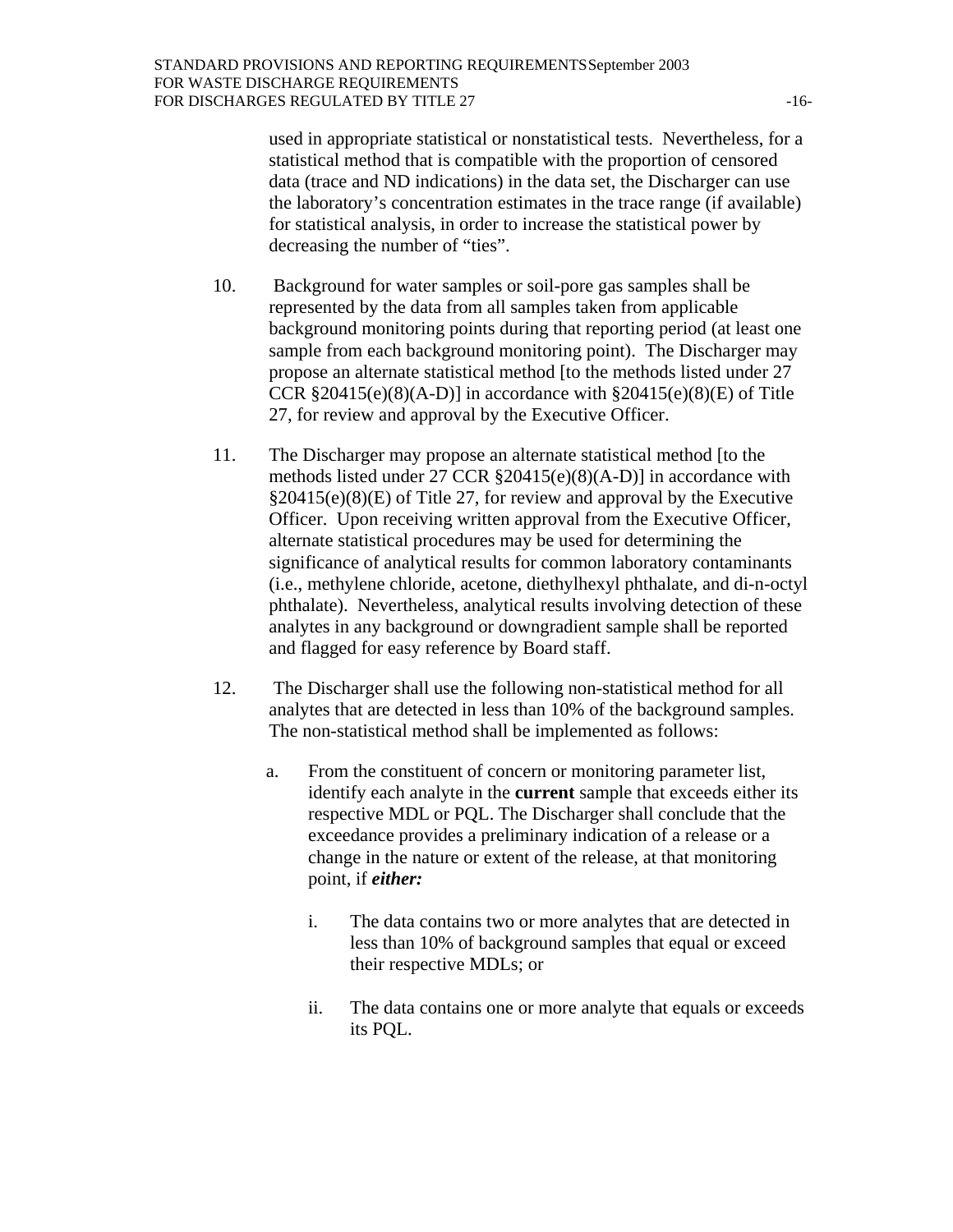used in appropriate statistical or nonstatistical tests. Nevertheless, for a statistical method that is compatible with the proportion of censored data (trace and ND indications) in the data set, the Discharger can use the laboratory's concentration estimates in the trace range (if available) for statistical analysis, in order to increase the statistical power by decreasing the number of "ties".

10. Background for water samples or soil-pore gas samples shall be represented by the data from all samples taken from applicable background monitoring points during that reporting period (at least one sample from each background monitoring point). The Discharger may propose an alternate statistical method [to the methods listed under 27 CCR §20415(e)(8)(A-D)] in accordance with §20415(e)(8)(E) of Title 27, for review and approval by the Executive Officer.

11. The Discharger may propose an alternate statistical method [to the methods listed under 27 CCR §20415(e)(8)(A-D)] in accordance with §20415(e)(8)(E) of Title 27, for review and approval by the Executive Officer. Upon receiving written approval from the Executive Officer, alternate statistical procedures may be used for determining the significance of analytical results for common laboratory contaminants (i.e., methylene chloride, acetone, diethylhexyl phthalate, and di-n-octyl phthalate). Nevertheless, analytical results involving detection of these analytes in any background or downgradient sample shall be reported and flagged for easy reference by Board staff.

12. The Discharger shall use the following non-statistical method for all analytes that are detected in less than 10% of the background samples. The non-statistical method shall be implemented as follows:

    a. From the constituent of concern or monitoring parameter list, identify each analyte in the **current** sample that exceeds either its respective MDL or PQL. The Discharger shall conclude that the exceedance provides a preliminary indication of a release or a change in the nature or extent of the release, at that monitoring point, if ***either:***

        i. The data contains two or more analytes that are detected in less than 10% of background samples that equal or exceed their respective MDLs; or

        ii. The data contains one or more analyte that equals or exceeds its PQL.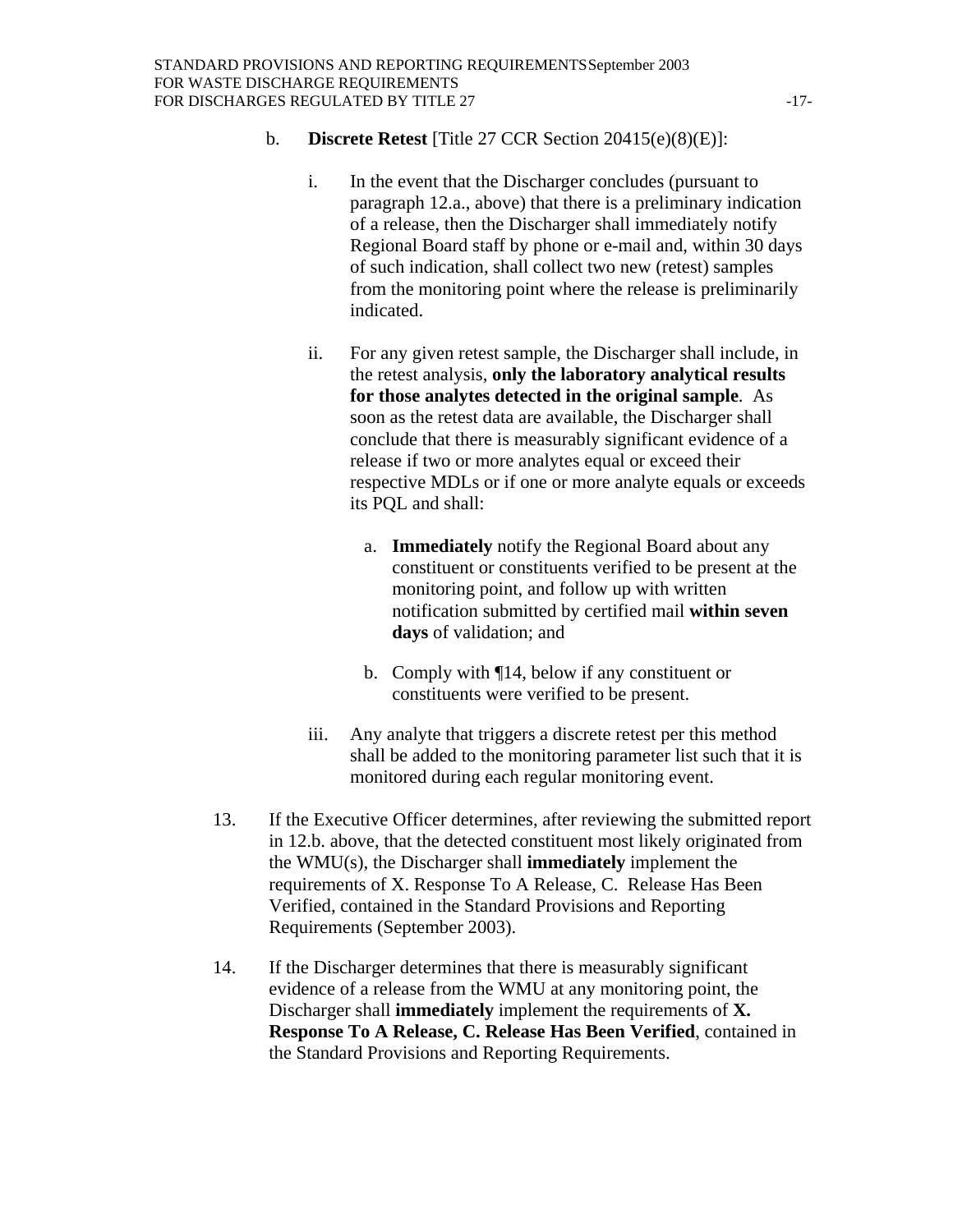b. **Discrete Retest** [Title 27 CCR Section 20415(e)(8)(E)]:

   i. In the event that the Discharger concludes (pursuant to paragraph 12.a., above) that there is a preliminary indication of a release, then the Discharger shall immediately notify Regional Board staff by phone or e-mail and, within 30 days of such indication, shall collect two new (retest) samples from the monitoring point where the release is preliminarily indicated.

   ii. For any given retest sample, the Discharger shall include, in the retest analysis, **only the laboratory analytical results for those analytes detected in the original sample**. As soon as the retest data are available, the Discharger shall conclude that there is measurably significant evidence of a release if two or more analytes equal or exceed their respective MDLs or if one or more analyte equals or exceeds its PQL and shall:

      a. **Immediately** notify the Regional Board about any constituent or constituents verified to be present at the monitoring point, and follow up with written notification submitted by certified mail **within seven days** of validation; and

      b. Comply with ¶14, below if any constituent or constituents were verified to be present.

   iii. Any analyte that triggers a discrete retest per this method shall be added to the monitoring parameter list such that it is monitored during each regular monitoring event.

13. If the Executive Officer determines, after reviewing the submitted report in 12.b. above, that the detected constituent most likely originated from the WMU(s), the Discharger shall **immediately** implement the requirements of X. Response To A Release, C. Release Has Been Verified, contained in the Standard Provisions and Reporting Requirements (September 2003).

14. If the Discharger determines that there is measurably significant evidence of a release from the WMU at any monitoring point, the Discharger shall **immediately** implement the requirements of **X. Response To A Release, C. Release Has Been Verified**, contained in the Standard Provisions and Reporting Requirements.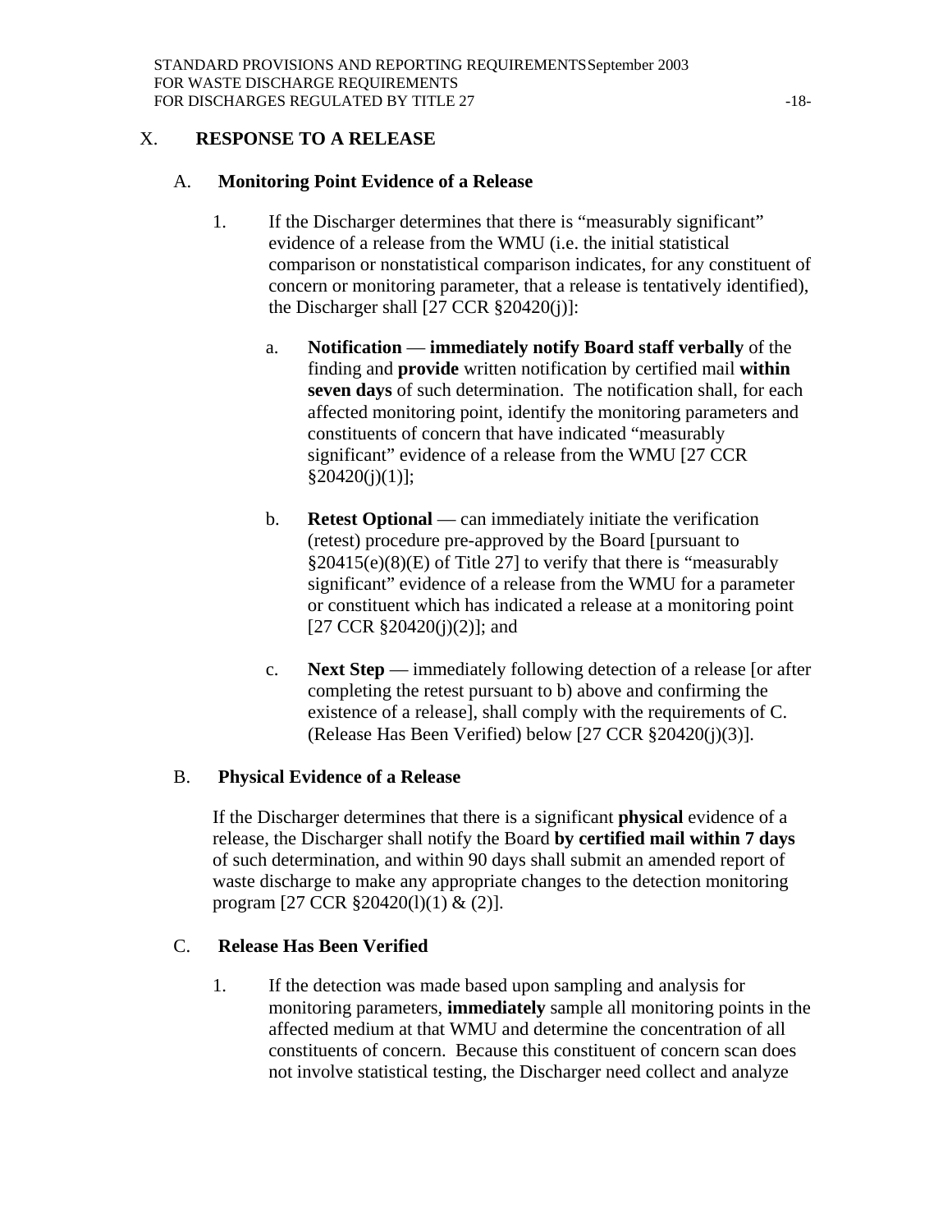## X. RESPONSE TO A RELEASE

### A. Monitoring Point Evidence of a Release

1. If the Discharger determines that there is “measurably significant” evidence of a release from the WMU (i.e. the initial statistical comparison or nonstatistical comparison indicates, for any constituent of concern or monitoring parameter, that a release is tentatively identified), the Discharger shall [27 CCR §20420(j)]:

   a. **Notification** — **immediately notify Board staff verbally** of the finding and **provide** written notification by certified mail **within seven days** of such determination. The notification shall, for each affected monitoring point, identify the monitoring parameters and constituents of concern that have indicated “measurably significant” evidence of a release from the WMU [27 CCR §20420(j)(1)];

   b. **Retest Optional** — can immediately initiate the verification (retest) procedure pre-approved by the Board [pursuant to §20415(e)(8)(E) of Title 27] to verify that there is “measurably significant” evidence of a release from the WMU for a parameter or constituent which has indicated a release at a monitoring point [27 CCR §20420(j)(2)]; and

   c. **Next Step** — immediately following detection of a release [or after completing the retest pursuant to b) above and confirming the existence of a release], shall comply with the requirements of C. (Release Has Been Verified) below [27 CCR §20420(j)(3)].

### B. Physical Evidence of a Release

If the Discharger determines that there is a significant **physical** evidence of a release, the Discharger shall notify the Board **by certified mail within 7 days** of such determination, and within 90 days shall submit an amended report of waste discharge to make any appropriate changes to the detection monitoring program [27 CCR §20420(l)(1) & (2)].

### C. Release Has Been Verified

1. If the detection was made based upon sampling and analysis for monitoring parameters, **immediately** sample all monitoring points in the affected medium at that WMU and determine the concentration of all constituents of concern. Because this constituent of concern scan does not involve statistical testing, the Discharger need collect and analyze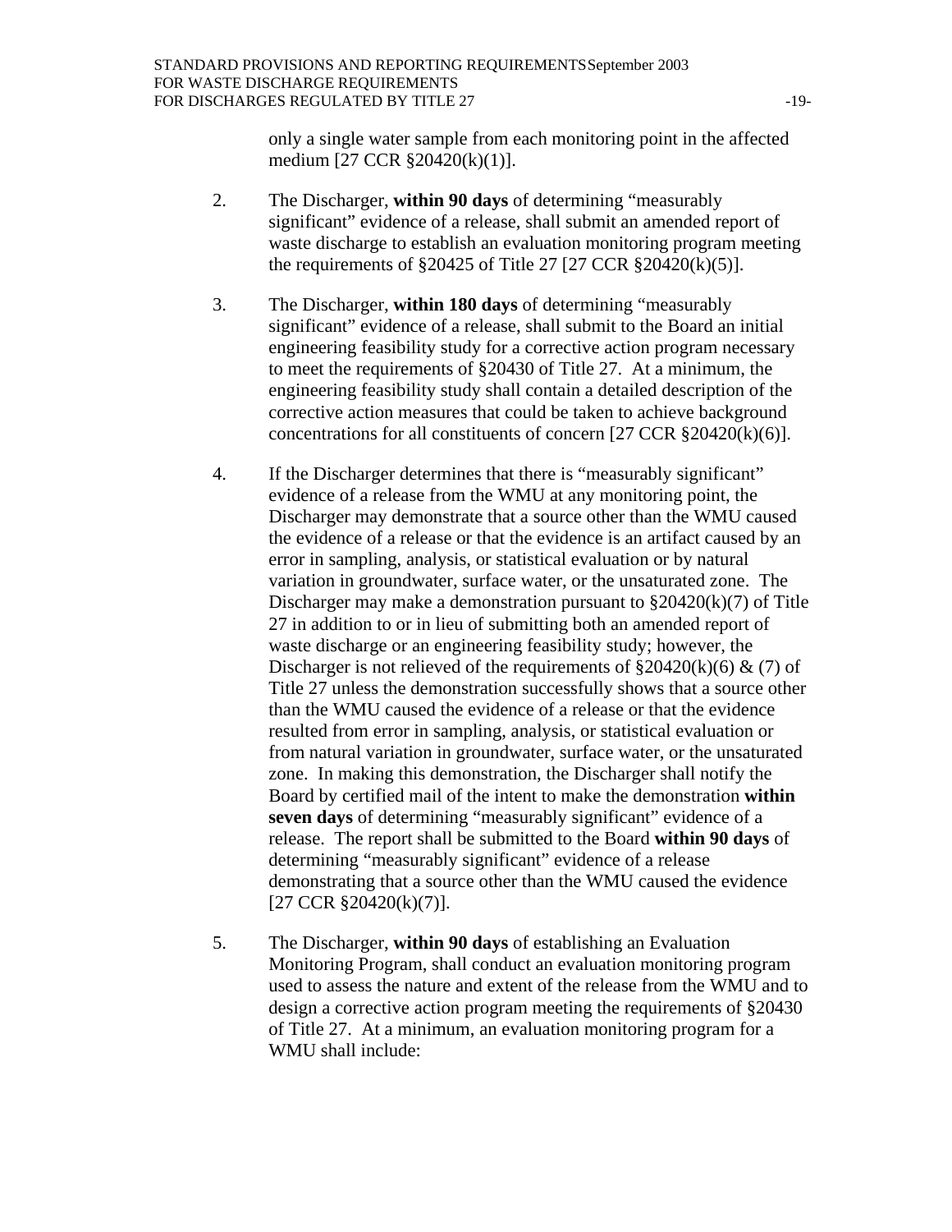only a single water sample from each monitoring point in the affected medium [27 CCR §20420(k)(1)].

2. The Discharger, **within 90 days** of determining "measurably significant" evidence of a release, shall submit an amended report of waste discharge to establish an evaluation monitoring program meeting the requirements of §20425 of Title 27 [27 CCR §20420(k)(5)].

3. The Discharger, **within 180 days** of determining "measurably significant" evidence of a release, shall submit to the Board an initial engineering feasibility study for a corrective action program necessary to meet the requirements of §20430 of Title 27. At a minimum, the engineering feasibility study shall contain a detailed description of the corrective action measures that could be taken to achieve background concentrations for all constituents of concern [27 CCR §20420(k)(6)].

4. If the Discharger determines that there is "measurably significant" evidence of a release from the WMU at any monitoring point, the Discharger may demonstrate that a source other than the WMU caused the evidence of a release or that the evidence is an artifact caused by an error in sampling, analysis, or statistical evaluation or by natural variation in groundwater, surface water, or the unsaturated zone. The Discharger may make a demonstration pursuant to §20420(k)(7) of Title 27 in addition to or in lieu of submitting both an amended report of waste discharge or an engineering feasibility study; however, the Discharger is not relieved of the requirements of §20420(k)(6) & (7) of Title 27 unless the demonstration successfully shows that a source other than the WMU caused the evidence of a release or that the evidence resulted from error in sampling, analysis, or statistical evaluation or from natural variation in groundwater, surface water, or the unsaturated zone. In making this demonstration, the Discharger shall notify the Board by certified mail of the intent to make the demonstration **within seven days** of determining "measurably significant" evidence of a release. The report shall be submitted to the Board **within 90 days** of determining "measurably significant" evidence of a release demonstrating that a source other than the WMU caused the evidence [27 CCR §20420(k)(7)].

5. The Discharger, **within 90 days** of establishing an Evaluation Monitoring Program, shall conduct an evaluation monitoring program used to assess the nature and extent of the release from the WMU and to design a corrective action program meeting the requirements of §20430 of Title 27. At a minimum, an evaluation monitoring program for a WMU shall include: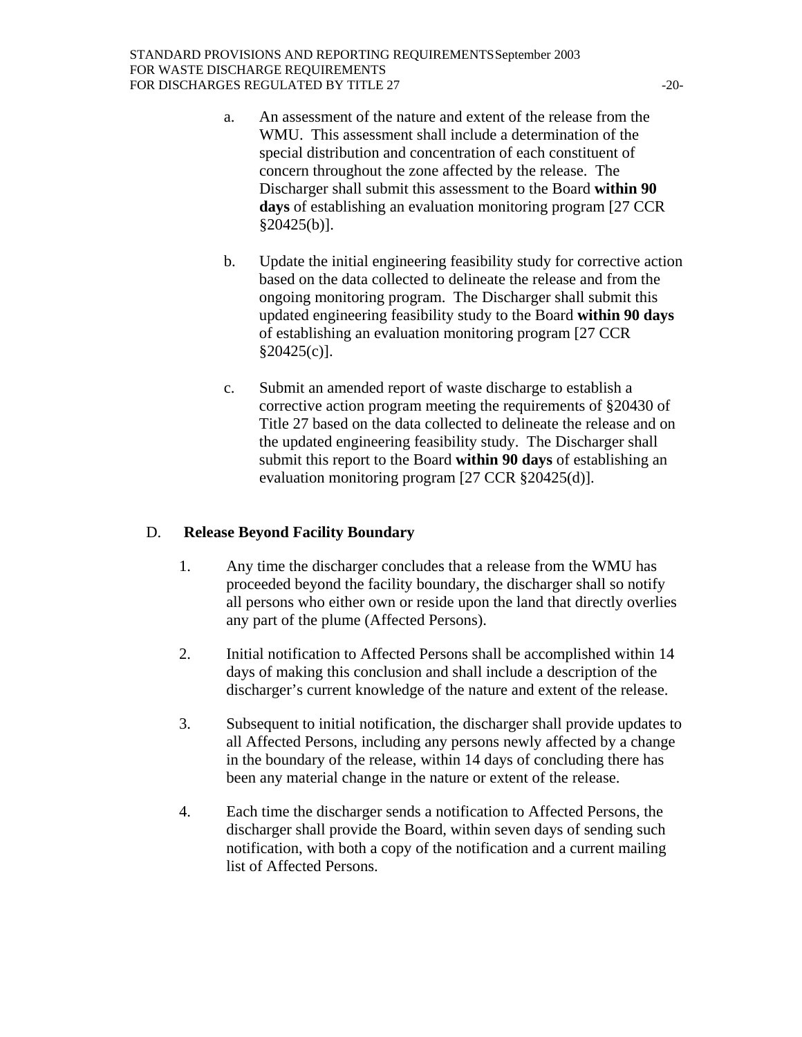a. An assessment of the nature and extent of the release from the WMU. This assessment shall include a determination of the special distribution and concentration of each constituent of concern throughout the zone affected by the release. The Discharger shall submit this assessment to the Board **within 90 days** of establishing an evaluation monitoring program [27 CCR §20425(b)].

b. Update the initial engineering feasibility study for corrective action based on the data collected to delineate the release and from the ongoing monitoring program. The Discharger shall submit this updated engineering feasibility study to the Board **within 90 days** of establishing an evaluation monitoring program [27 CCR §20425(c)].

c. Submit an amended report of waste discharge to establish a corrective action program meeting the requirements of §20430 of Title 27 based on the data collected to delineate the release and on the updated engineering feasibility study. The Discharger shall submit this report to the Board **within 90 days** of establishing an evaluation monitoring program [27 CCR §20425(d)].

## D. Release Beyond Facility Boundary

1. Any time the discharger concludes that a release from the WMU has proceeded beyond the facility boundary, the discharger shall so notify all persons who either own or reside upon the land that directly overlies any part of the plume (Affected Persons).

2. Initial notification to Affected Persons shall be accomplished within 14 days of making this conclusion and shall include a description of the discharger's current knowledge of the nature and extent of the release.

3. Subsequent to initial notification, the discharger shall provide updates to all Affected Persons, including any persons newly affected by a change in the boundary of the release, within 14 days of concluding there has been any material change in the nature or extent of the release.

4. Each time the discharger sends a notification to Affected Persons, the discharger shall provide the Board, within seven days of sending such notification, with both a copy of the notification and a current mailing list of Affected Persons.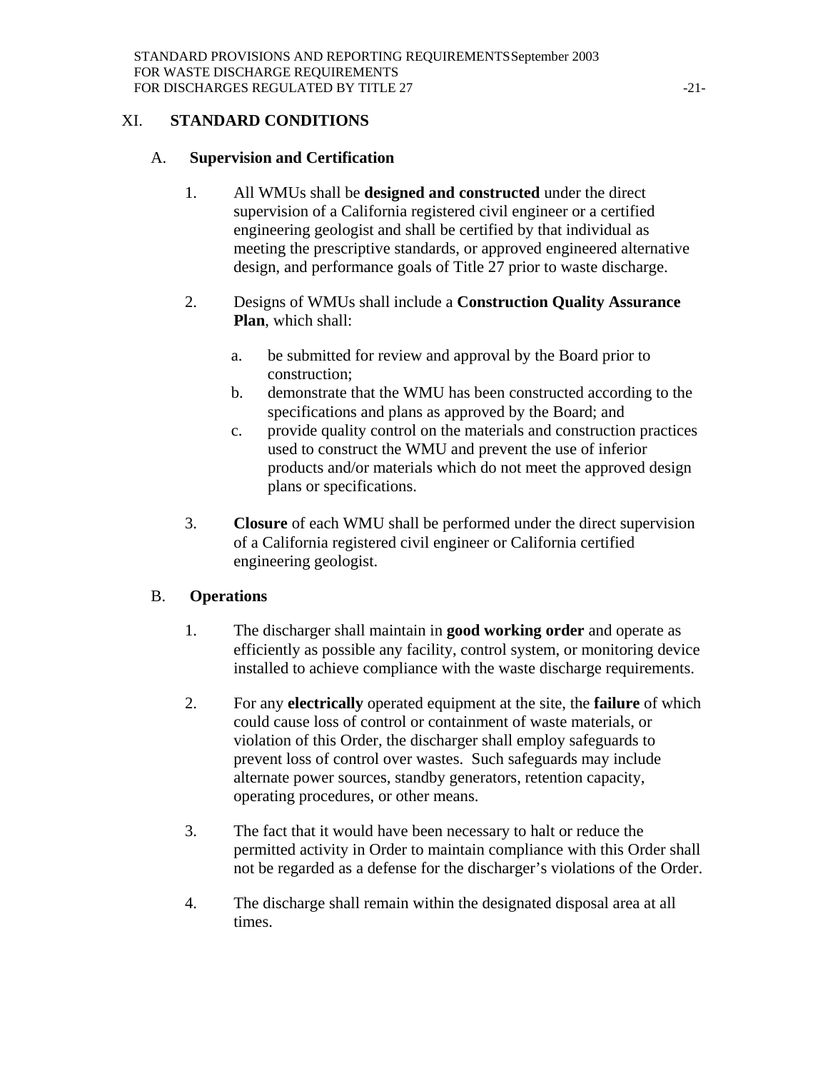## XI. STANDARD CONDITIONS

### A. Supervision and Certification

1. All WMUs shall be **designed and constructed** under the direct supervision of a California registered civil engineer or a certified engineering geologist and shall be certified by that individual as meeting the prescriptive standards, or approved engineered alternative design, and performance goals of Title 27 prior to waste discharge.

2. Designs of WMUs shall include a **Construction Quality Assurance Plan**, which shall:

   a. be submitted for review and approval by the Board prior to construction;
   
   b. demonstrate that the WMU has been constructed according to the specifications and plans as approved by the Board; and
   
   c. provide quality control on the materials and construction practices used to construct the WMU and prevent the use of inferior products and/or materials which do not meet the approved design plans or specifications.

3. **Closure** of each WMU shall be performed under the direct supervision of a California registered civil engineer or California certified engineering geologist.

### B. Operations

1. The discharger shall maintain in **good working order** and operate as efficiently as possible any facility, control system, or monitoring device installed to achieve compliance with the waste discharge requirements.

2. For any **electrically** operated equipment at the site, the **failure** of which could cause loss of control or containment of waste materials, or violation of this Order, the discharger shall employ safeguards to prevent loss of control over wastes. Such safeguards may include alternate power sources, standby generators, retention capacity, operating procedures, or other means.

3. The fact that it would have been necessary to halt or reduce the permitted activity in Order to maintain compliance with this Order shall not be regarded as a defense for the discharger's violations of the Order.

4. The discharge shall remain within the designated disposal area at all times.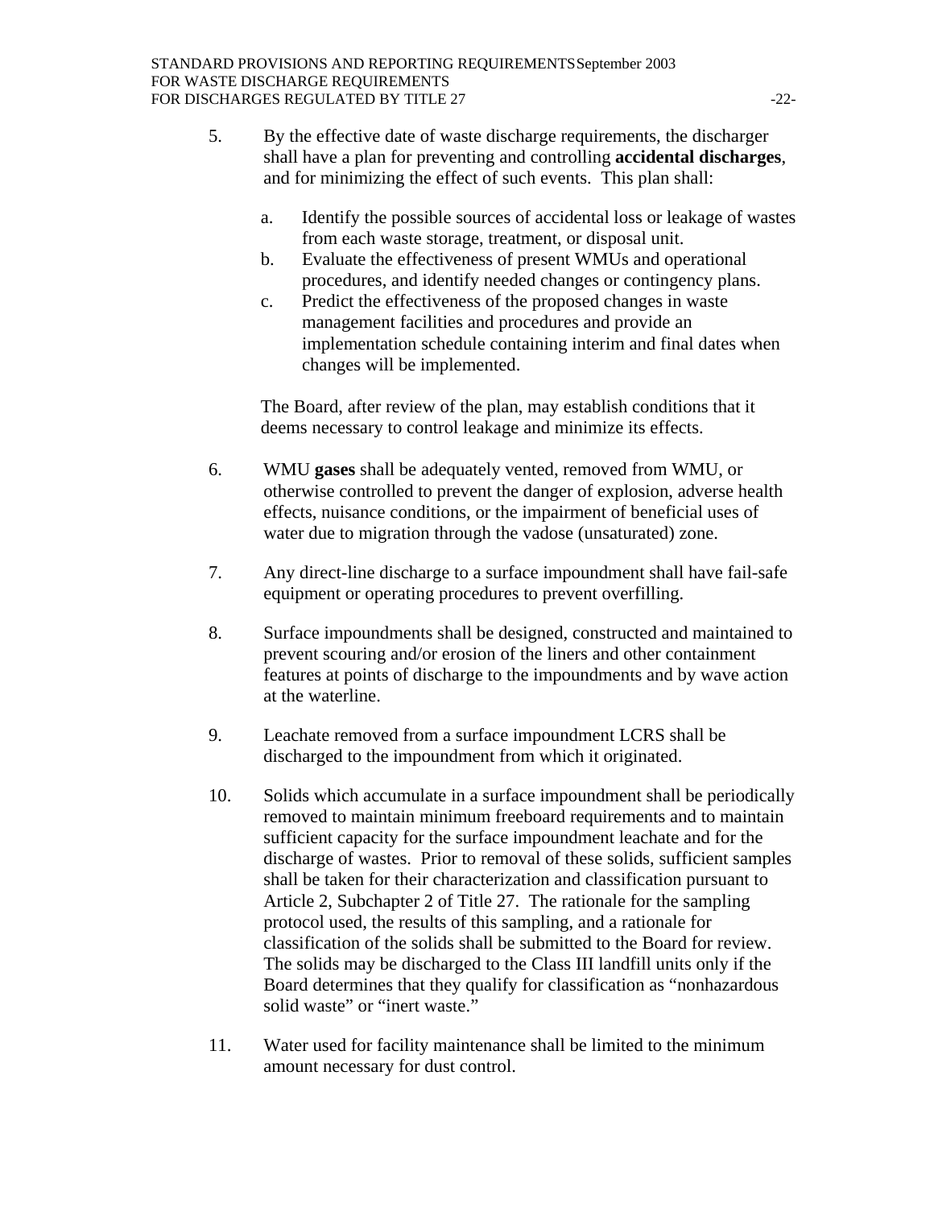5. By the effective date of waste discharge requirements, the discharger shall have a plan for preventing and controlling **accidental discharges**, and for minimizing the effect of such events. This plan shall:

   a. Identify the possible sources of accidental loss or leakage of wastes from each waste storage, treatment, or disposal unit.
   b. Evaluate the effectiveness of present WMUs and operational procedures, and identify needed changes or contingency plans.
   c. Predict the effectiveness of the proposed changes in waste management facilities and procedures and provide an implementation schedule containing interim and final dates when changes will be implemented.

   The Board, after review of the plan, may establish conditions that it deems necessary to control leakage and minimize its effects.

6. WMU **gases** shall be adequately vented, removed from WMU, or otherwise controlled to prevent the danger of explosion, adverse health effects, nuisance conditions, or the impairment of beneficial uses of water due to migration through the vadose (unsaturated) zone.

7. Any direct-line discharge to a surface impoundment shall have fail-safe equipment or operating procedures to prevent overfilling.

8. Surface impoundments shall be designed, constructed and maintained to prevent scouring and/or erosion of the liners and other containment features at points of discharge to the impoundments and by wave action at the waterline.

9. Leachate removed from a surface impoundment LCRS shall be discharged to the impoundment from which it originated.

10. Solids which accumulate in a surface impoundment shall be periodically removed to maintain minimum freeboard requirements and to maintain sufficient capacity for the surface impoundment leachate and for the discharge of wastes. Prior to removal of these solids, sufficient samples shall be taken for their characterization and classification pursuant to Article 2, Subchapter 2 of Title 27. The rationale for the sampling protocol used, the results of this sampling, and a rationale for classification of the solids shall be submitted to the Board for review. The solids may be discharged to the Class III landfill units only if the Board determines that they qualify for classification as "nonhazardous solid waste" or "inert waste."

11. Water used for facility maintenance shall be limited to the minimum amount necessary for dust control.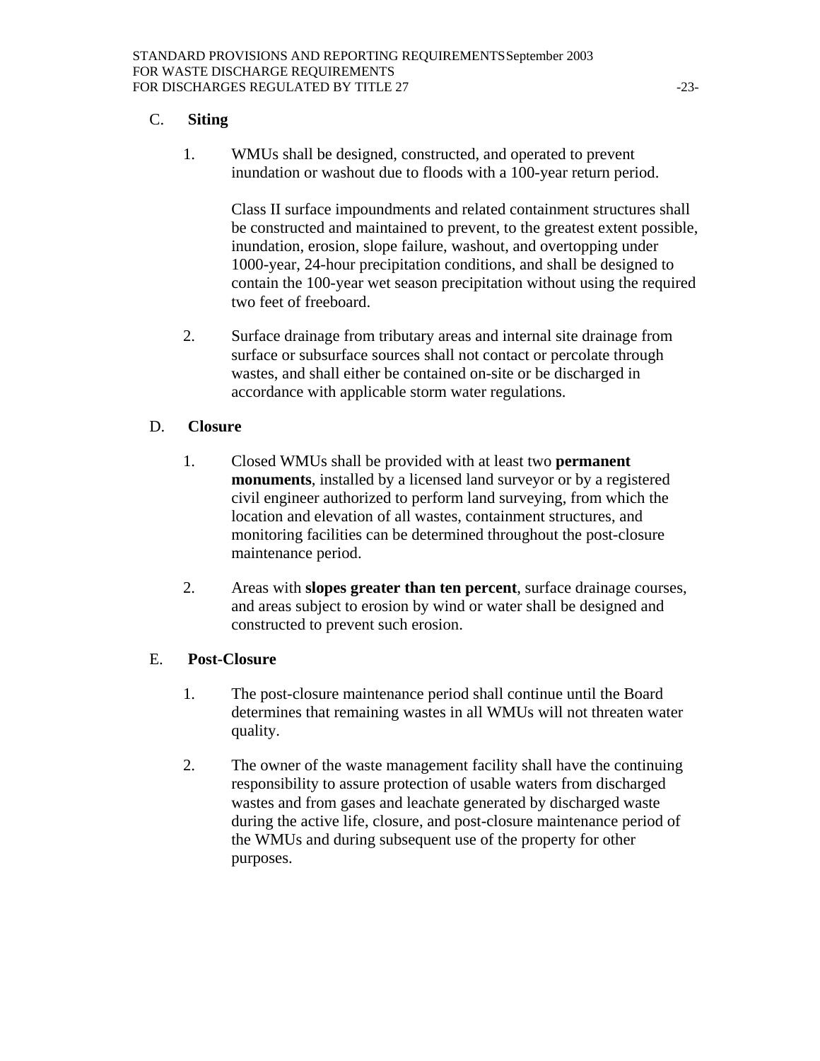## C. **Siting**

1. WMUs shall be designed, constructed, and operated to prevent inundation or washout due to floods with a 100-year return period.

   Class II surface impoundments and related containment structures shall be constructed and maintained to prevent, to the greatest extent possible, inundation, erosion, slope failure, washout, and overtopping under 1000-year, 24-hour precipitation conditions, and shall be designed to contain the 100-year wet season precipitation without using the required two feet of freeboard.

2. Surface drainage from tributary areas and internal site drainage from surface or subsurface sources shall not contact or percolate through wastes, and shall either be contained on-site or be discharged in accordance with applicable storm water regulations.

## D. **Closure**

1. Closed WMUs shall be provided with at least two **permanent monuments**, installed by a licensed land surveyor or by a registered civil engineer authorized to perform land surveying, from which the location and elevation of all wastes, containment structures, and monitoring facilities can be determined throughout the post-closure maintenance period.

2. Areas with **slopes greater than ten percent**, surface drainage courses, and areas subject to erosion by wind or water shall be designed and constructed to prevent such erosion.

## E. **Post-Closure**

1. The post-closure maintenance period shall continue until the Board determines that remaining wastes in all WMUs will not threaten water quality.

2. The owner of the waste management facility shall have the continuing responsibility to assure protection of usable waters from discharged wastes and from gases and leachate generated by discharged waste during the active life, closure, and post-closure maintenance period of the WMUs and during subsequent use of the property for other purposes.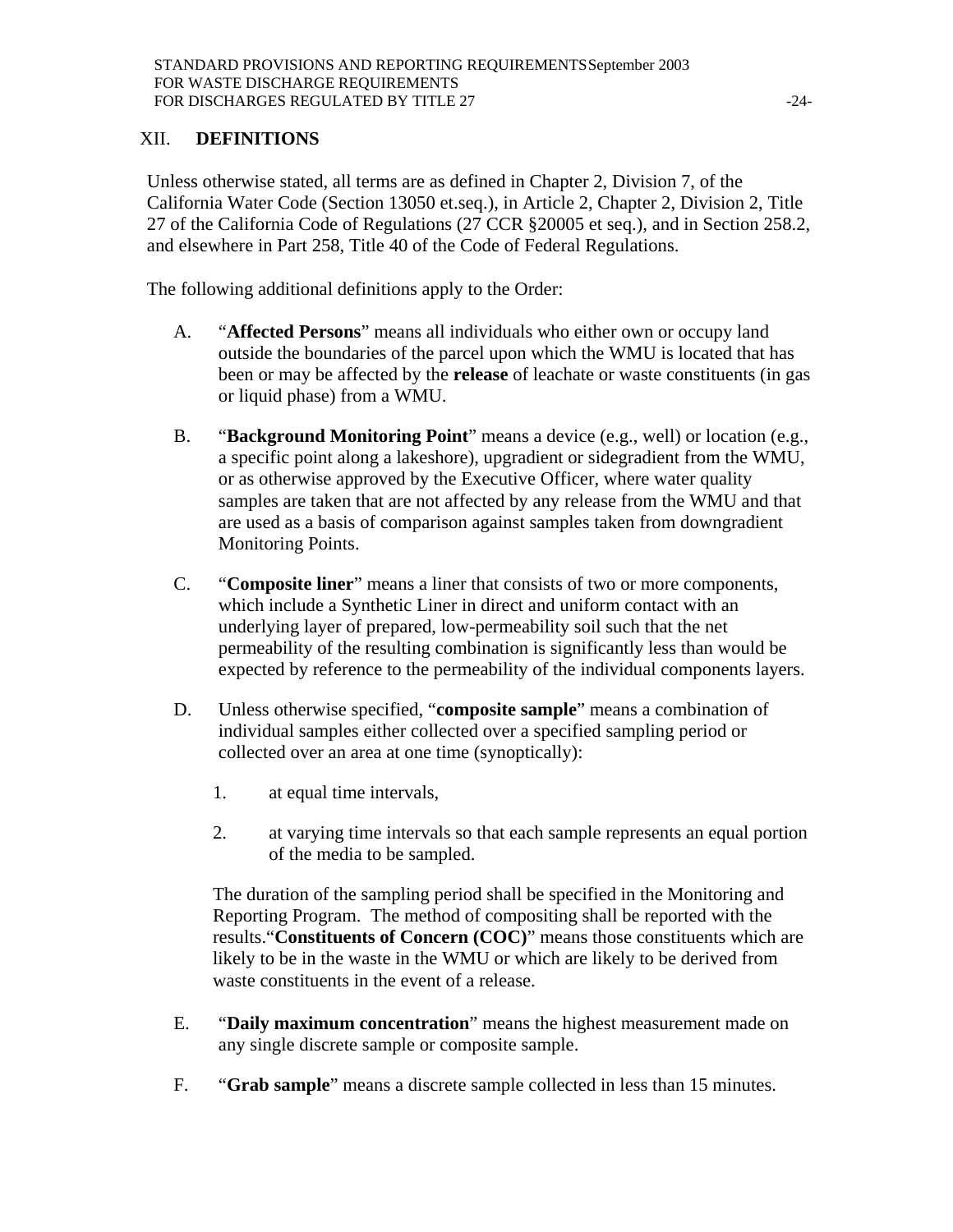## XII. DEFINITIONS

Unless otherwise stated, all terms are as defined in Chapter 2, Division 7, of the California Water Code (Section 13050 et.seq.), in Article 2, Chapter 2, Division 2, Title 27 of the California Code of Regulations (27 CCR §20005 et seq.), and in Section 258.2, and elsewhere in Part 258, Title 40 of the Code of Federal Regulations.

The following additional definitions apply to the Order:

A. "**Affected Persons**" means all individuals who either own or occupy land outside the boundaries of the parcel upon which the WMU is located that has been or may be affected by the **release** of leachate or waste constituents (in gas or liquid phase) from a WMU.

B. "**Background Monitoring Point**" means a device (e.g., well) or location (e.g., a specific point along a lakeshore), upgradient or sidegradient from the WMU, or as otherwise approved by the Executive Officer, where water quality samples are taken that are not affected by any release from the WMU and that are used as a basis of comparison against samples taken from downgradient Monitoring Points.

C. "**Composite liner**" means a liner that consists of two or more components, which include a Synthetic Liner in direct and uniform contact with an underlying layer of prepared, low-permeability soil such that the net permeability of the resulting combination is significantly less than would be expected by reference to the permeability of the individual components layers.

D. Unless otherwise specified, "**composite sample**" means a combination of individual samples either collected over a specified sampling period or collected over an area at one time (synoptically):

   1. at equal time intervals,

   2. at varying time intervals so that each sample represents an equal portion of the media to be sampled.

   The duration of the sampling period shall be specified in the Monitoring and Reporting Program. The method of compositing shall be reported with the results."**Constituents of Concern (COC)**" means those constituents which are likely to be in the waste in the WMU or which are likely to be derived from waste constituents in the event of a release.

E. "**Daily maximum concentration**" means the highest measurement made on any single discrete sample or composite sample.

F. "**Grab sample**" means a discrete sample collected in less than 15 minutes.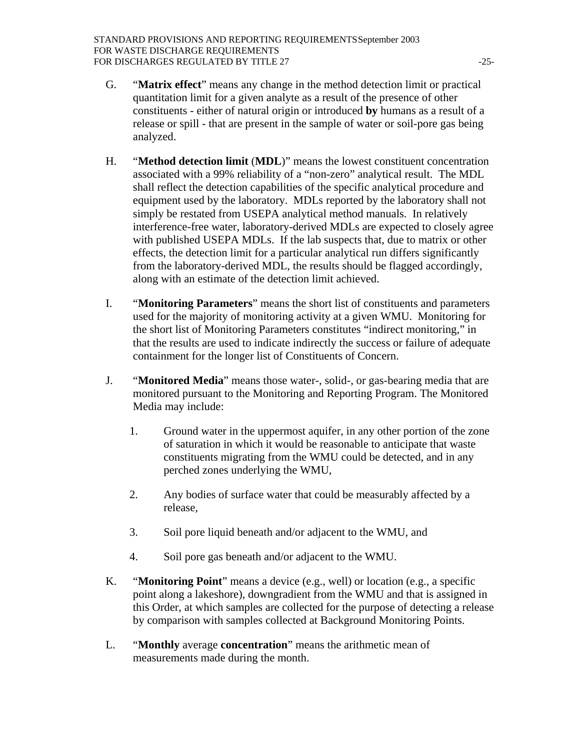G. "**Matrix effect**" means any change in the method detection limit or practical quantitation limit for a given analyte as a result of the presence of other constituents - either of natural origin or introduced **by** humans as a result of a release or spill - that are present in the sample of water or soil-pore gas being analyzed.

H. "**Method detection limit** (**MDL**)" means the lowest constituent concentration associated with a 99% reliability of a "non-zero" analytical result. The MDL shall reflect the detection capabilities of the specific analytical procedure and equipment used by the laboratory. MDLs reported by the laboratory shall not simply be restated from USEPA analytical method manuals. In relatively interference-free water, laboratory-derived MDLs are expected to closely agree with published USEPA MDLs. If the lab suspects that, due to matrix or other effects, the detection limit for a particular analytical run differs significantly from the laboratory-derived MDL, the results should be flagged accordingly, along with an estimate of the detection limit achieved.

I. "**Monitoring Parameters**" means the short list of constituents and parameters used for the majority of monitoring activity at a given WMU. Monitoring for the short list of Monitoring Parameters constitutes "indirect monitoring," in that the results are used to indicate indirectly the success or failure of adequate containment for the longer list of Constituents of Concern.

J. "**Monitored Media**" means those water-, solid-, or gas-bearing media that are monitored pursuant to the Monitoring and Reporting Program. The Monitored Media may include:

1. Ground water in the uppermost aquifer, in any other portion of the zone of saturation in which it would be reasonable to anticipate that waste constituents migrating from the WMU could be detected, and in any perched zones underlying the WMU,

2. Any bodies of surface water that could be measurably affected by a release,

3. Soil pore liquid beneath and/or adjacent to the WMU, and

4. Soil pore gas beneath and/or adjacent to the WMU.

K. "**Monitoring Point**" means a device (e.g., well) or location (e.g., a specific point along a lakeshore), downgradient from the WMU and that is assigned in this Order, at which samples are collected for the purpose of detecting a release by comparison with samples collected at Background Monitoring Points.

L. "**Monthly** average **concentration**" means the arithmetic mean of measurements made during the month.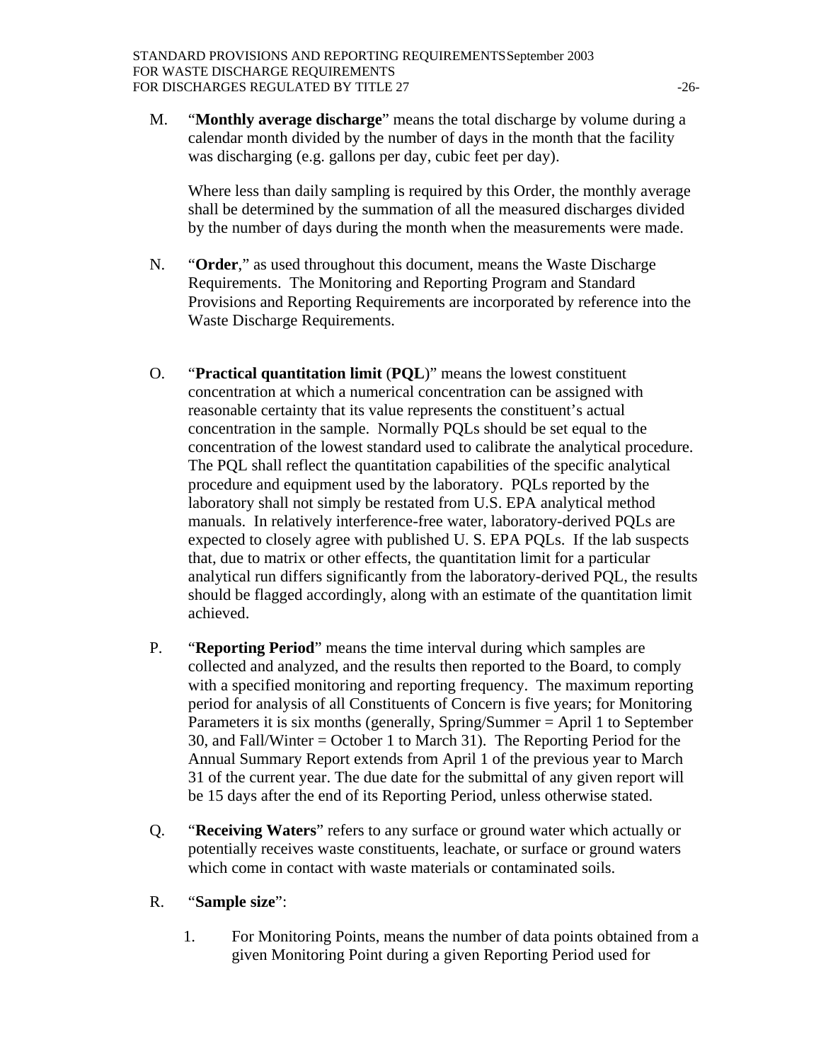M. "**Monthly average discharge**" means the total discharge by volume during a calendar month divided by the number of days in the month that the facility was discharging (e.g. gallons per day, cubic feet per day).

   Where less than daily sampling is required by this Order, the monthly average shall be determined by the summation of all the measured discharges divided by the number of days during the month when the measurements were made.

N. "**Order**," as used throughout this document, means the Waste Discharge Requirements. The Monitoring and Reporting Program and Standard Provisions and Reporting Requirements are incorporated by reference into the Waste Discharge Requirements.

O. "**Practical quantitation limit** (**PQL**)" means the lowest constituent concentration at which a numerical concentration can be assigned with reasonable certainty that its value represents the constituent's actual concentration in the sample. Normally PQLs should be set equal to the concentration of the lowest standard used to calibrate the analytical procedure. The PQL shall reflect the quantitation capabilities of the specific analytical procedure and equipment used by the laboratory. PQLs reported by the laboratory shall not simply be restated from U.S. EPA analytical method manuals. In relatively interference-free water, laboratory-derived PQLs are expected to closely agree with published U. S. EPA PQLs. If the lab suspects that, due to matrix or other effects, the quantitation limit for a particular analytical run differs significantly from the laboratory-derived PQL, the results should be flagged accordingly, along with an estimate of the quantitation limit achieved.

P. "**Reporting Period**" means the time interval during which samples are collected and analyzed, and the results then reported to the Board, to comply with a specified monitoring and reporting frequency. The maximum reporting period for analysis of all Constituents of Concern is five years; for Monitoring Parameters it is six months (generally, Spring/Summer = April 1 to September 30, and Fall/Winter = October 1 to March 31). The Reporting Period for the Annual Summary Report extends from April 1 of the previous year to March 31 of the current year. The due date for the submittal of any given report will be 15 days after the end of its Reporting Period, unless otherwise stated.

Q. "**Receiving Waters**" refers to any surface or ground water which actually or potentially receives waste constituents, leachate, or surface or ground waters which come in contact with waste materials or contaminated soils.

R. "**Sample size**":

   1. For Monitoring Points, means the number of data points obtained from a given Monitoring Point during a given Reporting Period used for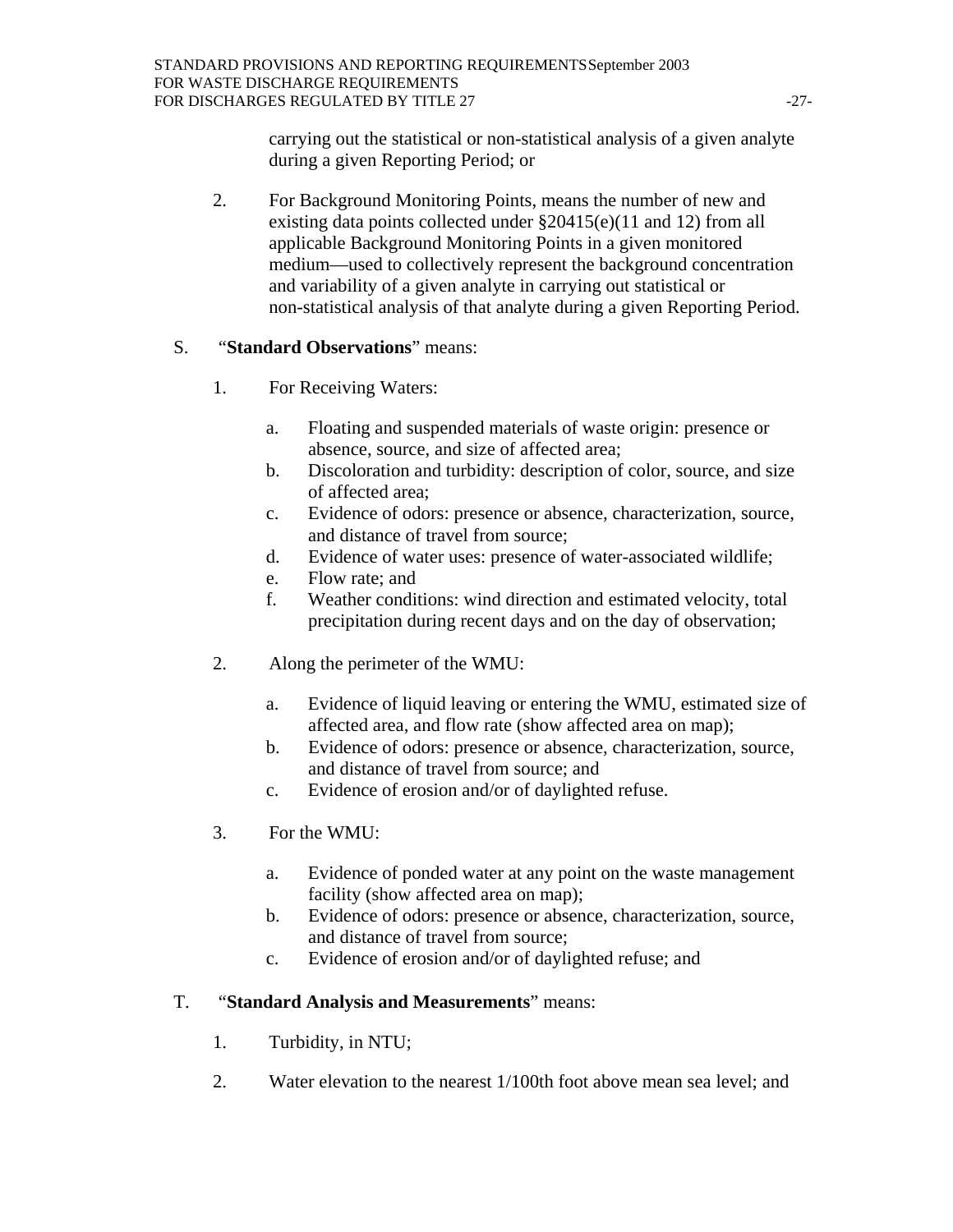carrying out the statistical or non-statistical analysis of a given analyte during a given Reporting Period; or

2. For Background Monitoring Points, means the number of new and existing data points collected under §20415(e)(11 and 12) from all applicable Background Monitoring Points in a given monitored medium—used to collectively represent the background concentration and variability of a given analyte in carrying out statistical or non-statistical analysis of that analyte during a given Reporting Period.

S. "**Standard Observations**" means:

1. For Receiving Waters:

   a. Floating and suspended materials of waste origin: presence or absence, source, and size of affected area;
   b. Discoloration and turbidity: description of color, source, and size of affected area;
   c. Evidence of odors: presence or absence, characterization, source, and distance of travel from source;
   d. Evidence of water uses: presence of water-associated wildlife;
   e. Flow rate; and
   f. Weather conditions: wind direction and estimated velocity, total precipitation during recent days and on the day of observation;

2. Along the perimeter of the WMU:

   a. Evidence of liquid leaving or entering the WMU, estimated size of affected area, and flow rate (show affected area on map);
   b. Evidence of odors: presence or absence, characterization, source, and distance of travel from source; and
   c. Evidence of erosion and/or of daylighted refuse.

3. For the WMU:

   a. Evidence of ponded water at any point on the waste management facility (show affected area on map);
   b. Evidence of odors: presence or absence, characterization, source, and distance of travel from source;
   c. Evidence of erosion and/or of daylighted refuse; and

T. "**Standard Analysis and Measurements**" means:

1. Turbidity, in NTU;

2. Water elevation to the nearest 1/100th foot above mean sea level; and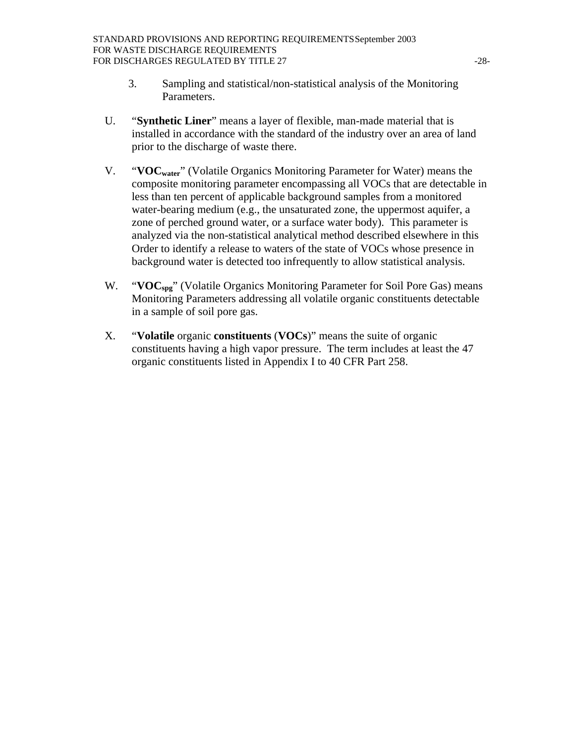3. Sampling and statistical/non-statistical analysis of the Monitoring Parameters.

U. "**Synthetic Liner**" means a layer of flexible, man-made material that is installed in accordance with the standard of the industry over an area of land prior to the discharge of waste there.

V. "**$VOC_{water}$**" (Volatile Organics Monitoring Parameter for Water) means the composite monitoring parameter encompassing all VOCs that are detectable in less than ten percent of applicable background samples from a monitored water-bearing medium (e.g., the unsaturated zone, the uppermost aquifer, a zone of perched ground water, or a surface water body). This parameter is analyzed via the non-statistical analytical method described elsewhere in this Order to identify a release to waters of the state of VOCs whose presence in background water is detected too infrequently to allow statistical analysis.

W. "**$VOC_{spg}$**" (Volatile Organics Monitoring Parameter for Soil Pore Gas) means Monitoring Parameters addressing all volatile organic constituents detectable in a sample of soil pore gas.

X. "**Volatile** organic **constituents** (**VOCs**)" means the suite of organic constituents having a high vapor pressure. The term includes at least the 47 organic constituents listed in Appendix I to 40 CFR Part 258.